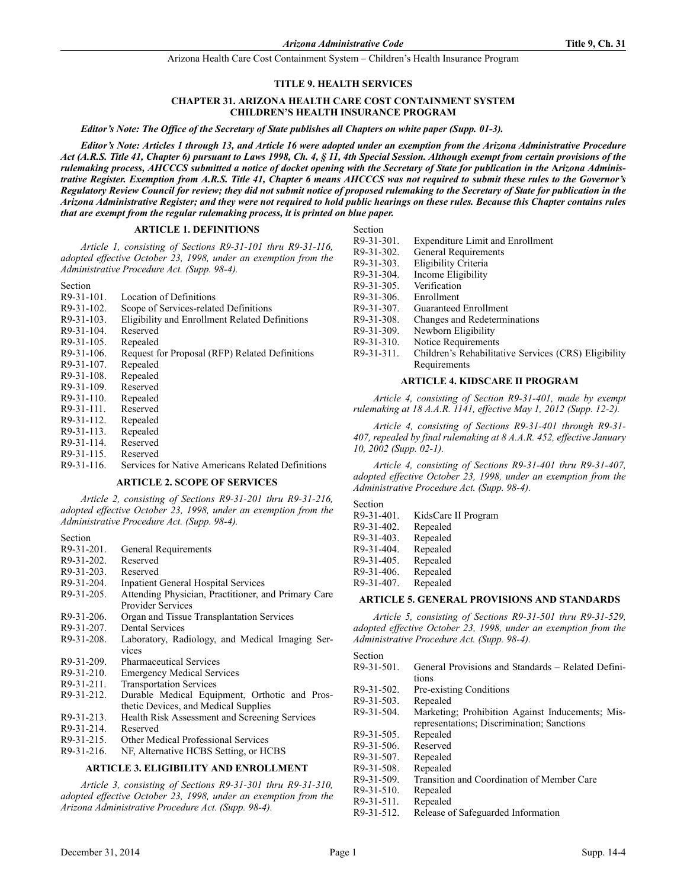# TITLE 9. HEALTH SERVICES

## CHAPTER 31. ARIZONA HEALTH CARE COST CONTAINMENT SYSTEM CHILDREN'S HEALTH INSURANCE PROGRAM

***Editor's Note: The Office of the Secretary of State publishes all Chapters on white paper (Supp. 01-3).***

***Editor's Note: Articles 1 through 13, and Article 16 were adopted under an exemption from the Arizona Administrative Procedure Act (A.R.S. Title 41, Chapter 6) pursuant to Laws 1998, Ch. 4, § 11, 4th Special Session. Although exempt from certain provisions of the rulemaking process, AHCCCS submitted a notice of docket opening with the Secretary of State for publication in the Arizona Administrative Register. Exemption from A.R.S. Title 41, Chapter 6 means AHCCCS was not required to submit these rules to the Governor's Regulatory Review Council for review; they did not submit notice of proposed rulemaking to the Secretary of State for publication in the Arizona Administrative Register; and they were not required to hold public hearings on these rules. Because this Chapter contains rules that are exempt from the regular rulemaking process, it is printed on blue paper.***

### ARTICLE 1. DEFINITIONS

*Article 1, consisting of Sections R9-31-101 thru R9-31-116, adopted effective October 23, 1998, under an exemption from the Administrative Procedure Act. (Supp. 98-4).*

Section
R9-31-101. Location of Definitions
R9-31-102. Scope of Services-related Definitions
R9-31-103. Eligibility and Enrollment Related Definitions
R9-31-104. Reserved
R9-31-105. Repealed
R9-31-106. Request for Proposal (RFP) Related Definitions
R9-31-107. Repealed
R9-31-108. Repealed
R9-31-109. Reserved
R9-31-110. Repealed
R9-31-111. Reserved
R9-31-112. Repealed
R9-31-113. Repealed
R9-31-114. Reserved
R9-31-115. Reserved
R9-31-116. Services for Native Americans Related Definitions

### ARTICLE 2. SCOPE OF SERVICES

*Article 2, consisting of Sections R9-31-201 thru R9-31-216, adopted effective October 23, 1998, under an exemption from the Administrative Procedure Act. (Supp. 98-4).*

Section
R9-31-201. General Requirements
R9-31-202. Reserved
R9-31-203. Reserved
R9-31-204. Inpatient General Hospital Services
R9-31-205. Attending Physician, Practitioner, and Primary Care Provider Services
R9-31-206. Organ and Tissue Transplantation Services
R9-31-207. Dental Services
R9-31-208. Laboratory, Radiology, and Medical Imaging Services
R9-31-209. Pharmaceutical Services
R9-31-210. Emergency Medical Services
R9-31-211. Transportation Services
R9-31-212. Durable Medical Equipment, Orthotic and Prosthetic Devices, and Medical Supplies
R9-31-213. Health Risk Assessment and Screening Services
R9-31-214. Reserved
R9-31-215. Other Medical Professional Services
R9-31-216. NF, Alternative HCBS Setting, or HCBS

### ARTICLE 3. ELIGIBILITY AND ENROLLMENT

*Article 3, consisting of Sections R9-31-301 thru R9-31-310, adopted effective October 23, 1998, under an exemption from the Arizona Administrative Procedure Act. (Supp. 98-4).*

Section
R9-31-301. Expenditure Limit and Enrollment
R9-31-302. General Requirements
R9-31-303. Eligibility Criteria
R9-31-304. Income Eligibility
R9-31-305. Verification
R9-31-306. Enrollment
R9-31-307. Guaranteed Enrollment
R9-31-308. Changes and Redeterminations
R9-31-309. Newborn Eligibility
R9-31-310. Notice Requirements
R9-31-311. Children's Rehabilitative Services (CRS) Eligibility Requirements

### ARTICLE 4. KIDSCARE II PROGRAM

*Article 4, consisting of Section R9-31-401, made by exempt rulemaking at 18 A.A.R. 1141, effective May 1, 2012 (Supp. 12-2).*

*Article 4, consisting of Sections R9-31-401 through R9-31-407, repealed by final rulemaking at 8 A.A.R. 452, effective January 10, 2002 (Supp. 02-1).*

*Article 4, consisting of Sections R9-31-401 thru R9-31-407, adopted effective October 23, 1998, under an exemption from the Administrative Procedure Act. (Supp. 98-4).*

Section
R9-31-401. KidsCare II Program
R9-31-402. Repealed
R9-31-403. Repealed
R9-31-404. Repealed
R9-31-405. Repealed
R9-31-406. Repealed
R9-31-407. Repealed

### ARTICLE 5. GENERAL PROVISIONS AND STANDARDS

*Article 5, consisting of Sections R9-31-501 thru R9-31-529, adopted effective October 23, 1998, under an exemption from the Administrative Procedure Act. (Supp. 98-4).*

Section
R9-31-501. General Provisions and Standards – Related Definitions
R9-31-502. Pre-existing Conditions
R9-31-503. Repealed
R9-31-504. Marketing; Prohibition Against Inducements; Misrepresentations; Discrimination; Sanctions
R9-31-505. Repealed
R9-31-506. Reserved
R9-31-507. Repealed
R9-31-508. Repealed
R9-31-509. Transition and Coordination of Member Care
R9-31-510. Repealed
R9-31-511. Repealed
R9-31-512. Release of Safeguarded Information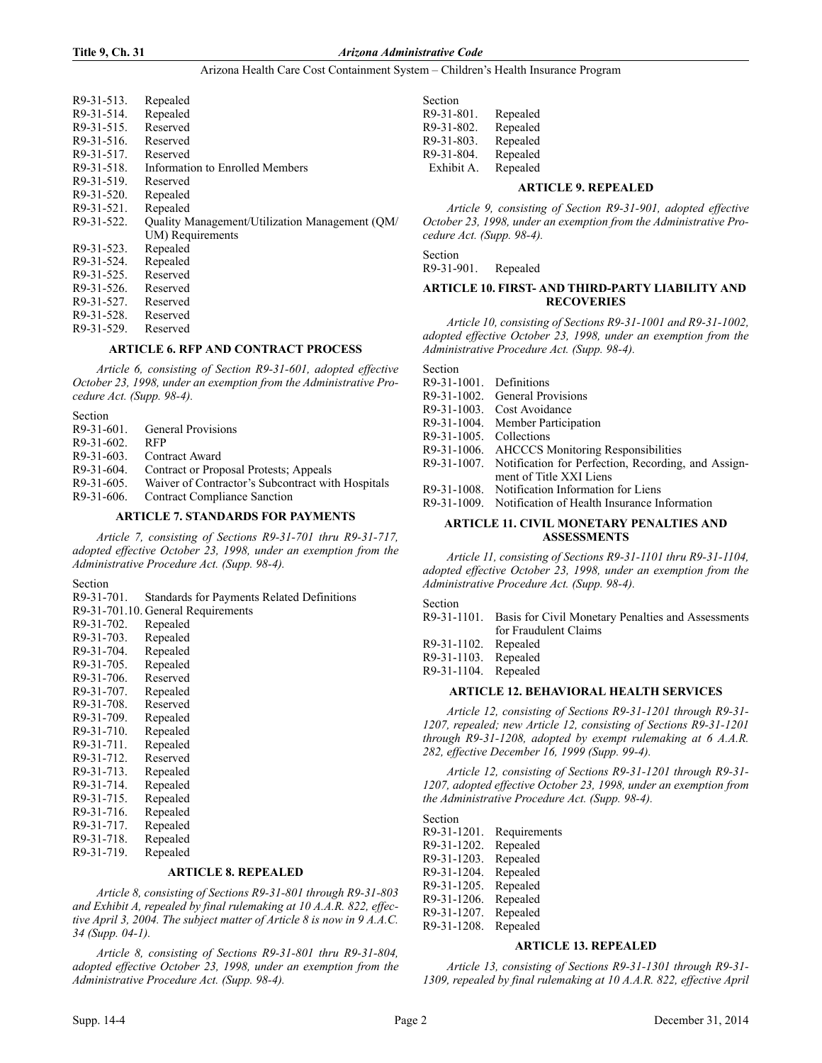R9-31-513. Repealed
R9-31-514. Repealed
R9-31-515. Reserved
R9-31-516. Reserved
R9-31-517. Reserved
R9-31-518. Information to Enrolled Members
R9-31-519. Reserved
R9-31-520. Repealed
R9-31-521. Repealed
R9-31-522. Quality Management/Utilization Management (QM/UM) Requirements
R9-31-523. Repealed
R9-31-524. Repealed
R9-31-525. Reserved
R9-31-526. Reserved
R9-31-527. Reserved
R9-31-528. Reserved
R9-31-529. Reserved

### ARTICLE 6. RFP AND CONTRACT PROCESS

*Article 6, consisting of Section R9-31-601, adopted effective October 23, 1998, under an exemption from the Administrative Procedure Act. (Supp. 98-4).*

Section
R9-31-601. General Provisions
R9-31-602. RFP
R9-31-603. Contract Award
R9-31-604. Contract or Proposal Protests; Appeals
R9-31-605. Waiver of Contractor's Subcontract with Hospitals
R9-31-606. Contract Compliance Sanction

### ARTICLE 7. STANDARDS FOR PAYMENTS

*Article 7, consisting of Sections R9-31-701 thru R9-31-717, adopted effective October 23, 1998, under an exemption from the Administrative Procedure Act. (Supp. 98-4).*

Section
R9-31-701. Standards for Payments Related Definitions
R9-31-701.10. General Requirements
R9-31-702. Repealed
R9-31-703. Repealed
R9-31-704. Repealed
R9-31-705. Repealed
R9-31-706. Reserved
R9-31-707. Repealed
R9-31-708. Reserved
R9-31-709. Repealed
R9-31-710. Repealed
R9-31-711. Repealed
R9-31-712. Reserved
R9-31-713. Repealed
R9-31-714. Repealed
R9-31-715. Repealed
R9-31-716. Repealed
R9-31-717. Repealed
R9-31-718. Repealed
R9-31-719. Repealed

### ARTICLE 8. REPEALED

*Article 8, consisting of Sections R9-31-801 through R9-31-803 and Exhibit A, repealed by final rulemaking at 10 A.A.R. 822, effective April 3, 2004. The subject matter of Article 8 is now in 9 A.A.C. 34 (Supp. 04-1).*

*Article 8, consisting of Sections R9-31-801 thru R9-31-804, adopted effective October 23, 1998, under an exemption from the Administrative Procedure Act. (Supp. 98-4).*

Section
R9-31-801. Repealed
R9-31-802. Repealed
R9-31-803. Repealed
R9-31-804. Repealed
Exhibit A. Repealed

### ARTICLE 9. REPEALED

*Article 9, consisting of Section R9-31-901, adopted effective October 23, 1998, under an exemption from the Administrative Procedure Act. (Supp. 98-4).*

Section
R9-31-901. Repealed

### ARTICLE 10. FIRST- AND THIRD-PARTY LIABILITY AND RECOVERIES

*Article 10, consisting of Sections R9-31-1001 and R9-31-1002, adopted effective October 23, 1998, under an exemption from the Administrative Procedure Act. (Supp. 98-4).*

Section
R9-31-1001. Definitions
R9-31-1002. General Provisions
R9-31-1003. Cost Avoidance
R9-31-1004. Member Participation
R9-31-1005. Collections
R9-31-1006. AHCCCS Monitoring Responsibilities
R9-31-1007. Notification for Perfection, Recording, and Assignment of Title XXI Liens
R9-31-1008. Notification Information for Liens
R9-31-1009. Notification of Health Insurance Information

### ARTICLE 11. CIVIL MONETARY PENALTIES AND ASSESSMENTS

*Article 11, consisting of Sections R9-31-1101 thru R9-31-1104, adopted effective October 23, 1998, under an exemption from the Administrative Procedure Act. (Supp. 98-4).*

Section
R9-31-1101. Basis for Civil Monetary Penalties and Assessments for Fraudulent Claims
R9-31-1102. Repealed
R9-31-1103. Repealed
R9-31-1104. Repealed

### ARTICLE 12. BEHAVIORAL HEALTH SERVICES

*Article 12, consisting of Sections R9-31-1201 through R9-31-1207, repealed; new Article 12, consisting of Sections R9-31-1201 through R9-31-1208, adopted by exempt rulemaking at 6 A.A.R. 282, effective December 16, 1999 (Supp. 99-4).*

*Article 12, consisting of Sections R9-31-1201 through R9-31-1207, adopted effective October 23, 1998, under an exemption from the Administrative Procedure Act. (Supp. 98-4).*

Section
R9-31-1201. Requirements
R9-31-1202. Repealed
R9-31-1203. Repealed
R9-31-1204. Repealed
R9-31-1205. Repealed
R9-31-1206. Repealed
R9-31-1207. Repealed
R9-31-1208. Repealed

### ARTICLE 13. REPEALED

*Article 13, consisting of Sections R9-31-1301 through R9-31-1309, repealed by final rulemaking at 10 A.A.R. 822, effective April*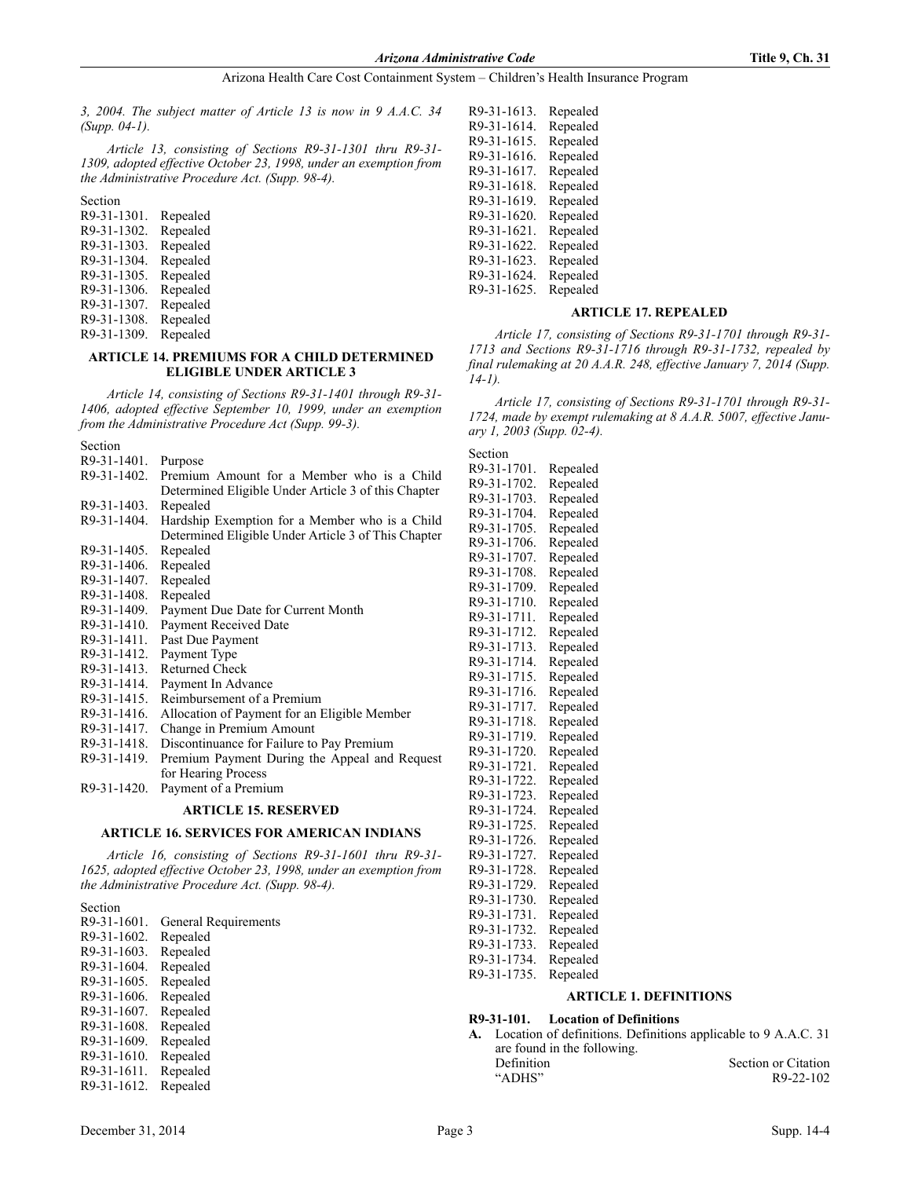*3, 2004. The subject matter of Article 13 is now in 9 A.A.C. 34 (Supp. 04-1).*

*Article 13, consisting of Sections R9-31-1301 thru R9-31-1309, adopted effective October 23, 1998, under an exemption from the Administrative Procedure Act. (Supp. 98-4).*

Section
R9-31-1301. Repealed
R9-31-1302. Repealed
R9-31-1303. Repealed
R9-31-1304. Repealed
R9-31-1305. Repealed
R9-31-1306. Repealed
R9-31-1307. Repealed
R9-31-1308. Repealed
R9-31-1309. Repealed

### ARTICLE 14. PREMIUMS FOR A CHILD DETERMINED ELIGIBLE UNDER ARTICLE 3

*Article 14, consisting of Sections R9-31-1401 through R9-31-1406, adopted effective September 10, 1999, under an exemption from the Administrative Procedure Act (Supp. 99-3).*

Section
R9-31-1401. Purpose
R9-31-1402. Premium Amount for a Member who is a Child Determined Eligible Under Article 3 of this Chapter
R9-31-1403. Repealed
R9-31-1404. Hardship Exemption for a Member who is a Child Determined Eligible Under Article 3 of This Chapter
R9-31-1405. Repealed
R9-31-1406. Repealed
R9-31-1407. Repealed
R9-31-1408. Repealed
R9-31-1409. Payment Due Date for Current Month
R9-31-1410. Payment Received Date
R9-31-1411. Past Due Payment
R9-31-1412. Payment Type
R9-31-1413. Returned Check
R9-31-1414. Payment In Advance
R9-31-1415. Reimbursement of a Premium
R9-31-1416. Allocation of Payment for an Eligible Member
R9-31-1417. Change in Premium Amount
R9-31-1418. Discontinuance for Failure to Pay Premium
R9-31-1419. Premium Payment During the Appeal and Request for Hearing Process
R9-31-1420. Payment of a Premium

### ARTICLE 15. RESERVED

### ARTICLE 16. SERVICES FOR AMERICAN INDIANS

*Article 16, consisting of Sections R9-31-1601 thru R9-31-1625, adopted effective October 23, 1998, under an exemption from the Administrative Procedure Act. (Supp. 98-4).*

Section
R9-31-1601. General Requirements
R9-31-1602. Repealed
R9-31-1603. Repealed
R9-31-1604. Repealed
R9-31-1605. Repealed
R9-31-1606. Repealed
R9-31-1607. Repealed
R9-31-1608. Repealed
R9-31-1609. Repealed
R9-31-1610. Repealed
R9-31-1611. Repealed
R9-31-1612. Repealed
R9-31-1613. Repealed
R9-31-1614. Repealed
R9-31-1615. Repealed
R9-31-1616. Repealed
R9-31-1617. Repealed
R9-31-1618. Repealed
R9-31-1619. Repealed
R9-31-1620. Repealed
R9-31-1621. Repealed
R9-31-1622. Repealed
R9-31-1623. Repealed
R9-31-1624. Repealed
R9-31-1625. Repealed

### ARTICLE 17. REPEALED

*Article 17, consisting of Sections R9-31-1701 through R9-31-1713 and Sections R9-31-1716 through R9-31-1732, repealed by final rulemaking at 20 A.A.R. 248, effective January 7, 2014 (Supp. 14-1).*

*Article 17, consisting of Sections R9-31-1701 through R9-31-1724, made by exempt rulemaking at 8 A.A.R. 5007, effective January 1, 2003 (Supp. 02-4).*

Section
R9-31-1701. Repealed
R9-31-1702. Repealed
R9-31-1703. Repealed
R9-31-1704. Repealed
R9-31-1705. Repealed
R9-31-1706. Repealed
R9-31-1707. Repealed
R9-31-1708. Repealed
R9-31-1709. Repealed
R9-31-1710. Repealed
R9-31-1711. Repealed
R9-31-1712. Repealed
R9-31-1713. Repealed
R9-31-1714. Repealed
R9-31-1715. Repealed
R9-31-1716. Repealed
R9-31-1717. Repealed
R9-31-1718. Repealed
R9-31-1719. Repealed
R9-31-1720. Repealed
R9-31-1721. Repealed
R9-31-1722. Repealed
R9-31-1723. Repealed
R9-31-1724. Repealed
R9-31-1725. Repealed
R9-31-1726. Repealed
R9-31-1727. Repealed
R9-31-1728. Repealed
R9-31-1729. Repealed
R9-31-1730. Repealed
R9-31-1731. Repealed
R9-31-1732. Repealed
R9-31-1733. Repealed
R9-31-1734. Repealed
R9-31-1735. Repealed

### ARTICLE 1. DEFINITIONS

**R9-31-101. Location of Definitions**

**A.** Location of definitions. Definitions applicable to 9 A.A.C. 31 are found in the following.

| Definition | Section or Citation |
|---|---|
| "ADHS" | R9-22-102 |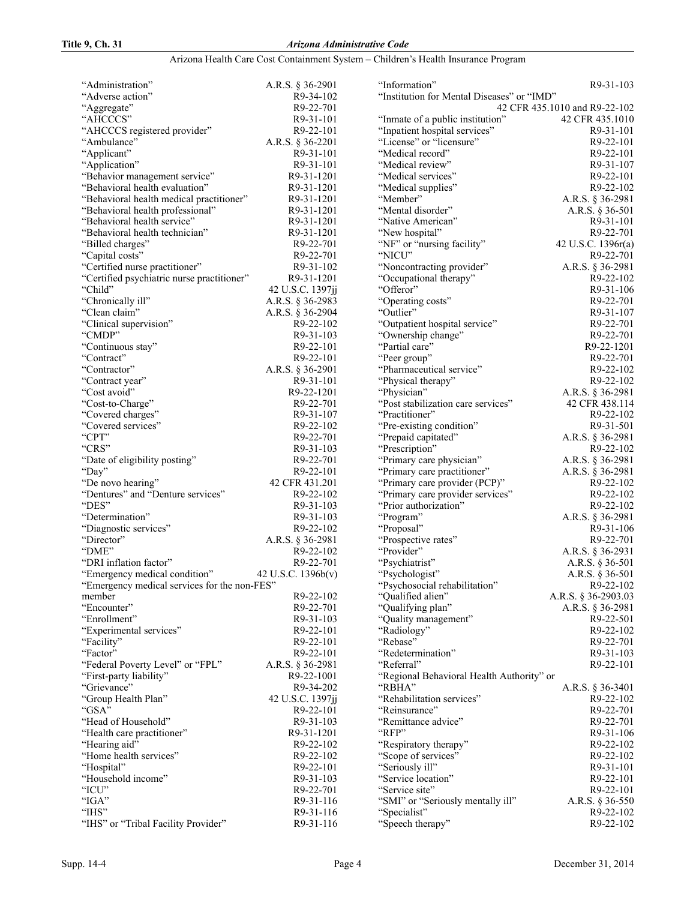| Term | Definition |
| --- | --- |
| "Administration" | A.R.S. § 36-2901 |
| "Adverse action" | R9-34-102 |
| "Aggregate" | R9-22-701 |
| "AHCCCS" | R9-31-101 |
| "AHCCCS registered provider" | R9-22-101 |
| "Ambulance" | A.R.S. § 36-2201 |
| "Applicant" | R9-31-101 |
| "Application" | R9-31-101 |
| "Behavior management service" | R9-31-1201 |
| "Behavioral health evaluation" | R9-31-1201 |
| "Behavioral health medical practitioner" | R9-31-1201 |
| "Behavioral health professional" | R9-31-1201 |
| "Behavioral health service" | R9-31-1201 |
| "Behavioral health technician" | R9-31-1201 |
| "Billed charges" | R9-22-701 |
| "Capital costs" | R9-22-701 |
| "Certified nurse practitioner" | R9-31-102 |
| "Certified psychiatric nurse practitioner" | R9-31-1201 |
| "Child" | 42 U.S.C. 1397jj |
| "Chronically ill" | A.R.S. § 36-2983 |
| "Clean claim" | A.R.S. § 36-2904 |
| "Clinical supervision" | R9-22-102 |
| "CMDP" | R9-31-103 |
| "Continuous stay" | R9-22-101 |
| "Contract" | R9-22-101 |
| "Contractor" | A.R.S. § 36-2901 |
| "Contract year" | R9-31-101 |
| "Cost avoid" | R9-22-1201 |
| "Cost-to-Charge" | R9-22-701 |
| "Covered charges" | R9-31-107 |
| "Covered services" | R9-22-102 |
| "CPT" | R9-22-701 |
| "CRS" | R9-31-103 |
| "Date of eligibility posting" | R9-22-701 |
| "Day" | R9-22-101 |
| "De novo hearing" | 42 CFR 431.201 |
| "Dentures" and "Denture services" | R9-22-102 |
| "DES" | R9-31-103 |
| "Determination" | R9-31-103 |
| "Diagnostic services" | R9-22-102 |
| "Director" | A.R.S. § 36-2981 |
| "DME" | R9-22-102 |
| "DRI inflation factor" | R9-22-701 |
| "Emergency medical condition" | 42 U.S.C. 1396b(v) |
| "Emergency medical services for the non-FES" member | R9-22-102 |
| "Encounter" | R9-22-701 |
| "Enrollment" | R9-31-103 |
| "Experimental services" | R9-22-101 |
| "Facility" | R9-22-101 |
| "Factor" | R9-22-101 |
| "Federal Poverty Level" or "FPL" | A.R.S. § 36-2981 |
| "First-party liability" | R9-22-1001 |
| "Grievance" | R9-34-202 |
| "Group Health Plan" | 42 U.S.C. 1397jj |
| "GSA" | R9-22-101 |
| "Head of Household" | R9-31-103 |
| "Health care practitioner" | R9-31-1201 |
| "Hearing aid" | R9-22-102 |
| "Home health services" | R9-22-102 |
| "Hospital" | R9-22-101 |
| "Household income" | R9-31-103 |
| "ICU" | R9-22-701 |
| "IGA" | R9-31-116 |
| "IHS" | R9-31-116 |
| "IHS" or "Tribal Facility Provider" | R9-31-116 |
| "Information" | R9-31-103 |
| "Institution for Mental Diseases" or "IMD" | 42 CFR 435.1010 and R9-22-102 |
| "Inmate of a public institution" | 42 CFR 435.1010 |
| "Inpatient hospital services" | R9-31-101 |
| "License" or "licensure" | R9-22-101 |
| "Medical record" | R9-22-101 |
| "Medical review" | R9-31-107 |
| "Medical services" | R9-22-101 |
| "Medical supplies" | R9-22-102 |
| "Member" | A.R.S. § 36-2981 |
| "Mental disorder" | A.R.S. § 36-501 |
| "Native American" | R9-31-101 |
| "New hospital" | R9-22-701 |
| "NF" or "nursing facility" | 42 U.S.C. 1396r(a) |
| "NICU" | R9-22-701 |
| "Noncontracting provider" | A.R.S. § 36-2981 |
| "Occupational therapy" | R9-22-102 |
| "Offeror" | R9-31-106 |
| "Operating costs" | R9-22-701 |
| "Outlier" | R9-31-107 |
| "Outpatient hospital service" | R9-22-701 |
| "Ownership change" | R9-22-701 |
| "Partial care" | R9-22-1201 |
| "Peer group" | R9-22-701 |
| "Pharmaceutical service" | R9-22-102 |
| "Physical therapy" | R9-22-102 |
| "Physician" | A.R.S. § 36-2981 |
| "Post stabilization care services" | 42 CFR 438.114 |
| "Practitioner" | R9-22-102 |
| "Pre-existing condition" | R9-31-501 |
| "Prepaid capitated" | A.R.S. § 36-2981 |
| "Prescription" | R9-22-102 |
| "Primary care physician" | A.R.S. § 36-2981 |
| "Primary care practitioner" | A.R.S. § 36-2981 |
| "Primary care provider (PCP)" | R9-22-102 |
| "Primary care provider services" | R9-22-102 |
| "Prior authorization" | R9-22-102 |
| "Program" | A.R.S. § 36-2981 |
| "Proposal" | R9-31-106 |
| "Prospective rates" | R9-22-701 |
| "Provider" | A.R.S. § 36-2931 |
| "Psychiatrist" | A.R.S. § 36-501 |
| "Psychologist" | A.R.S. § 36-501 |
| "Psychosocial rehabilitation" | R9-22-102 |
| "Qualified alien" | A.R.S. § 36-2903.03 |
| "Qualifying plan" | A.R.S. § 36-2981 |
| "Quality management" | R9-22-501 |
| "Radiology" | R9-22-102 |
| "Rebase" | R9-22-701 |
| "Redetermination" | R9-31-103 |
| "Referral" | R9-22-101 |
| "Regional Behavioral Health Authority" or "RBHA" | A.R.S. § 36-3401 |
| "Rehabilitation services" | R9-22-102 |
| "Reinsurance" | R9-22-701 |
| "Remittance advice" | R9-22-701 |
| "RFP" | R9-31-106 |
| "Respiratory therapy" | R9-22-102 |
| "Scope of services" | R9-22-102 |
| "Seriously ill" | R9-31-101 |
| "Service location" | R9-22-101 |
| "Service site" | R9-22-101 |
| "SMI" or "Seriously mentally ill" | A.R.S. § 36-550 |
| "Specialist" | R9-22-102 |
| "Speech therapy" | R9-22-102 |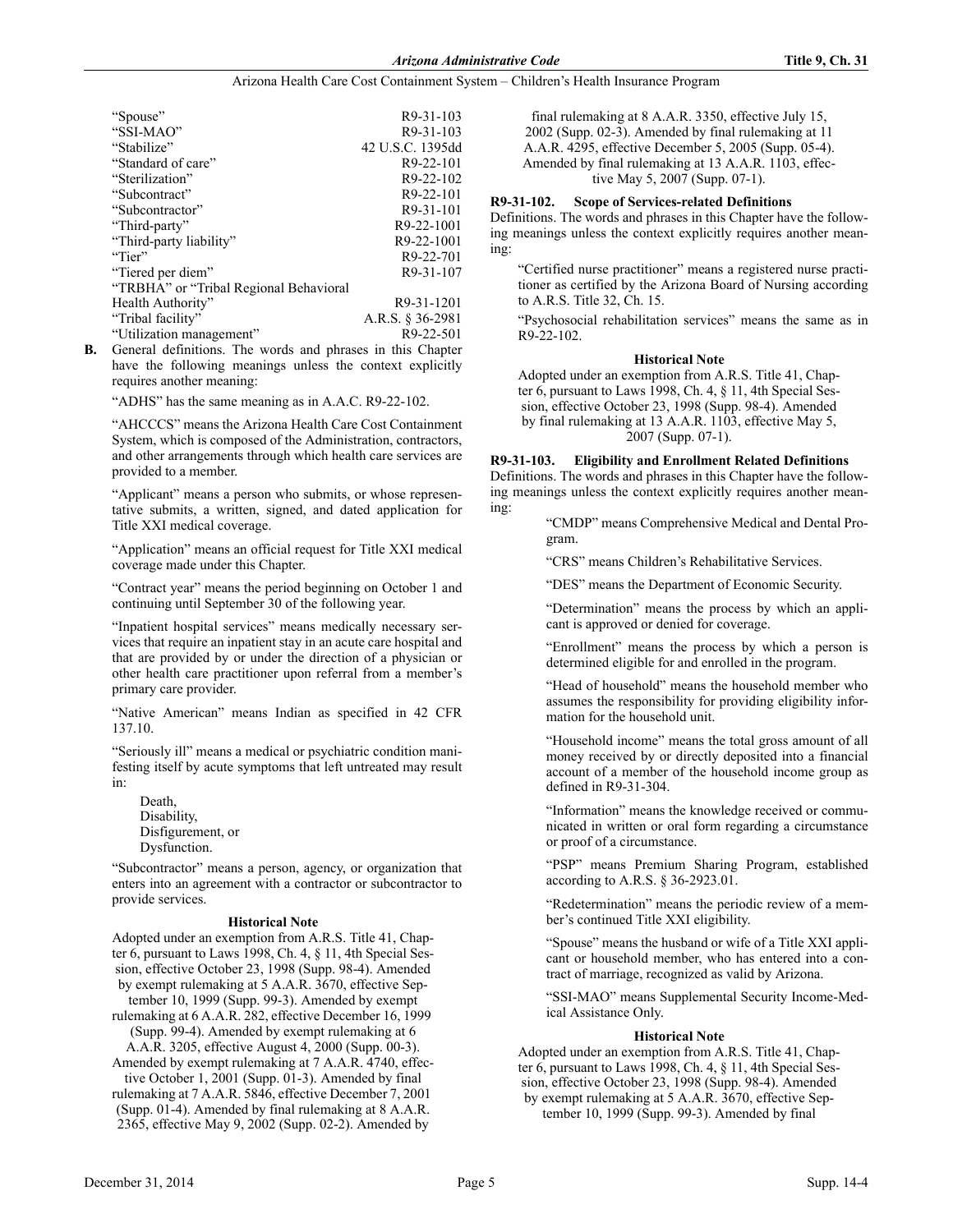| | |
|---|---|
| "Spouse" | R9-31-103 |
| "SSI-MAO" | R9-31-103 |
| "Stabilize" | 42 U.S.C. 1395dd |
| "Standard of care" | R9-22-101 |
| "Sterilization" | R9-22-102 |
| "Subcontract" | R9-22-101 |
| "Subcontractor" | R9-31-101 |
| "Third-party" | R9-22-1001 |
| "Third-party liability" | R9-22-1001 |
| "Tier" | R9-22-701 |
| "Tiered per diem" | R9-31-107 |
| "TRBHA" or "Tribal Regional Behavioral Health Authority" | R9-31-1201 |
| "Tribal facility" | A.R.S. § 36-2981 |
| "Utilization management" | R9-22-501 |

**B.** General definitions. The words and phrases in this Chapter have the following meanings unless the context explicitly requires another meaning:

"ADHS" has the same meaning as in A.A.C. R9-22-102.

"AHCCCS" means the Arizona Health Care Cost Containment System, which is composed of the Administration, contractors, and other arrangements through which health care services are provided to a member.

"Applicant" means a person who submits, or whose representative submits, a written, signed, and dated application for Title XXI medical coverage.

"Application" means an official request for Title XXI medical coverage made under this Chapter.

"Contract year" means the period beginning on October 1 and continuing until September 30 of the following year.

"Inpatient hospital services" means medically necessary services that require an inpatient stay in an acute care hospital and that are provided by or under the direction of a physician or other health care practitioner upon referral from a member's primary care provider.

"Native American" means Indian as specified in 42 CFR 137.10.

"Seriously ill" means a medical or psychiatric condition manifesting itself by acute symptoms that left untreated may result in:

Death,
Disability,
Disfigurement, or
Dysfunction.

"Subcontractor" means a person, agency, or organization that enters into an agreement with a contractor or subcontractor to provide services.

**Historical Note**

Adopted under an exemption from A.R.S. Title 41, Chapter 6, pursuant to Laws 1998, Ch. 4, § 11, 4th Special Session, effective October 23, 1998 (Supp. 98-4). Amended by exempt rulemaking at 5 A.A.R. 3670, effective September 10, 1999 (Supp. 99-3). Amended by exempt rulemaking at 6 A.A.R. 282, effective December 16, 1999 (Supp. 99-4). Amended by exempt rulemaking at 6 A.A.R. 3205, effective August 4, 2000 (Supp. 00-3). Amended by exempt rulemaking at 7 A.A.R. 4740, effective October 1, 2001 (Supp. 01-3). Amended by final rulemaking at 7 A.A.R. 5846, effective December 7, 2001 (Supp. 01-4). Amended by final rulemaking at 8 A.A.R. 2365, effective May 9, 2002 (Supp. 02-2). Amended by final rulemaking at 8 A.A.R. 3350, effective July 15, 2002 (Supp. 02-3). Amended by final rulemaking at 11 A.A.R. 4295, effective December 5, 2005 (Supp. 05-4). Amended by final rulemaking at 13 A.A.R. 1103, effective May 5, 2007 (Supp. 07-1).

**R9-31-102. Scope of Services-related Definitions**

Definitions. The words and phrases in this Chapter have the following meanings unless the context explicitly requires another meaning:

"Certified nurse practitioner" means a registered nurse practitioner as certified by the Arizona Board of Nursing according to A.R.S. Title 32, Ch. 15.

"Psychosocial rehabilitation services" means the same as in R9-22-102.

**Historical Note**

Adopted under an exemption from A.R.S. Title 41, Chapter 6, pursuant to Laws 1998, Ch. 4, § 11, 4th Special Session, effective October 23, 1998 (Supp. 98-4). Amended by final rulemaking at 13 A.A.R. 1103, effective May 5, 2007 (Supp. 07-1).

**R9-31-103. Eligibility and Enrollment Related Definitions**

Definitions. The words and phrases in this Chapter have the following meanings unless the context explicitly requires another meaning:

"CMDP" means Comprehensive Medical and Dental Program.

"CRS" means Children's Rehabilitative Services.

"DES" means the Department of Economic Security.

"Determination" means the process by which an applicant is approved or denied for coverage.

"Enrollment" means the process by which a person is determined eligible for and enrolled in the program.

"Head of household" means the household member who assumes the responsibility for providing eligibility information for the household unit.

"Household income" means the total gross amount of all money received by or directly deposited into a financial account of a member of the household income group as defined in R9-31-304.

"Information" means the knowledge received or communicated in written or oral form regarding a circumstance or proof of a circumstance.

"PSP" means Premium Sharing Program, established according to A.R.S. § 36-2923.01.

"Redetermination" means the periodic review of a member's continued Title XXI eligibility.

"Spouse" means the husband or wife of a Title XXI applicant or household member, who has entered into a contract of marriage, recognized as valid by Arizona.

"SSI-MAO" means Supplemental Security Income-Medical Assistance Only.

**Historical Note**

Adopted under an exemption from A.R.S. Title 41, Chapter 6, pursuant to Laws 1998, Ch. 4, § 11, 4th Special Session, effective October 23, 1998 (Supp. 98-4). Amended by exempt rulemaking at 5 A.A.R. 3670, effective September 10, 1999 (Supp. 99-3). Amended by final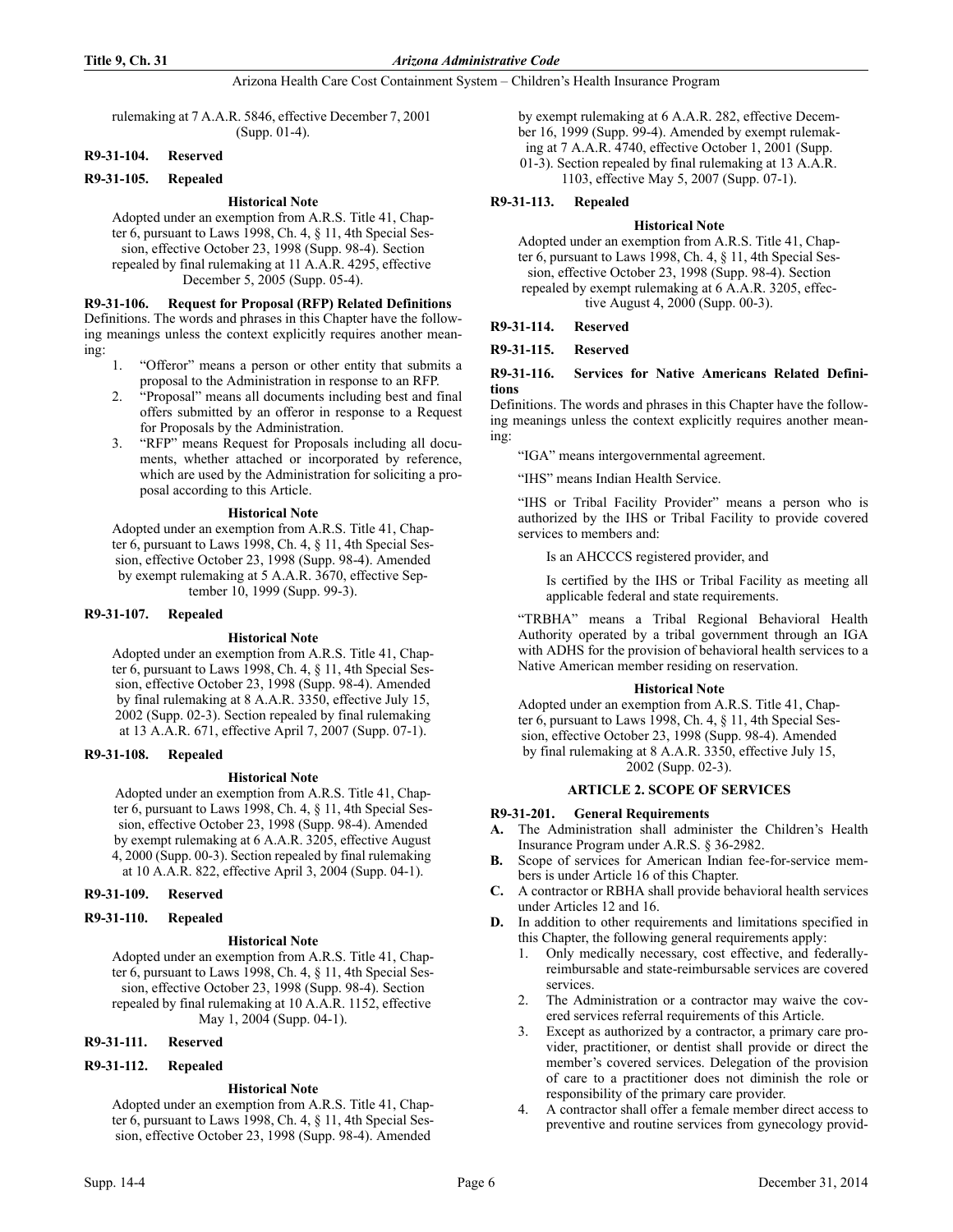rulemaking at 7 A.A.R. 5846, effective December 7, 2001 (Supp. 01-4).

**R9-31-104. Reserved**

**R9-31-105. Repealed**

**Historical Note**

Adopted under an exemption from A.R.S. Title 41, Chapter 6, pursuant to Laws 1998, Ch. 4, § 11, 4th Special Session, effective October 23, 1998 (Supp. 98-4). Section repealed by final rulemaking at 11 A.A.R. 4295, effective December 5, 2005 (Supp. 05-4).

**R9-31-106. Request for Proposal (RFP) Related Definitions**

Definitions. The words and phrases in this Chapter have the following meanings unless the context explicitly requires another meaning:

1. "Offeror" means a person or other entity that submits a proposal to the Administration in response to an RFP.
2. "Proposal" means all documents including best and final offers submitted by an offeror in response to a Request for Proposals by the Administration.
3. "RFP" means Request for Proposals including all documents, whether attached or incorporated by reference, which are used by the Administration for soliciting a proposal according to this Article.

**Historical Note**

Adopted under an exemption from A.R.S. Title 41, Chapter 6, pursuant to Laws 1998, Ch. 4, § 11, 4th Special Session, effective October 23, 1998 (Supp. 98-4). Amended by exempt rulemaking at 5 A.A.R. 3670, effective September 10, 1999 (Supp. 99-3).

**R9-31-107. Repealed**

**Historical Note**

Adopted under an exemption from A.R.S. Title 41, Chapter 6, pursuant to Laws 1998, Ch. 4, § 11, 4th Special Session, effective October 23, 1998 (Supp. 98-4). Amended by final rulemaking at 8 A.A.R. 3350, effective July 15, 2002 (Supp. 02-3). Section repealed by final rulemaking at 13 A.A.R. 671, effective April 7, 2007 (Supp. 07-1).

**R9-31-108. Repealed**

**Historical Note**

Adopted under an exemption from A.R.S. Title 41, Chapter 6, pursuant to Laws 1998, Ch. 4, § 11, 4th Special Session, effective October 23, 1998 (Supp. 98-4). Amended by exempt rulemaking at 6 A.A.R. 3205, effective August 4, 2000 (Supp. 00-3). Section repealed by final rulemaking at 10 A.A.R. 822, effective April 3, 2004 (Supp. 04-1).

**R9-31-109. Reserved**

**R9-31-110. Repealed**

**Historical Note**

Adopted under an exemption from A.R.S. Title 41, Chapter 6, pursuant to Laws 1998, Ch. 4, § 11, 4th Special Session, effective October 23, 1998 (Supp. 98-4). Section repealed by final rulemaking at 10 A.A.R. 1152, effective May 1, 2004 (Supp. 04-1).

**R9-31-111. Reserved**

**R9-31-112. Repealed**

**Historical Note**

Adopted under an exemption from A.R.S. Title 41, Chapter 6, pursuant to Laws 1998, Ch. 4, § 11, 4th Special Session, effective October 23, 1998 (Supp. 98-4). Amended by exempt rulemaking at 6 A.A.R. 282, effective December 16, 1999 (Supp. 99-4). Amended by exempt rulemaking at 7 A.A.R. 4740, effective October 1, 2001 (Supp. 01-3). Section repealed by final rulemaking at 13 A.A.R. 1103, effective May 5, 2007 (Supp. 07-1).

**R9-31-113. Repealed**

**Historical Note**

Adopted under an exemption from A.R.S. Title 41, Chapter 6, pursuant to Laws 1998, Ch. 4, § 11, 4th Special Session, effective October 23, 1998 (Supp. 98-4). Section repealed by exempt rulemaking at 6 A.A.R. 3205, effective August 4, 2000 (Supp. 00-3).

**R9-31-114. Reserved**

**R9-31-115. Reserved**

**R9-31-116. Services for Native Americans Related Definitions**

Definitions. The words and phrases in this Chapter have the following meanings unless the context explicitly requires another meaning:

"IGA" means intergovernmental agreement.

"IHS" means Indian Health Service.

"IHS or Tribal Facility Provider" means a person who is authorized by the IHS or Tribal Facility to provide covered services to members and:

Is an AHCCCS registered provider, and

Is certified by the IHS or Tribal Facility as meeting all applicable federal and state requirements.

"TRBHA" means a Tribal Regional Behavioral Health Authority operated by a tribal government through an IGA with ADHS for the provision of behavioral health services to a Native American member residing on reservation.

**Historical Note**

Adopted under an exemption from A.R.S. Title 41, Chapter 6, pursuant to Laws 1998, Ch. 4, § 11, 4th Special Session, effective October 23, 1998 (Supp. 98-4). Amended by final rulemaking at 8 A.A.R. 3350, effective July 15, 2002 (Supp. 02-3).

## ARTICLE 2. SCOPE OF SERVICES

**R9-31-201. General Requirements**

**A.** The Administration shall administer the Children's Health Insurance Program under A.R.S. § 36-2982.

**B.** Scope of services for American Indian fee-for-service members is under Article 16 of this Chapter.

**C.** A contractor or RBHA shall provide behavioral health services under Articles 12 and 16.

**D.** In addition to other requirements and limitations specified in this Chapter, the following general requirements apply:

1. Only medically necessary, cost effective, and federally-reimbursable and state-reimbursable services are covered services.
2. The Administration or a contractor may waive the covered services referral requirements of this Article.
3. Except as authorized by a contractor, a primary care provider, practitioner, or dentist shall provide or direct the member's covered services. Delegation of the provision of care to a practitioner does not diminish the role or responsibility of the primary care provider.
4. A contractor shall offer a female member direct access to preventive and routine services from gynecology provid-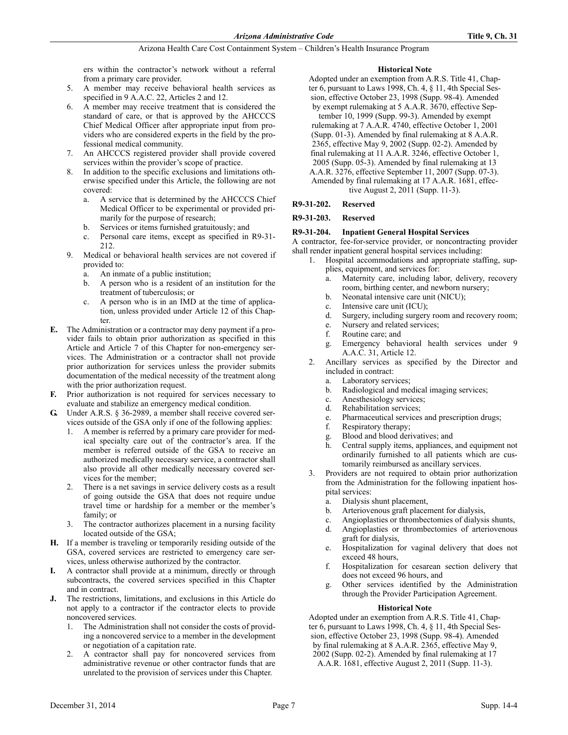ers within the contractor's network without a referral from a primary care provider.

5. A member may receive behavioral health services as specified in 9 A.A.C. 22, Articles 2 and 12.
6. A member may receive treatment that is considered the standard of care, or that is approved by the AHCCCS Chief Medical Officer after appropriate input from providers who are considered experts in the field by the professional medical community.
7. An AHCCCS registered provider shall provide covered services within the provider's scope of practice.
8. In addition to the specific exclusions and limitations otherwise specified under this Article, the following are not covered:
   a. A service that is determined by the AHCCCS Chief Medical Officer to be experimental or provided primarily for the purpose of research;
   b. Services or items furnished gratuitously; and
   c. Personal care items, except as specified in R9-31-212.
9. Medical or behavioral health services are not covered if provided to:
   a. An inmate of a public institution;
   b. A person who is a resident of an institution for the treatment of tuberculosis; or
   c. A person who is in an IMD at the time of application, unless provided under Article 12 of this Chapter.

**E.** The Administration or a contractor may deny payment if a provider fails to obtain prior authorization as specified in this Article and Article 7 of this Chapter for non-emergency services. The Administration or a contractor shall not provide prior authorization for services unless the provider submits documentation of the medical necessity of the treatment along with the prior authorization request.

**F.** Prior authorization is not required for services necessary to evaluate and stabilize an emergency medical condition.

**G.** Under A.R.S. § 36-2989, a member shall receive covered services outside of the GSA only if one of the following applies:

1. A member is referred by a primary care provider for medical specialty care out of the contractor's area. If the member is referred outside of the GSA to receive an authorized medically necessary service, a contractor shall also provide all other medically necessary covered services for the member;
2. There is a net savings in service delivery costs as a result of going outside the GSA that does not require undue travel time or hardship for a member or the member's family; or
3. The contractor authorizes placement in a nursing facility located outside of the GSA;

**H.** If a member is traveling or temporarily residing outside of the GSA, covered services are restricted to emergency care services, unless otherwise authorized by the contractor.

**I.** A contractor shall provide at a minimum, directly or through subcontracts, the covered services specified in this Chapter and in contract.

**J.** The restrictions, limitations, and exclusions in this Article do not apply to a contractor if the contractor elects to provide noncovered services.

1. The Administration shall not consider the costs of providing a noncovered service to a member in the development or negotiation of a capitation rate.
2. A contractor shall pay for noncovered services from administrative revenue or other contractor funds that are unrelated to the provision of services under this Chapter.

**Historical Note**

Adopted under an exemption from A.R.S. Title 41, Chapter 6, pursuant to Laws 1998, Ch. 4, § 11, 4th Special Session, effective October 23, 1998 (Supp. 98-4). Amended by exempt rulemaking at 5 A.A.R. 3670, effective September 10, 1999 (Supp. 99-3). Amended by exempt rulemaking at 7 A.A.R. 4740, effective October 1, 2001 (Supp. 01-3). Amended by final rulemaking at 8 A.A.R. 2365, effective May 9, 2002 (Supp. 02-2). Amended by final rulemaking at 11 A.A.R. 3246, effective October 1, 2005 (Supp. 05-3). Amended by final rulemaking at 13 A.A.R. 3276, effective September 11, 2007 (Supp. 07-3). Amended by final rulemaking at 17 A.A.R. 1681, effective August 2, 2011 (Supp. 11-3).

### R9-31-202. Reserved

### R9-31-203. Reserved

### R9-31-204. Inpatient General Hospital Services

A contractor, fee-for-service provider, or noncontracting provider shall render inpatient general hospital services including:

1. Hospital accommodations and appropriate staffing, supplies, equipment, and services for:
   a. Maternity care, including labor, delivery, recovery room, birthing center, and newborn nursery;
   b. Neonatal intensive care unit (NICU);
   c. Intensive care unit (ICU);
   d. Surgery, including surgery room and recovery room;
   e. Nursery and related services;
   f. Routine care; and
   g. Emergency behavioral health services under 9 A.A.C. 31, Article 12.
2. Ancillary services as specified by the Director and included in contract:
   a. Laboratory services;
   b. Radiological and medical imaging services;
   c. Anesthesiology services;
   d. Rehabilitation services;
   e. Pharmaceutical services and prescription drugs;
   f. Respiratory therapy;
   g. Blood and blood derivatives; and
   h. Central supply items, appliances, and equipment not ordinarily furnished to all patients which are customarily reimbursed as ancillary services.
3. Providers are not required to obtain prior authorization from the Administration for the following inpatient hospital services:
   a. Dialysis shunt placement,
   b. Arteriovenous graft placement for dialysis,
   c. Angioplasties or thrombectomies of dialysis shunts,
   d. Angioplasties or thrombectomies of arteriovenous graft for dialysis,
   e. Hospitalization for vaginal delivery that does not exceed 48 hours,
   f. Hospitalization for cesarean section delivery that does not exceed 96 hours, and
   g. Other services identified by the Administration through the Provider Participation Agreement.

**Historical Note**

Adopted under an exemption from A.R.S. Title 41, Chapter 6, pursuant to Laws 1998, Ch. 4, § 11, 4th Special Session, effective October 23, 1998 (Supp. 98-4). Amended by final rulemaking at 8 A.A.R. 2365, effective May 9, 2002 (Supp. 02-2). Amended by final rulemaking at 17 A.A.R. 1681, effective August 2, 2011 (Supp. 11-3).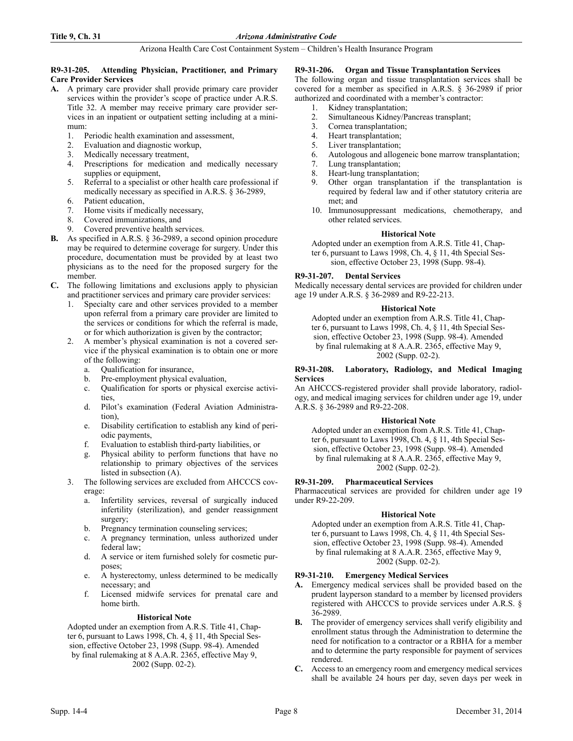#### R9-31-205. Attending Physician, Practitioner, and Primary Care Provider Services

**A.** A primary care provider shall provide primary care provider services within the provider's scope of practice under A.R.S. Title 32. A member may receive primary care provider services in an inpatient or outpatient setting including at a minimum:

1. Periodic health examination and assessment,
2. Evaluation and diagnostic workup,
3. Medically necessary treatment,
4. Prescriptions for medication and medically necessary supplies or equipment,
5. Referral to a specialist or other health care professional if medically necessary as specified in A.R.S. § 36-2989,
6. Patient education,
7. Home visits if medically necessary,
8. Covered immunizations, and
9. Covered preventive health services.

**B.** As specified in A.R.S. § 36-2989, a second opinion procedure may be required to determine coverage for surgery. Under this procedure, documentation must be provided by at least two physicians as to the need for the proposed surgery for the member.

**C.** The following limitations and exclusions apply to physician and practitioner services and primary care provider services:

1. Specialty care and other services provided to a member upon referral from a primary care provider are limited to the services or conditions for which the referral is made, or for which authorization is given by the contractor;
2. A member's physical examination is not a covered service if the physical examination is to obtain one or more of the following:
   a. Qualification for insurance,
   b. Pre-employment physical evaluation,
   c. Qualification for sports or physical exercise activities,
   d. Pilot's examination (Federal Aviation Administration),
   e. Disability certification to establish any kind of periodic payments,
   f. Evaluation to establish third-party liabilities, or
   g. Physical ability to perform functions that have no relationship to primary objectives of the services listed in subsection (A).
3. The following services are excluded from AHCCCS coverage:
   a. Infertility services, reversal of surgically induced infertility (sterilization), and gender reassignment surgery;
   b. Pregnancy termination counseling services;
   c. A pregnancy termination, unless authorized under federal law;
   d. A service or item furnished solely for cosmetic purposes;
   e. A hysterectomy, unless determined to be medically necessary; and
   f. Licensed midwife services for prenatal care and home birth.

**Historical Note**

Adopted under an exemption from A.R.S. Title 41, Chapter 6, pursuant to Laws 1998, Ch. 4, § 11, 4th Special Session, effective October 23, 1998 (Supp. 98-4). Amended by final rulemaking at 8 A.A.R. 2365, effective May 9, 2002 (Supp. 02-2).

#### R9-31-206. Organ and Tissue Transplantation Services

The following organ and tissue transplantation services shall be covered for a member as specified in A.R.S. § 36-2989 if prior authorized and coordinated with a member's contractor:

1. Kidney transplantation;
2. Simultaneous Kidney/Pancreas transplant;
3. Cornea transplantation;
4. Heart transplantation;
5. Liver transplantation;
6. Autologous and allogeneic bone marrow transplantation;
7. Lung transplantation;
8. Heart-lung transplantation;
9. Other organ transplantation if the transplantation is required by federal law and if other statutory criteria are met; and
10. Immunosuppressant medications, chemotherapy, and other related services.

**Historical Note**

Adopted under an exemption from A.R.S. Title 41, Chapter 6, pursuant to Laws 1998, Ch. 4, § 11, 4th Special Session, effective October 23, 1998 (Supp. 98-4).

#### R9-31-207. Dental Services

Medically necessary dental services are provided for children under age 19 under A.R.S. § 36-2989 and R9-22-213.

**Historical Note**

Adopted under an exemption from A.R.S. Title 41, Chapter 6, pursuant to Laws 1998, Ch. 4, § 11, 4th Special Session, effective October 23, 1998 (Supp. 98-4). Amended by final rulemaking at 8 A.A.R. 2365, effective May 9, 2002 (Supp. 02-2).

#### R9-31-208. Laboratory, Radiology, and Medical Imaging Services

An AHCCCS-registered provider shall provide laboratory, radiology, and medical imaging services for children under age 19, under A.R.S. § 36-2989 and R9-22-208.

**Historical Note**

Adopted under an exemption from A.R.S. Title 41, Chapter 6, pursuant to Laws 1998, Ch. 4, § 11, 4th Special Session, effective October 23, 1998 (Supp. 98-4). Amended by final rulemaking at 8 A.A.R. 2365, effective May 9, 2002 (Supp. 02-2).

#### R9-31-209. Pharmaceutical Services

Pharmaceutical services are provided for children under age 19 under R9-22-209.

**Historical Note**

Adopted under an exemption from A.R.S. Title 41, Chapter 6, pursuant to Laws 1998, Ch. 4, § 11, 4th Special Session, effective October 23, 1998 (Supp. 98-4). Amended by final rulemaking at 8 A.A.R. 2365, effective May 9, 2002 (Supp. 02-2).

#### R9-31-210. Emergency Medical Services

**A.** Emergency medical services shall be provided based on the prudent layperson standard to a member by licensed providers registered with AHCCCS to provide services under A.R.S. § 36-2989.

**B.** The provider of emergency services shall verify eligibility and enrollment status through the Administration to determine the need for notification to a contractor or a RBHA for a member and to determine the party responsible for payment of services rendered.

**C.** Access to an emergency room and emergency medical services shall be available 24 hours per day, seven days per week in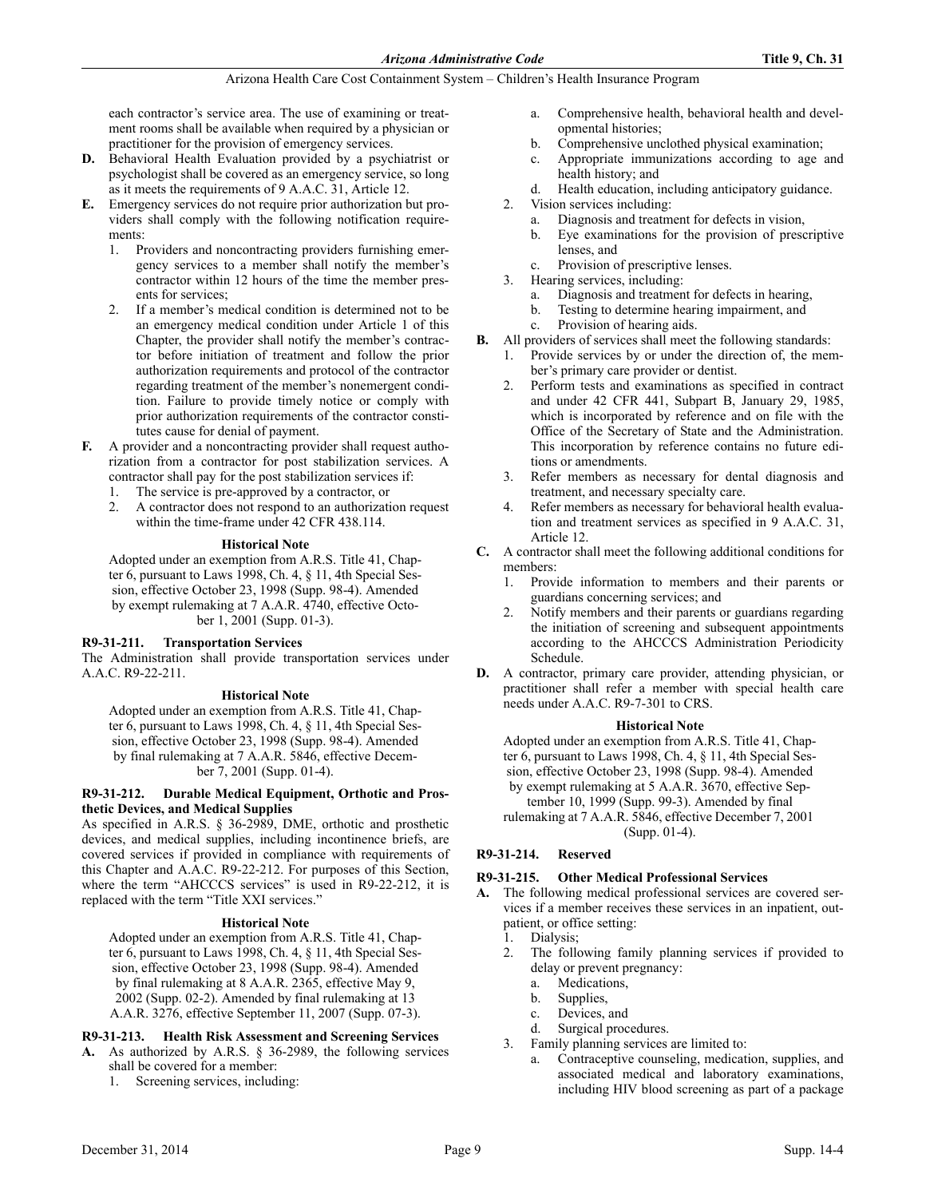each contractor's service area. The use of examining or treatment rooms shall be available when required by a physician or practitioner for the provision of emergency services.

**D.** Behavioral Health Evaluation provided by a psychiatrist or psychologist shall be covered as an emergency service, so long as it meets the requirements of 9 A.A.C. 31, Article 12.

**E.** Emergency services do not require prior authorization but providers shall comply with the following notification requirements:

1. Providers and noncontracting providers furnishing emergency services to a member shall notify the member's contractor within 12 hours of the time the member presents for services;
2. If a member's medical condition is determined not to be an emergency medical condition under Article 1 of this Chapter, the provider shall notify the member's contractor before initiation of treatment and follow the prior authorization requirements and protocol of the contractor regarding treatment of the member's nonemergent condition. Failure to provide timely notice or comply with prior authorization requirements of the contractor constitutes cause for denial of payment.

**F.** A provider and a noncontracting provider shall request authorization from a contractor for post stabilization services. A contractor shall pay for the post stabilization services if:

1. The service is pre-approved by a contractor, or
2. A contractor does not respond to an authorization request within the time-frame under 42 CFR 438.114.

**Historical Note**

Adopted under an exemption from A.R.S. Title 41, Chapter 6, pursuant to Laws 1998, Ch. 4, § 11, 4th Special Session, effective October 23, 1998 (Supp. 98-4). Amended by exempt rulemaking at 7 A.A.R. 4740, effective October 1, 2001 (Supp. 01-3).

### R9-31-211. Transportation Services

The Administration shall provide transportation services under A.A.C. R9-22-211.

**Historical Note**

Adopted under an exemption from A.R.S. Title 41, Chapter 6, pursuant to Laws 1998, Ch. 4, § 11, 4th Special Session, effective October 23, 1998 (Supp. 98-4). Amended by final rulemaking at 7 A.A.R. 5846, effective December 7, 2001 (Supp. 01-4).

### R9-31-212. Durable Medical Equipment, Orthotic and Prosthetic Devices, and Medical Supplies

As specified in A.R.S. § 36-2989, DME, orthotic and prosthetic devices, and medical supplies, including incontinence briefs, are covered services if provided in compliance with requirements of this Chapter and A.A.C. R9-22-212. For purposes of this Section, where the term "AHCCCS services" is used in R9-22-212, it is replaced with the term "Title XXI services."

**Historical Note**

Adopted under an exemption from A.R.S. Title 41, Chapter 6, pursuant to Laws 1998, Ch. 4, § 11, 4th Special Session, effective October 23, 1998 (Supp. 98-4). Amended by final rulemaking at 8 A.A.R. 2365, effective May 9, 2002 (Supp. 02-2). Amended by final rulemaking at 13 A.A.R. 3276, effective September 11, 2007 (Supp. 07-3).

### R9-31-213. Health Risk Assessment and Screening Services

**A.** As authorized by A.R.S. § 36-2989, the following services shall be covered for a member:

1. Screening services, including:
   a. Comprehensive health, behavioral health and developmental histories;
   b. Comprehensive unclothed physical examination;
   c. Appropriate immunizations according to age and health history; and
   d. Health education, including anticipatory guidance.
2. Vision services including:
   a. Diagnosis and treatment for defects in vision,
   b. Eye examinations for the provision of prescriptive lenses, and
   c. Provision of prescriptive lenses.
3. Hearing services, including:
   a. Diagnosis and treatment for defects in hearing,
   b. Testing to determine hearing impairment, and
   c. Provision of hearing aids.

**B.** All providers of services shall meet the following standards:

1. Provide services by or under the direction of, the member's primary care provider or dentist.
2. Perform tests and examinations as specified in contract and under 42 CFR 441, Subpart B, January 29, 1985, which is incorporated by reference and on file with the Office of the Secretary of State and the Administration. This incorporation by reference contains no future editions or amendments.
3. Refer members as necessary for dental diagnosis and treatment, and necessary specialty care.
4. Refer members as necessary for behavioral health evaluation and treatment services as specified in 9 A.A.C. 31, Article 12.

**C.** A contractor shall meet the following additional conditions for members:

1. Provide information to members and their parents or guardians concerning services; and
2. Notify members and their parents or guardians regarding the initiation of screening and subsequent appointments according to the AHCCCS Administration Periodicity Schedule.

**D.** A contractor, primary care provider, attending physician, or practitioner shall refer a member with special health care needs under A.A.C. R9-7-301 to CRS.

**Historical Note**

Adopted under an exemption from A.R.S. Title 41, Chapter 6, pursuant to Laws 1998, Ch. 4, § 11, 4th Special Session, effective October 23, 1998 (Supp. 98-4). Amended by exempt rulemaking at 5 A.A.R. 3670, effective September 10, 1999 (Supp. 99-3). Amended by final rulemaking at 7 A.A.R. 5846, effective December 7, 2001 (Supp. 01-4).

### R9-31-214. Reserved

### R9-31-215. Other Medical Professional Services

**A.** The following medical professional services are covered services if a member receives these services in an inpatient, outpatient, or office setting:

1. Dialysis;
2. The following family planning services if provided to delay or prevent pregnancy:
   a. Medications,
   b. Supplies,
   c. Devices, and
   d. Surgical procedures.
3. Family planning services are limited to:
   a. Contraceptive counseling, medication, supplies, and associated medical and laboratory examinations, including HIV blood screening as part of a package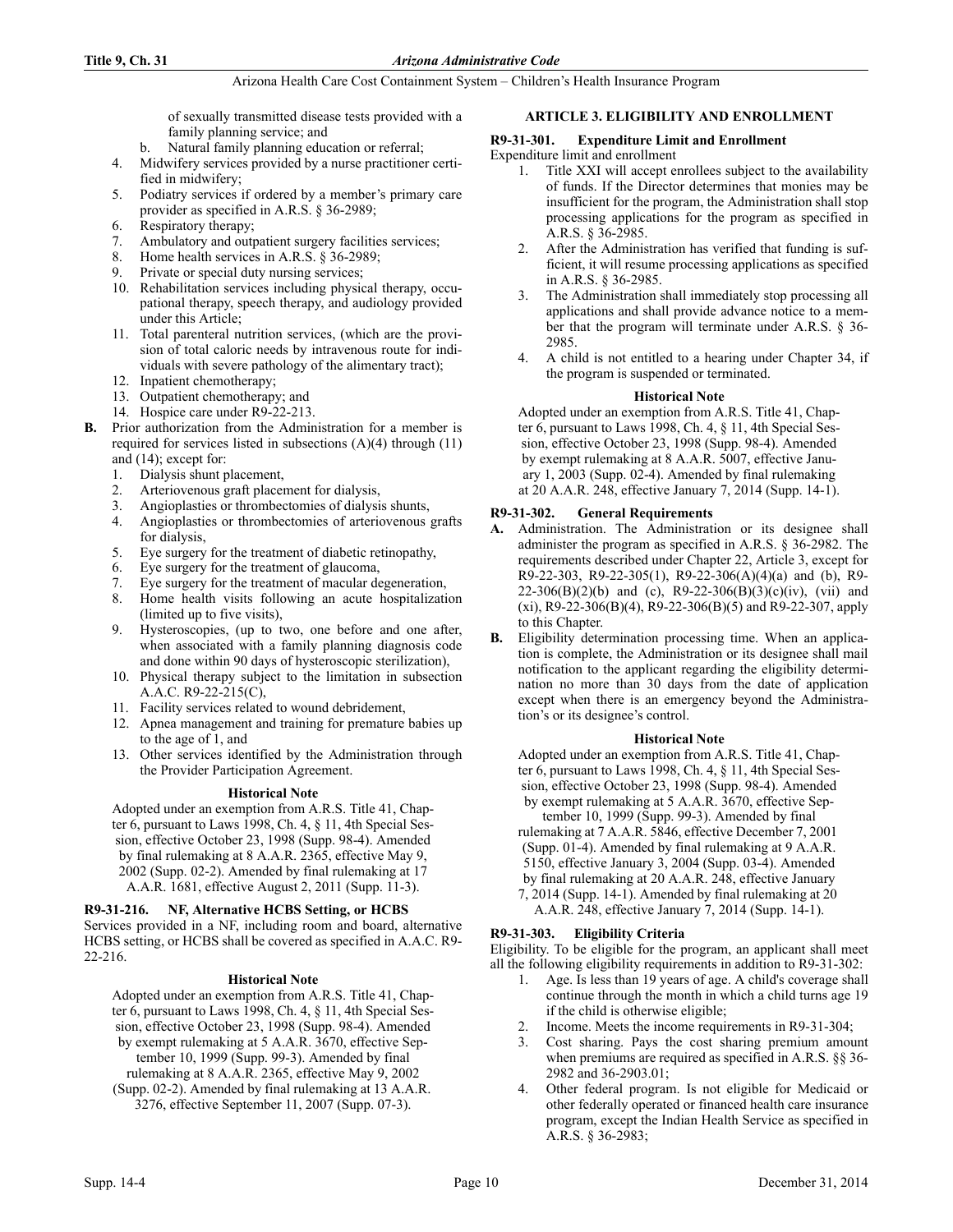of sexually transmitted disease tests provided with a family planning service; and

b. Natural family planning education or referral;

4. Midwifery services provided by a nurse practitioner certified in midwifery;
5. Podiatry services if ordered by a member's primary care provider as specified in A.R.S. § 36-2989;
6. Respiratory therapy;
7. Ambulatory and outpatient surgery facilities services;
8. Home health services in A.R.S. § 36-2989;
9. Private or special duty nursing services;
10. Rehabilitation services including physical therapy, occupational therapy, speech therapy, and audiology provided under this Article;
11. Total parenteral nutrition services, (which are the provision of total caloric needs by intravenous route for individuals with severe pathology of the alimentary tract);
12. Inpatient chemotherapy;
13. Outpatient chemotherapy; and
14. Hospice care under R9-22-213.

**B.** Prior authorization from the Administration for a member is required for services listed in subsections (A)(4) through (11) and (14); except for:

1. Dialysis shunt placement,
2. Arteriovenous graft placement for dialysis,
3. Angioplasties or thrombectomies of dialysis shunts,
4. Angioplasties or thrombectomies of arteriovenous grafts for dialysis,
5. Eye surgery for the treatment of diabetic retinopathy,
6. Eye surgery for the treatment of glaucoma,
7. Eye surgery for the treatment of macular degeneration,
8. Home health visits following an acute hospitalization (limited up to five visits),
9. Hysteroscopies, (up to two, one before and one after, when associated with a family planning diagnosis code and done within 90 days of hysteroscopic sterilization),
10. Physical therapy subject to the limitation in subsection A.A.C. R9-22-215(C),
11. Facility services related to wound debridement,
12. Apnea management and training for premature babies up to the age of 1, and
13. Other services identified by the Administration through the Provider Participation Agreement.

**Historical Note**

Adopted under an exemption from A.R.S. Title 41, Chapter 6, pursuant to Laws 1998, Ch. 4, § 11, 4th Special Session, effective October 23, 1998 (Supp. 98-4). Amended by final rulemaking at 8 A.A.R. 2365, effective May 9, 2002 (Supp. 02-2). Amended by final rulemaking at 17 A.A.R. 1681, effective August 2, 2011 (Supp. 11-3).

### R9-31-216. NF, Alternative HCBS Setting, or HCBS

Services provided in a NF, including room and board, alternative HCBS setting, or HCBS shall be covered as specified in A.A.C. R9-22-216.

**Historical Note**

Adopted under an exemption from A.R.S. Title 41, Chapter 6, pursuant to Laws 1998, Ch. 4, § 11, 4th Special Session, effective October 23, 1998 (Supp. 98-4). Amended by exempt rulemaking at 5 A.A.R. 3670, effective September 10, 1999 (Supp. 99-3). Amended by final rulemaking at 8 A.A.R. 2365, effective May 9, 2002 (Supp. 02-2). Amended by final rulemaking at 13 A.A.R. 3276, effective September 11, 2007 (Supp. 07-3).

## ARTICLE 3. ELIGIBILITY AND ENROLLMENT

### R9-31-301. Expenditure Limit and Enrollment

Expenditure limit and enrollment

1. Title XXI will accept enrollees subject to the availability of funds. If the Director determines that monies may be insufficient for the program, the Administration shall stop processing applications for the program as specified in A.R.S. § 36-2985.
2. After the Administration has verified that funding is sufficient, it will resume processing applications as specified in A.R.S. § 36-2985.
3. The Administration shall immediately stop processing all applications and shall provide advance notice to a member that the program will terminate under A.R.S. § 36-2985.
4. A child is not entitled to a hearing under Chapter 34, if the program is suspended or terminated.

**Historical Note**

Adopted under an exemption from A.R.S. Title 41, Chapter 6, pursuant to Laws 1998, Ch. 4, § 11, 4th Special Session, effective October 23, 1998 (Supp. 98-4). Amended by exempt rulemaking at 8 A.A.R. 5007, effective January 1, 2003 (Supp. 02-4). Amended by final rulemaking at 20 A.A.R. 248, effective January 7, 2014 (Supp. 14-1).

### R9-31-302. General Requirements

**A.** Administration. The Administration or its designee shall administer the program as specified in A.R.S. § 36-2982. The requirements described under Chapter 22, Article 3, except for R9-22-303, R9-22-305(1), R9-22-306(A)(4)(a) and (b), R9-22-306(B)(2)(b) and (c), R9-22-306(B)(3)(c)(iv), (vii) and (xi), R9-22-306(B)(4), R9-22-306(B)(5) and R9-22-307, apply to this Chapter.

**B.** Eligibility determination processing time. When an application is complete, the Administration or its designee shall mail notification to the applicant regarding the eligibility determination no more than 30 days from the date of application except when there is an emergency beyond the Administration's or its designee's control.

**Historical Note**

Adopted under an exemption from A.R.S. Title 41, Chapter 6, pursuant to Laws 1998, Ch. 4, § 11, 4th Special Session, effective October 23, 1998 (Supp. 98-4). Amended by exempt rulemaking at 5 A.A.R. 3670, effective September 10, 1999 (Supp. 99-3). Amended by final rulemaking at 7 A.A.R. 5846, effective December 7, 2001 (Supp. 01-4). Amended by final rulemaking at 9 A.A.R. 5150, effective January 3, 2004 (Supp. 03-4). Amended by final rulemaking at 20 A.A.R. 248, effective January 7, 2014 (Supp. 14-1). Amended by final rulemaking at 20 A.A.R. 248, effective January 7, 2014 (Supp. 14-1).

### R9-31-303. Eligibility Criteria

Eligibility. To be eligible for the program, an applicant shall meet all the following eligibility requirements in addition to R9-31-302:

1. Age. Is less than 19 years of age. A child's coverage shall continue through the month in which a child turns age 19 if the child is otherwise eligible;
2. Income. Meets the income requirements in R9-31-304;
3. Cost sharing. Pays the cost sharing premium amount when premiums are required as specified in A.R.S. §§ 36-2982 and 36-2903.01;
4. Other federal program. Is not eligible for Medicaid or other federally operated or financed health care insurance program, except the Indian Health Service as specified in A.R.S. § 36-2983;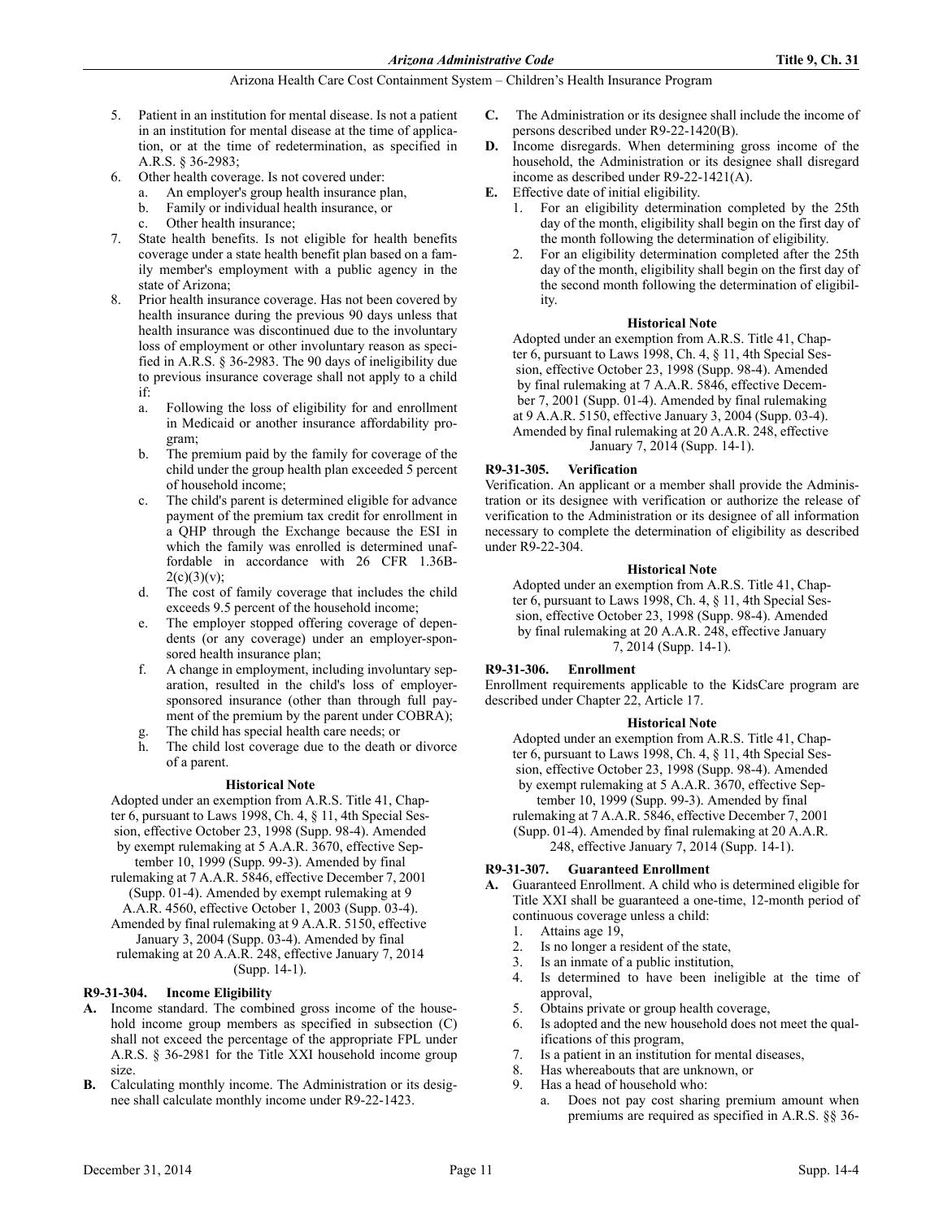5. Patient in an institution for mental disease. Is not a patient in an institution for mental disease at the time of application, or at the time of redetermination, as specified in A.R.S. § 36-2983;
6. Other health coverage. Is not covered under:
   a. An employer's group health insurance plan,
   b. Family or individual health insurance, or
   c. Other health insurance;
7. State health benefits. Is not eligible for health benefits coverage under a state health benefit plan based on a family member's employment with a public agency in the state of Arizona;
8. Prior health insurance coverage. Has not been covered by health insurance during the previous 90 days unless that health insurance was discontinued due to the involuntary loss of employment or other involuntary reason as specified in A.R.S. § 36-2983. The 90 days of ineligibility due to previous insurance coverage shall not apply to a child if:
   a. Following the loss of eligibility for and enrollment in Medicaid or another insurance affordability program;
   b. The premium paid by the family for coverage of the child under the group health plan exceeded 5 percent of household income;
   c. The child's parent is determined eligible for advance payment of the premium tax credit for enrollment in a QHP through the Exchange because the ESI in which the family was enrolled is determined unaffordable in accordance with 26 CFR 1.36B-2(c)(3)(v);
   d. The cost of family coverage that includes the child exceeds 9.5 percent of the household income;
   e. The employer stopped offering coverage of dependents (or any coverage) under an employer-sponsored health insurance plan;
   f. A change in employment, including involuntary separation, resulted in the child's loss of employer-sponsored insurance (other than through full payment of the premium by the parent under COBRA);
   g. The child has special health care needs; or
   h. The child lost coverage due to the death or divorce of a parent.

**Historical Note**

Adopted under an exemption from A.R.S. Title 41, Chapter 6, pursuant to Laws 1998, Ch. 4, § 11, 4th Special Session, effective October 23, 1998 (Supp. 98-4). Amended by exempt rulemaking at 5 A.A.R. 3670, effective September 10, 1999 (Supp. 99-3). Amended by final rulemaking at 7 A.A.R. 5846, effective December 7, 2001 (Supp. 01-4). Amended by exempt rulemaking at 9 A.A.R. 4560, effective October 1, 2003 (Supp. 03-4). Amended by final rulemaking at 9 A.A.R. 5150, effective January 3, 2004 (Supp. 03-4). Amended by final rulemaking at 20 A.A.R. 248, effective January 7, 2014 (Supp. 14-1).

### R9-31-304. Income Eligibility

**A.** Income standard. The combined gross income of the household income group members as specified in subsection (C) shall not exceed the percentage of the appropriate FPL under A.R.S. § 36-2981 for the Title XXI household income group size.

**B.** Calculating monthly income. The Administration or its designee shall calculate monthly income under R9-22-1423.

**C.** The Administration or its designee shall include the income of persons described under R9-22-1420(B).

**D.** Income disregards. When determining gross income of the household, the Administration or its designee shall disregard income as described under R9-22-1421(A).

**E.** Effective date of initial eligibility.
1. For an eligibility determination completed by the 25th day of the month, eligibility shall begin on the first day of the month following the determination of eligibility.
2. For an eligibility determination completed after the 25th day of the month, eligibility shall begin on the first day of the second month following the determination of eligibility.

**Historical Note**

Adopted under an exemption from A.R.S. Title 41, Chapter 6, pursuant to Laws 1998, Ch. 4, § 11, 4th Special Session, effective October 23, 1998 (Supp. 98-4). Amended by final rulemaking at 7 A.A.R. 5846, effective December 7, 2001 (Supp. 01-4). Amended by final rulemaking at 9 A.A.R. 5150, effective January 3, 2004 (Supp. 03-4). Amended by final rulemaking at 20 A.A.R. 248, effective January 7, 2014 (Supp. 14-1).

### R9-31-305. Verification

Verification. An applicant or a member shall provide the Administration or its designee with verification or authorize the release of verification to the Administration or its designee of all information necessary to complete the determination of eligibility as described under R9-22-304.

**Historical Note**

Adopted under an exemption from A.R.S. Title 41, Chapter 6, pursuant to Laws 1998, Ch. 4, § 11, 4th Special Session, effective October 23, 1998 (Supp. 98-4). Amended by final rulemaking at 20 A.A.R. 248, effective January 7, 2014 (Supp. 14-1).

### R9-31-306. Enrollment

Enrollment requirements applicable to the KidsCare program are described under Chapter 22, Article 17.

**Historical Note**

Adopted under an exemption from A.R.S. Title 41, Chapter 6, pursuant to Laws 1998, Ch. 4, § 11, 4th Special Session, effective October 23, 1998 (Supp. 98-4). Amended by exempt rulemaking at 5 A.A.R. 3670, effective September 10, 1999 (Supp. 99-3). Amended by final rulemaking at 7 A.A.R. 5846, effective December 7, 2001 (Supp. 01-4). Amended by final rulemaking at 20 A.A.R. 248, effective January 7, 2014 (Supp. 14-1).

### R9-31-307. Guaranteed Enrollment

**A.** Guaranteed Enrollment. A child who is determined eligible for Title XXI shall be guaranteed a one-time, 12-month period of continuous coverage unless a child:
1. Attains age 19,
2. Is no longer a resident of the state,
3. Is an inmate of a public institution,
4. Is determined to have been ineligible at the time of approval,
5. Obtains private or group health coverage,
6. Is adopted and the new household does not meet the qualifications of this program,
7. Is a patient in an institution for mental diseases,
8. Has whereabouts that are unknown, or
9. Has a head of household who:
   a. Does not pay cost sharing premium amount when premiums are required as specified in A.R.S. §§ 36-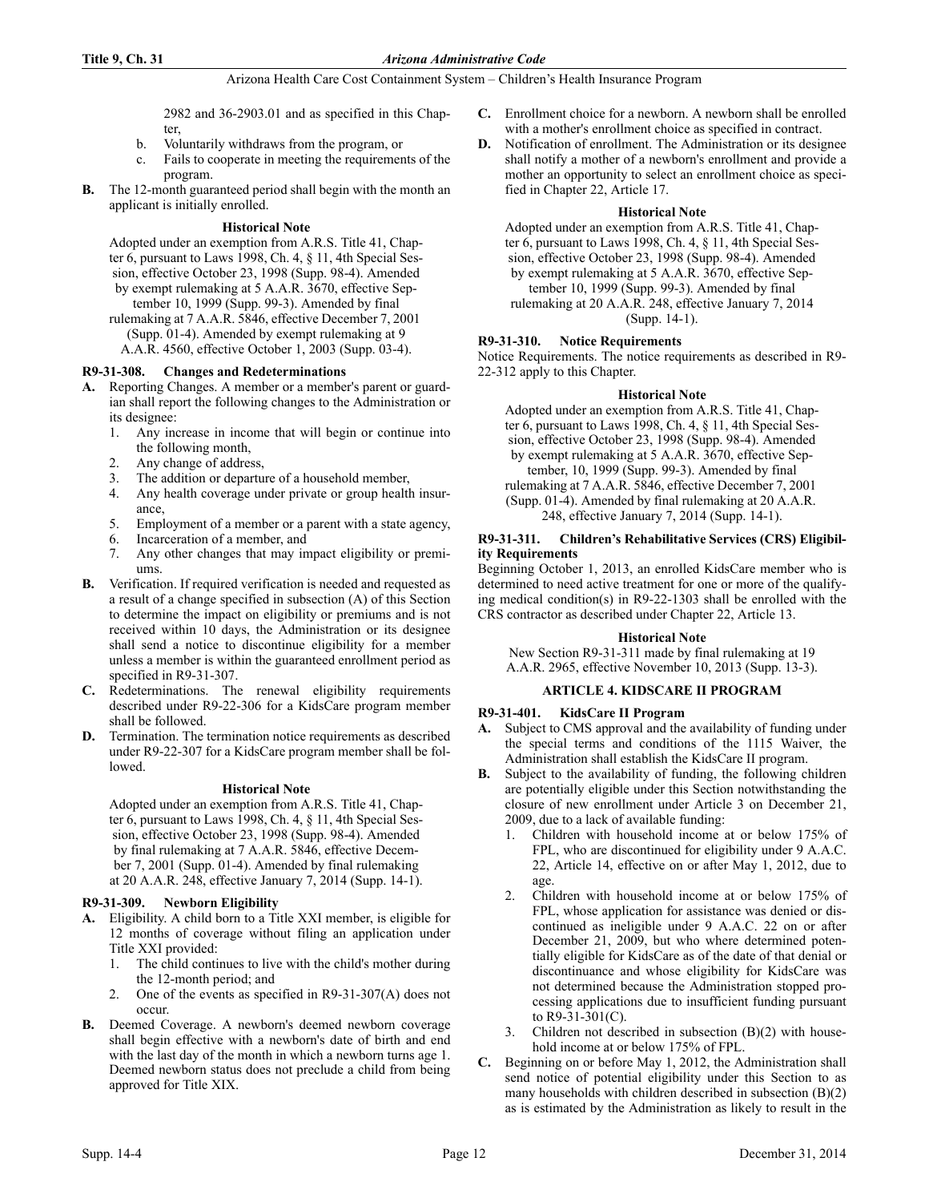2982 and 36-2903.01 and as specified in this Chapter,

b. Voluntarily withdraws from the program, or

c. Fails to cooperate in meeting the requirements of the program.

**B.** The 12-month guaranteed period shall begin with the month an applicant is initially enrolled.

**Historical Note**

Adopted under an exemption from A.R.S. Title 41, Chapter 6, pursuant to Laws 1998, Ch. 4, § 11, 4th Special Session, effective October 23, 1998 (Supp. 98-4). Amended by exempt rulemaking at 5 A.A.R. 3670, effective September 10, 1999 (Supp. 99-3). Amended by final rulemaking at 7 A.A.R. 5846, effective December 7, 2001 (Supp. 01-4). Amended by exempt rulemaking at 9 A.A.R. 4560, effective October 1, 2003 (Supp. 03-4).

### R9-31-308. Changes and Redeterminations

**A.** Reporting Changes. A member or a member's parent or guardian shall report the following changes to the Administration or its designee:

1. Any increase in income that will begin or continue into the following month,
2. Any change of address,
3. The addition or departure of a household member,
4. Any health coverage under private or group health insurance,
5. Employment of a member or a parent with a state agency,
6. Incarceration of a member, and
7. Any other changes that may impact eligibility or premiums.

**B.** Verification. If required verification is needed and requested as a result of a change specified in subsection (A) of this Section to determine the impact on eligibility or premiums and is not received within 10 days, the Administration or its designee shall send a notice to discontinue eligibility for a member unless a member is within the guaranteed enrollment period as specified in R9-31-307.

**C.** Redeterminations. The renewal eligibility requirements described under R9-22-306 for a KidsCare program member shall be followed.

**D.** Termination. The termination notice requirements as described under R9-22-307 for a KidsCare program member shall be followed.

**Historical Note**

Adopted under an exemption from A.R.S. Title 41, Chapter 6, pursuant to Laws 1998, Ch. 4, § 11, 4th Special Session, effective October 23, 1998 (Supp. 98-4). Amended by final rulemaking at 7 A.A.R. 5846, effective December 7, 2001 (Supp. 01-4). Amended by final rulemaking at 20 A.A.R. 248, effective January 7, 2014 (Supp. 14-1).

### R9-31-309. Newborn Eligibility

**A.** Eligibility. A child born to a Title XXI member, is eligible for 12 months of coverage without filing an application under Title XXI provided:

1. The child continues to live with the child's mother during the 12-month period; and
2. One of the events as specified in R9-31-307(A) does not occur.

**B.** Deemed Coverage. A newborn's deemed newborn coverage shall begin effective with a newborn's date of birth and end with the last day of the month in which a newborn turns age 1. Deemed newborn status does not preclude a child from being approved for Title XIX.

**C.** Enrollment choice for a newborn. A newborn shall be enrolled with a mother's enrollment choice as specified in contract.

**D.** Notification of enrollment. The Administration or its designee shall notify a mother of a newborn's enrollment and provide a mother an opportunity to select an enrollment choice as specified in Chapter 22, Article 17.

**Historical Note**

Adopted under an exemption from A.R.S. Title 41, Chapter 6, pursuant to Laws 1998, Ch. 4, § 11, 4th Special Session, effective October 23, 1998 (Supp. 98-4). Amended by exempt rulemaking at 5 A.A.R. 3670, effective September 10, 1999 (Supp. 99-3). Amended by final rulemaking at 20 A.A.R. 248, effective January 7, 2014 (Supp. 14-1).

### R9-31-310. Notice Requirements

Notice Requirements. The notice requirements as described in R9-22-312 apply to this Chapter.

**Historical Note**

Adopted under an exemption from A.R.S. Title 41, Chapter 6, pursuant to Laws 1998, Ch. 4, § 11, 4th Special Session, effective October 23, 1998 (Supp. 98-4). Amended by exempt rulemaking at 5 A.A.R. 3670, effective September, 10, 1999 (Supp. 99-3). Amended by final rulemaking at 7 A.A.R. 5846, effective December 7, 2001 (Supp. 01-4). Amended by final rulemaking at 20 A.A.R. 248, effective January 7, 2014 (Supp. 14-1).

### R9-31-311. Children's Rehabilitative Services (CRS) Eligibility Requirements

Beginning October 1, 2013, an enrolled KidsCare member who is determined to need active treatment for one or more of the qualifying medical condition(s) in R9-22-1303 shall be enrolled with the CRS contractor as described under Chapter 22, Article 13.

**Historical Note**

New Section R9-31-311 made by final rulemaking at 19 A.A.R. 2965, effective November 10, 2013 (Supp. 13-3).

## ARTICLE 4. KIDSCARE II PROGRAM

### R9-31-401. KidsCare II Program

**A.** Subject to CMS approval and the availability of funding under the special terms and conditions of the 1115 Waiver, the Administration shall establish the KidsCare II program.

**B.** Subject to the availability of funding, the following children are potentially eligible under this Section notwithstanding the closure of new enrollment under Article 3 on December 21, 2009, due to a lack of available funding:

1. Children with household income at or below 175% of FPL, who are discontinued for eligibility under 9 A.A.C. 22, Article 14, effective on or after May 1, 2012, due to age.
2. Children with household income at or below 175% of FPL, whose application for assistance was denied or discontinued as ineligible under 9 A.A.C. 22 on or after December 21, 2009, but who where determined potentially eligible for KidsCare as of the date of that denial or discontinuance and whose eligibility for KidsCare was not determined because the Administration stopped processing applications due to insufficient funding pursuant to R9-31-301(C).
3. Children not described in subsection (B)(2) with household income at or below 175% of FPL.

**C.** Beginning on or before May 1, 2012, the Administration shall send notice of potential eligibility under this Section to as many households with children described in subsection (B)(2) as is estimated by the Administration as likely to result in the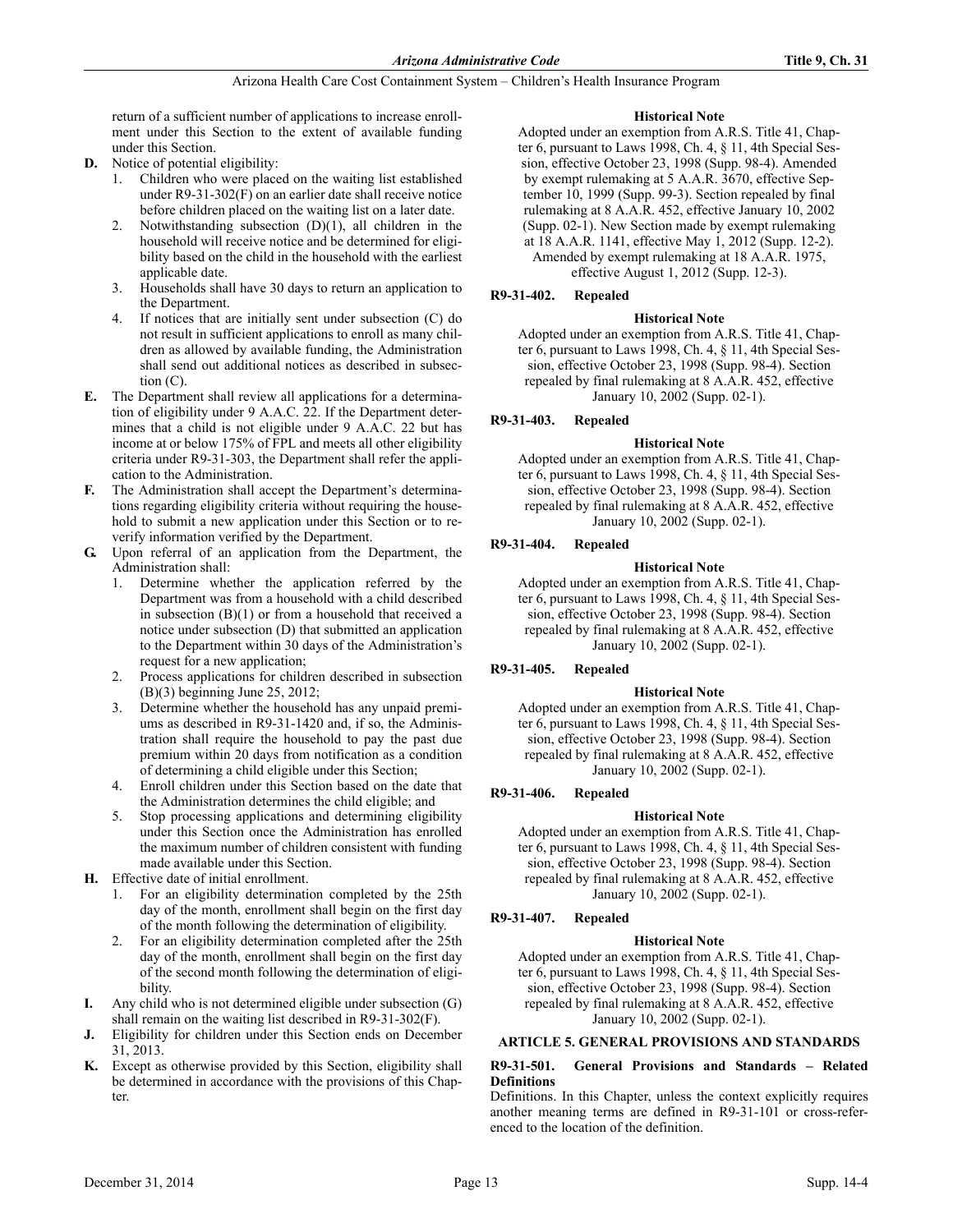return of a sufficient number of applications to increase enrollment under this Section to the extent of available funding under this Section.

**D.** Notice of potential eligibility:

1. Children who were placed on the waiting list established under R9-31-302(F) on an earlier date shall receive notice before children placed on the waiting list on a later date.
2. Notwithstanding subsection (D)(1), all children in the household will receive notice and be determined for eligibility based on the child in the household with the earliest applicable date.
3. Households shall have 30 days to return an application to the Department.
4. If notices that are initially sent under subsection (C) do not result in sufficient applications to enroll as many children as allowed by available funding, the Administration shall send out additional notices as described in subsection (C).

**E.** The Department shall review all applications for a determination of eligibility under 9 A.A.C. 22. If the Department determines that a child is not eligible under 9 A.A.C. 22 but has income at or below 175% of FPL and meets all other eligibility criteria under R9-31-303, the Department shall refer the application to the Administration.

**F.** The Administration shall accept the Department's determinations regarding eligibility criteria without requiring the household to submit a new application under this Section or to reverify information verified by the Department.

**G.** Upon referral of an application from the Department, the Administration shall:

1. Determine whether the application referred by the Department was from a household with a child described in subsection (B)(1) or from a household that received a notice under subsection (D) that submitted an application to the Department within 30 days of the Administration's request for a new application;
2. Process applications for children described in subsection (B)(3) beginning June 25, 2012;
3. Determine whether the household has any unpaid premiums as described in R9-31-1420 and, if so, the Administration shall require the household to pay the past due premium within 20 days from notification as a condition of determining a child eligible under this Section;
4. Enroll children under this Section based on the date that the Administration determines the child eligible; and
5. Stop processing applications and determining eligibility under this Section once the Administration has enrolled the maximum number of children consistent with funding made available under this Section.

**H.** Effective date of initial enrollment.

1. For an eligibility determination completed by the 25th day of the month, enrollment shall begin on the first day of the month following the determination of eligibility.
2. For an eligibility determination completed after the 25th day of the month, enrollment shall begin on the first day of the second month following the determination of eligibility.

**I.** Any child who is not determined eligible under subsection (G) shall remain on the waiting list described in R9-31-302(F).

**J.** Eligibility for children under this Section ends on December 31, 2013.

**K.** Except as otherwise provided by this Section, eligibility shall be determined in accordance with the provisions of this Chapter.

**Historical Note**

Adopted under an exemption from A.R.S. Title 41, Chapter 6, pursuant to Laws 1998, Ch. 4, § 11, 4th Special Session, effective October 23, 1998 (Supp. 98-4). Amended by exempt rulemaking at 5 A.A.R. 3670, effective September 10, 1999 (Supp. 99-3). Section repealed by final rulemaking at 8 A.A.R. 452, effective January 10, 2002 (Supp. 02-1). New Section made by exempt rulemaking at 18 A.A.R. 1141, effective May 1, 2012 (Supp. 12-2). Amended by exempt rulemaking at 18 A.A.R. 1975, effective August 1, 2012 (Supp. 12-3).

**R9-31-402. Repealed**

**Historical Note**

Adopted under an exemption from A.R.S. Title 41, Chapter 6, pursuant to Laws 1998, Ch. 4, § 11, 4th Special Session, effective October 23, 1998 (Supp. 98-4). Section repealed by final rulemaking at 8 A.A.R. 452, effective January 10, 2002 (Supp. 02-1).

**R9-31-403. Repealed**

**Historical Note**

Adopted under an exemption from A.R.S. Title 41, Chapter 6, pursuant to Laws 1998, Ch. 4, § 11, 4th Special Session, effective October 23, 1998 (Supp. 98-4). Section repealed by final rulemaking at 8 A.A.R. 452, effective January 10, 2002 (Supp. 02-1).

**R9-31-404. Repealed**

**Historical Note**

Adopted under an exemption from A.R.S. Title 41, Chapter 6, pursuant to Laws 1998, Ch. 4, § 11, 4th Special Session, effective October 23, 1998 (Supp. 98-4). Section repealed by final rulemaking at 8 A.A.R. 452, effective January 10, 2002 (Supp. 02-1).

**R9-31-405. Repealed**

**Historical Note**

Adopted under an exemption from A.R.S. Title 41, Chapter 6, pursuant to Laws 1998, Ch. 4, § 11, 4th Special Session, effective October 23, 1998 (Supp. 98-4). Section repealed by final rulemaking at 8 A.A.R. 452, effective January 10, 2002 (Supp. 02-1).

**R9-31-406. Repealed**

**Historical Note**

Adopted under an exemption from A.R.S. Title 41, Chapter 6, pursuant to Laws 1998, Ch. 4, § 11, 4th Special Session, effective October 23, 1998 (Supp. 98-4). Section repealed by final rulemaking at 8 A.A.R. 452, effective January 10, 2002 (Supp. 02-1).

**R9-31-407. Repealed**

**Historical Note**

Adopted under an exemption from A.R.S. Title 41, Chapter 6, pursuant to Laws 1998, Ch. 4, § 11, 4th Special Session, effective October 23, 1998 (Supp. 98-4). Section repealed by final rulemaking at 8 A.A.R. 452, effective January 10, 2002 (Supp. 02-1).

## ARTICLE 5. GENERAL PROVISIONS AND STANDARDS

**R9-31-501. General Provisions and Standards – Related Definitions**

Definitions. In this Chapter, unless the context explicitly requires another meaning terms are defined in R9-31-101 or cross-referenced to the location of the definition.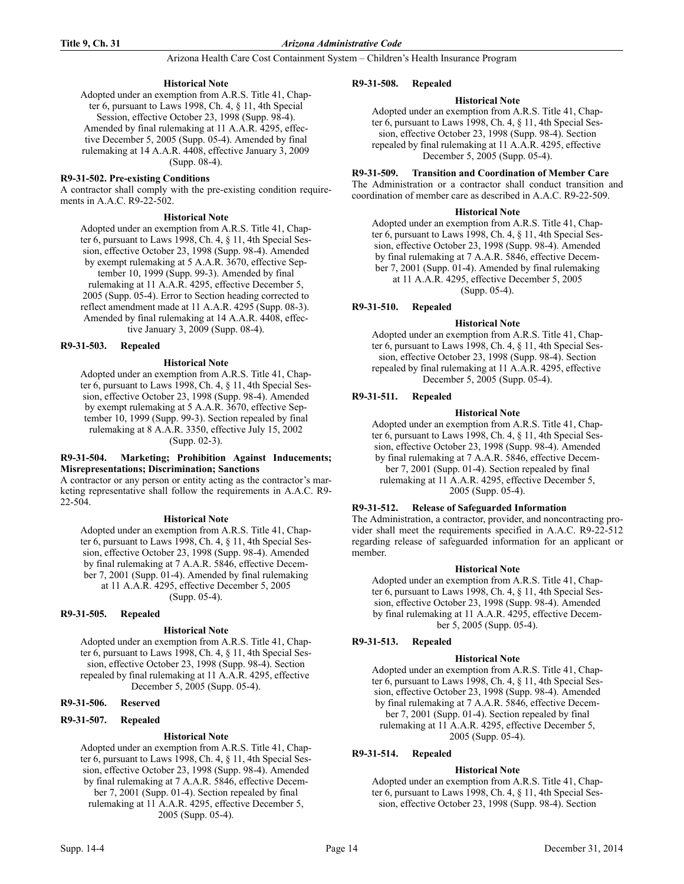#### Historical Note

Adopted under an exemption from A.R.S. Title 41, Chapter 6, pursuant to Laws 1998, Ch. 4, § 11, 4th Special Session, effective October 23, 1998 (Supp. 98-4). Amended by final rulemaking at 11 A.A.R. 4295, effective December 5, 2005 (Supp. 05-4). Amended by final rulemaking at 14 A.A.R. 4408, effective January 3, 2009 (Supp. 08-4).

### R9-31-502. Pre-existing Conditions

A contractor shall comply with the pre-existing condition requirements in A.A.C. R9-22-502.

#### Historical Note

Adopted under an exemption from A.R.S. Title 41, Chapter 6, pursuant to Laws 1998, Ch. 4, § 11, 4th Special Session, effective October 23, 1998 (Supp. 98-4). Amended by exempt rulemaking at 5 A.A.R. 3670, effective September 10, 1999 (Supp. 99-3). Amended by final rulemaking at 11 A.A.R. 4295, effective December 5, 2005 (Supp. 05-4). Error to Section heading corrected to reflect amendment made at 11 A.A.R. 4295 (Supp. 08-3). Amended by final rulemaking at 14 A.A.R. 4408, effective January 3, 2009 (Supp. 08-4).

### R9-31-503. Repealed

#### Historical Note

Adopted under an exemption from A.R.S. Title 41, Chapter 6, pursuant to Laws 1998, Ch. 4, § 11, 4th Special Session, effective October 23, 1998 (Supp. 98-4). Amended by exempt rulemaking at 5 A.A.R. 3670, effective September 10, 1999 (Supp. 99-3). Section repealed by final rulemaking at 8 A.A.R. 3350, effective July 15, 2002 (Supp. 02-3).

### R9-31-504. Marketing; Prohibition Against Inducements; Misrepresentations; Discrimination; Sanctions

A contractor or any person or entity acting as the contractor's marketing representative shall follow the requirements in A.A.C. R9-22-504.

#### Historical Note

Adopted under an exemption from A.R.S. Title 41, Chapter 6, pursuant to Laws 1998, Ch. 4, § 11, 4th Special Session, effective October 23, 1998 (Supp. 98-4). Amended by final rulemaking at 7 A.A.R. 5846, effective December 7, 2001 (Supp. 01-4). Amended by final rulemaking at 11 A.A.R. 4295, effective December 5, 2005 (Supp. 05-4).

### R9-31-505. Repealed

#### Historical Note

Adopted under an exemption from A.R.S. Title 41, Chapter 6, pursuant to Laws 1998, Ch. 4, § 11, 4th Special Session, effective October 23, 1998 (Supp. 98-4). Section repealed by final rulemaking at 11 A.A.R. 4295, effective December 5, 2005 (Supp. 05-4).

### R9-31-506. Reserved

### R9-31-507. Repealed

#### Historical Note

Adopted under an exemption from A.R.S. Title 41, Chapter 6, pursuant to Laws 1998, Ch. 4, § 11, 4th Special Session, effective October 23, 1998 (Supp. 98-4). Amended by final rulemaking at 7 A.A.R. 5846, effective December 7, 2001 (Supp. 01-4). Section repealed by final rulemaking at 11 A.A.R. 4295, effective December 5, 2005 (Supp. 05-4).

### R9-31-508. Repealed

#### Historical Note

Adopted under an exemption from A.R.S. Title 41, Chapter 6, pursuant to Laws 1998, Ch. 4, § 11, 4th Special Session, effective October 23, 1998 (Supp. 98-4). Section repealed by final rulemaking at 11 A.A.R. 4295, effective December 5, 2005 (Supp. 05-4).

### R9-31-509. Transition and Coordination of Member Care

The Administration or a contractor shall conduct transition and coordination of member care as described in A.A.C. R9-22-509.

#### Historical Note

Adopted under an exemption from A.R.S. Title 41, Chapter 6, pursuant to Laws 1998, Ch. 4, § 11, 4th Special Session, effective October 23, 1998 (Supp. 98-4). Amended by final rulemaking at 7 A.A.R. 5846, effective December 7, 2001 (Supp. 01-4). Amended by final rulemaking at 11 A.A.R. 4295, effective December 5, 2005 (Supp. 05-4).

### R9-31-510. Repealed

#### Historical Note

Adopted under an exemption from A.R.S. Title 41, Chapter 6, pursuant to Laws 1998, Ch. 4, § 11, 4th Special Session, effective October 23, 1998 (Supp. 98-4). Section repealed by final rulemaking at 11 A.A.R. 4295, effective December 5, 2005 (Supp. 05-4).

### R9-31-511. Repealed

#### Historical Note

Adopted under an exemption from A.R.S. Title 41, Chapter 6, pursuant to Laws 1998, Ch. 4, § 11, 4th Special Session, effective October 23, 1998 (Supp. 98-4). Amended by final rulemaking at 7 A.A.R. 5846, effective December 7, 2001 (Supp. 01-4). Section repealed by final rulemaking at 11 A.A.R. 4295, effective December 5, 2005 (Supp. 05-4).

### R9-31-512. Release of Safeguarded Information

The Administration, a contractor, provider, and noncontracting provider shall meet the requirements specified in A.A.C. R9-22-512 regarding release of safeguarded information for an applicant or member.

#### Historical Note

Adopted under an exemption from A.R.S. Title 41, Chapter 6, pursuant to Laws 1998, Ch. 4, § 11, 4th Special Session, effective October 23, 1998 (Supp. 98-4). Amended by final rulemaking at 11 A.A.R. 4295, effective December 5, 2005 (Supp. 05-4).

### R9-31-513. Repealed

#### Historical Note

Adopted under an exemption from A.R.S. Title 41, Chapter 6, pursuant to Laws 1998, Ch. 4, § 11, 4th Special Session, effective October 23, 1998 (Supp. 98-4). Amended by final rulemaking at 7 A.A.R. 5846, effective December 7, 2001 (Supp. 01-4). Section repealed by final rulemaking at 11 A.A.R. 4295, effective December 5, 2005 (Supp. 05-4).

### R9-31-514. Repealed

#### Historical Note

Adopted under an exemption from A.R.S. Title 41, Chapter 6, pursuant to Laws 1998, Ch. 4, § 11, 4th Special Session, effective October 23, 1998 (Supp. 98-4). Section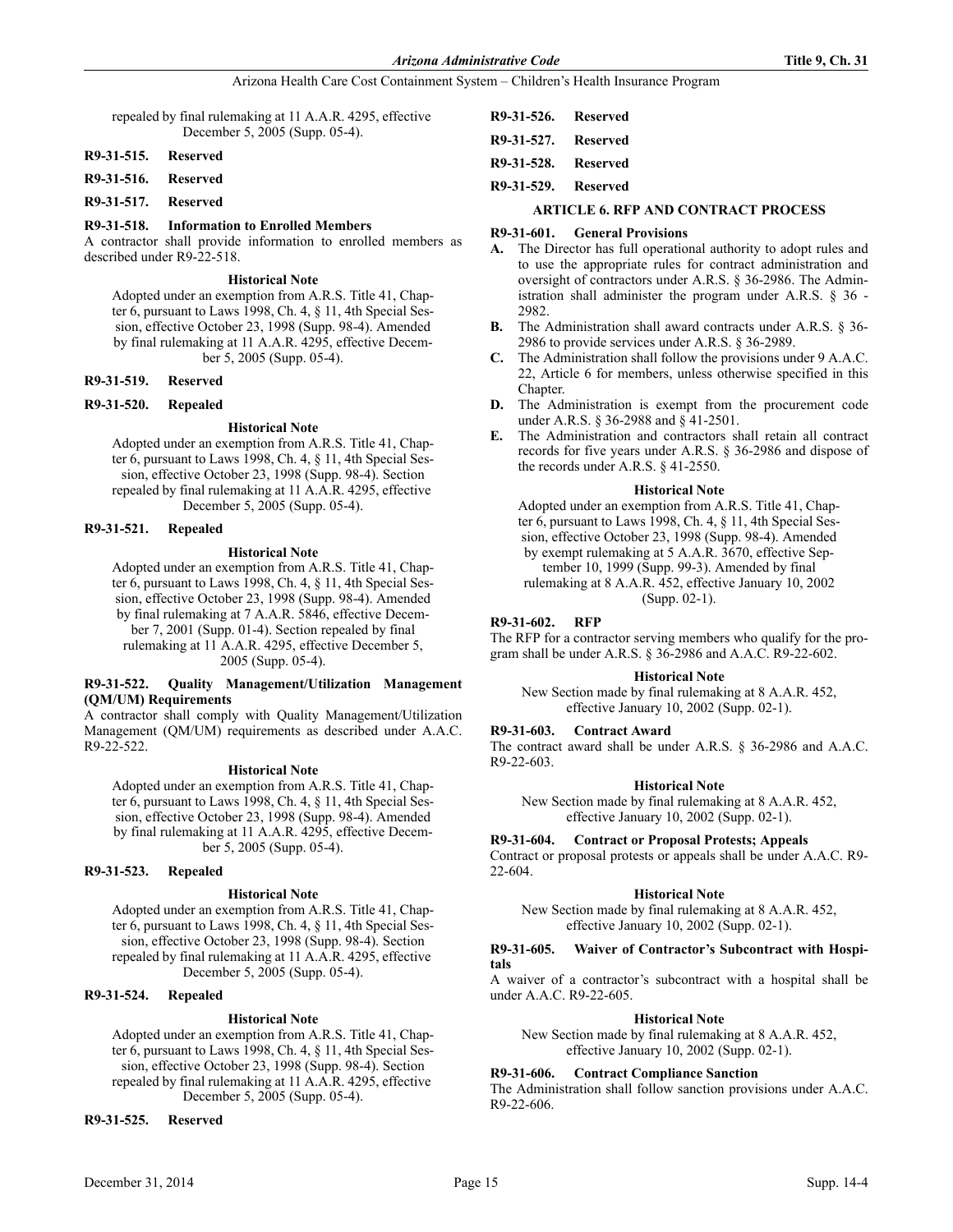repealed by final rulemaking at 11 A.A.R. 4295, effective December 5, 2005 (Supp. 05-4).

**R9-31-515. Reserved**

**R9-31-516. Reserved**

**R9-31-517. Reserved**

**R9-31-518. Information to Enrolled Members**

A contractor shall provide information to enrolled members as described under R9-22-518.

**Historical Note**

Adopted under an exemption from A.R.S. Title 41, Chapter 6, pursuant to Laws 1998, Ch. 4, § 11, 4th Special Session, effective October 23, 1998 (Supp. 98-4). Amended by final rulemaking at 11 A.A.R. 4295, effective December 5, 2005 (Supp. 05-4).

**R9-31-519. Reserved**

**R9-31-520. Repealed**

**Historical Note**

Adopted under an exemption from A.R.S. Title 41, Chapter 6, pursuant to Laws 1998, Ch. 4, § 11, 4th Special Session, effective October 23, 1998 (Supp. 98-4). Section repealed by final rulemaking at 11 A.A.R. 4295, effective December 5, 2005 (Supp. 05-4).

**R9-31-521. Repealed**

**Historical Note**

Adopted under an exemption from A.R.S. Title 41, Chapter 6, pursuant to Laws 1998, Ch. 4, § 11, 4th Special Session, effective October 23, 1998 (Supp. 98-4). Amended by final rulemaking at 7 A.A.R. 5846, effective December 7, 2001 (Supp. 01-4). Section repealed by final rulemaking at 11 A.A.R. 4295, effective December 5, 2005 (Supp. 05-4).

**R9-31-522. Quality Management/Utilization Management (QM/UM) Requirements**

A contractor shall comply with Quality Management/Utilization Management (QM/UM) requirements as described under A.A.C. R9-22-522.

**Historical Note**

Adopted under an exemption from A.R.S. Title 41, Chapter 6, pursuant to Laws 1998, Ch. 4, § 11, 4th Special Session, effective October 23, 1998 (Supp. 98-4). Amended by final rulemaking at 11 A.A.R. 4295, effective December 5, 2005 (Supp. 05-4).

**R9-31-523. Repealed**

**Historical Note**

Adopted under an exemption from A.R.S. Title 41, Chapter 6, pursuant to Laws 1998, Ch. 4, § 11, 4th Special Session, effective October 23, 1998 (Supp. 98-4). Section repealed by final rulemaking at 11 A.A.R. 4295, effective December 5, 2005 (Supp. 05-4).

**R9-31-524. Repealed**

**Historical Note**

Adopted under an exemption from A.R.S. Title 41, Chapter 6, pursuant to Laws 1998, Ch. 4, § 11, 4th Special Session, effective October 23, 1998 (Supp. 98-4). Section repealed by final rulemaking at 11 A.A.R. 4295, effective December 5, 2005 (Supp. 05-4).

**R9-31-525. Reserved**

**R9-31-526. Reserved**

**R9-31-527. Reserved**

**R9-31-528. Reserved**

**R9-31-529. Reserved**

## ARTICLE 6. RFP AND CONTRACT PROCESS

**R9-31-601. General Provisions**

**A.** The Director has full operational authority to adopt rules and to use the appropriate rules for contract administration and oversight of contractors under A.R.S. § 36-2986. The Administration shall administer the program under A.R.S. § 36 - 2982.

**B.** The Administration shall award contracts under A.R.S. § 36-2986 to provide services under A.R.S. § 36-2989.

**C.** The Administration shall follow the provisions under 9 A.A.C. 22, Article 6 for members, unless otherwise specified in this Chapter.

**D.** The Administration is exempt from the procurement code under A.R.S. § 36-2988 and § 41-2501.

**E.** The Administration and contractors shall retain all contract records for five years under A.R.S. § 36-2986 and dispose of the records under A.R.S. § 41-2550.

**Historical Note**

Adopted under an exemption from A.R.S. Title 41, Chapter 6, pursuant to Laws 1998, Ch. 4, § 11, 4th Special Session, effective October 23, 1998 (Supp. 98-4). Amended by exempt rulemaking at 5 A.A.R. 3670, effective September 10, 1999 (Supp. 99-3). Amended by final rulemaking at 8 A.A.R. 452, effective January 10, 2002 (Supp. 02-1).

**R9-31-602. RFP**

The RFP for a contractor serving members who qualify for the program shall be under A.R.S. § 36-2986 and A.A.C. R9-22-602.

**Historical Note**

New Section made by final rulemaking at 8 A.A.R. 452, effective January 10, 2002 (Supp. 02-1).

**R9-31-603. Contract Award**

The contract award shall be under A.R.S. § 36-2986 and A.A.C. R9-22-603.

**Historical Note**

New Section made by final rulemaking at 8 A.A.R. 452, effective January 10, 2002 (Supp. 02-1).

**R9-31-604. Contract or Proposal Protests; Appeals**

Contract or proposal protests or appeals shall be under A.A.C. R9-22-604.

**Historical Note**

New Section made by final rulemaking at 8 A.A.R. 452, effective January 10, 2002 (Supp. 02-1).

**R9-31-605. Waiver of Contractor's Subcontract with Hospitals**

A waiver of a contractor's subcontract with a hospital shall be under A.A.C. R9-22-605.

**Historical Note**

New Section made by final rulemaking at 8 A.A.R. 452, effective January 10, 2002 (Supp. 02-1).

**R9-31-606. Contract Compliance Sanction**

The Administration shall follow sanction provisions under A.A.C. R9-22-606.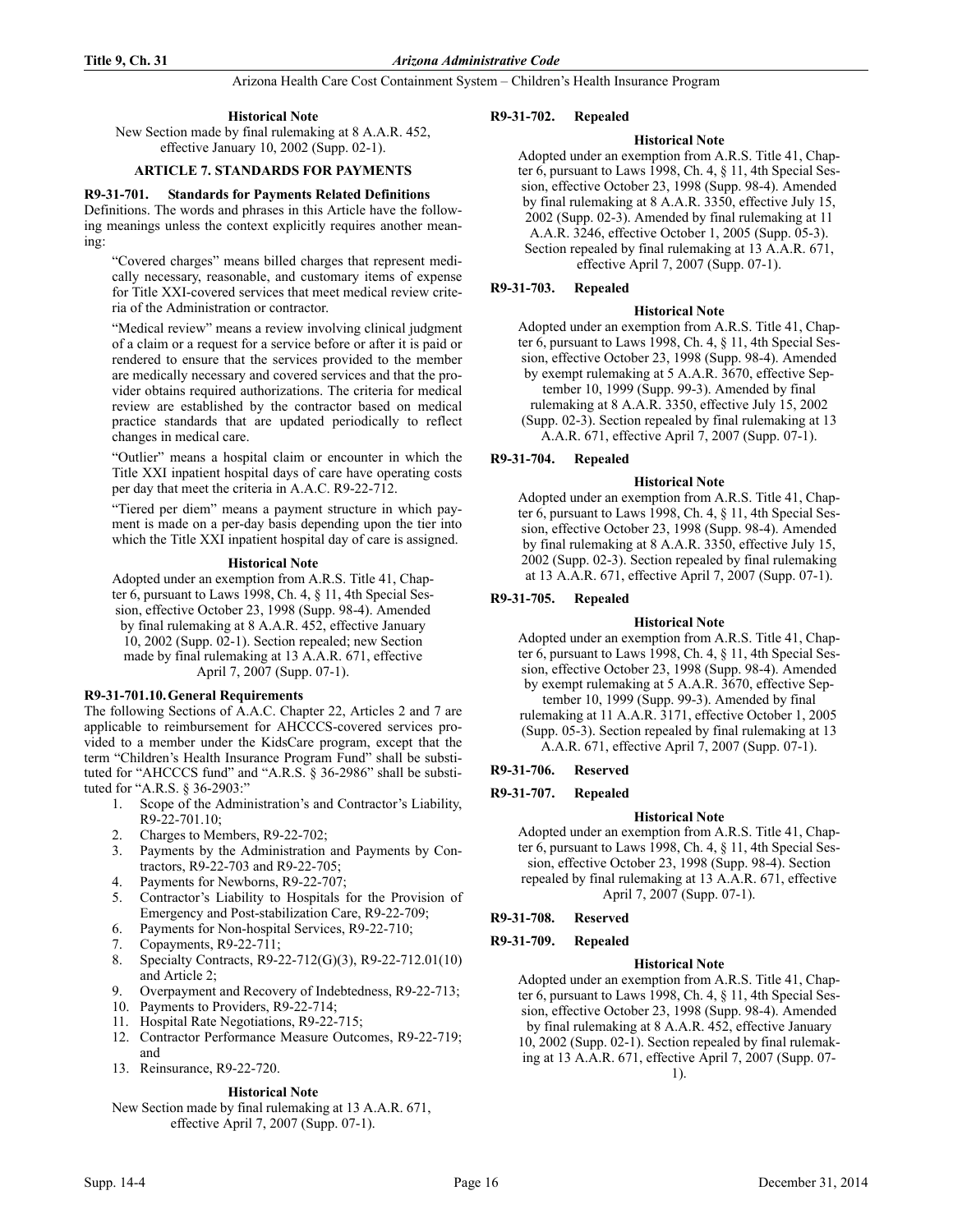**Historical Note**

New Section made by final rulemaking at 8 A.A.R. 452, effective January 10, 2002 (Supp. 02-1).

## ARTICLE 7. STANDARDS FOR PAYMENTS

### R9-31-701. Standards for Payments Related Definitions

Definitions. The words and phrases in this Article have the following meanings unless the context explicitly requires another meaning:

"Covered charges" means billed charges that represent medically necessary, reasonable, and customary items of expense for Title XXI-covered services that meet medical review criteria of the Administration or contractor.

"Medical review" means a review involving clinical judgment of a claim or a request for a service before or after it is paid or rendered to ensure that the services provided to the member are medically necessary and covered services and that the provider obtains required authorizations. The criteria for medical review are established by the contractor based on medical practice standards that are updated periodically to reflect changes in medical care.

"Outlier" means a hospital claim or encounter in which the Title XXI inpatient hospital days of care have operating costs per day that meet the criteria in A.A.C. R9-22-712.

"Tiered per diem" means a payment structure in which payment is made on a per-day basis depending upon the tier into which the Title XXI inpatient hospital day of care is assigned.

**Historical Note**

Adopted under an exemption from A.R.S. Title 41, Chapter 6, pursuant to Laws 1998, Ch. 4, § 11, 4th Special Session, effective October 23, 1998 (Supp. 98-4). Amended by final rulemaking at 8 A.A.R. 452, effective January 10, 2002 (Supp. 02-1). Section repealed; new Section made by final rulemaking at 13 A.A.R. 671, effective April 7, 2007 (Supp. 07-1).

### R9-31-701.10. General Requirements

The following Sections of A.A.C. Chapter 22, Articles 2 and 7 are applicable to reimbursement for AHCCCS-covered services provided to a member under the KidsCare program, except that the term "Children's Health Insurance Program Fund" shall be substituted for "AHCCCS fund" and "A.R.S. § 36-2986" shall be substituted for "A.R.S. § 36-2903:"

1. Scope of the Administration's and Contractor's Liability, R9-22-701.10;
2. Charges to Members, R9-22-702;
3. Payments by the Administration and Payments by Contractors, R9-22-703 and R9-22-705;
4. Payments for Newborns, R9-22-707;
5. Contractor's Liability to Hospitals for the Provision of Emergency and Post-stabilization Care, R9-22-709;
6. Payments for Non-hospital Services, R9-22-710;
7. Copayments, R9-22-711;
8. Specialty Contracts, R9-22-712(G)(3), R9-22-712.01(10) and Article 2;
9. Overpayment and Recovery of Indebtedness, R9-22-713;
10. Payments to Providers, R9-22-714;
11. Hospital Rate Negotiations, R9-22-715;
12. Contractor Performance Measure Outcomes, R9-22-719; and
13. Reinsurance, R9-22-720.

**Historical Note**

New Section made by final rulemaking at 13 A.A.R. 671, effective April 7, 2007 (Supp. 07-1).

### R9-31-702. Repealed

**Historical Note**

Adopted under an exemption from A.R.S. Title 41, Chapter 6, pursuant to Laws 1998, Ch. 4, § 11, 4th Special Session, effective October 23, 1998 (Supp. 98-4). Amended by final rulemaking at 8 A.A.R. 3350, effective July 15, 2002 (Supp. 02-3). Amended by final rulemaking at 11 A.A.R. 3246, effective October 1, 2005 (Supp. 05-3). Section repealed by final rulemaking at 13 A.A.R. 671, effective April 7, 2007 (Supp. 07-1).

### R9-31-703. Repealed

**Historical Note**

Adopted under an exemption from A.R.S. Title 41, Chapter 6, pursuant to Laws 1998, Ch. 4, § 11, 4th Special Session, effective October 23, 1998 (Supp. 98-4). Amended by exempt rulemaking at 5 A.A.R. 3670, effective September 10, 1999 (Supp. 99-3). Amended by final rulemaking at 8 A.A.R. 3350, effective July 15, 2002 (Supp. 02-3). Section repealed by final rulemaking at 13 A.A.R. 671, effective April 7, 2007 (Supp. 07-1).

### R9-31-704. Repealed

**Historical Note**

Adopted under an exemption from A.R.S. Title 41, Chapter 6, pursuant to Laws 1998, Ch. 4, § 11, 4th Special Session, effective October 23, 1998 (Supp. 98-4). Amended by final rulemaking at 8 A.A.R. 3350, effective July 15, 2002 (Supp. 02-3). Section repealed by final rulemaking at 13 A.A.R. 671, effective April 7, 2007 (Supp. 07-1).

### R9-31-705. Repealed

**Historical Note**

Adopted under an exemption from A.R.S. Title 41, Chapter 6, pursuant to Laws 1998, Ch. 4, § 11, 4th Special Session, effective October 23, 1998 (Supp. 98-4). Amended by exempt rulemaking at 5 A.A.R. 3670, effective September 10, 1999 (Supp. 99-3). Amended by final rulemaking at 11 A.A.R. 3171, effective October 1, 2005 (Supp. 05-3). Section repealed by final rulemaking at 13 A.A.R. 671, effective April 7, 2007 (Supp. 07-1).

### R9-31-706. Reserved

### R9-31-707. Repealed

**Historical Note**

Adopted under an exemption from A.R.S. Title 41, Chapter 6, pursuant to Laws 1998, Ch. 4, § 11, 4th Special Session, effective October 23, 1998 (Supp. 98-4). Section repealed by final rulemaking at 13 A.A.R. 671, effective April 7, 2007 (Supp. 07-1).

### R9-31-708. Reserved

### R9-31-709. Repealed

**Historical Note**

Adopted under an exemption from A.R.S. Title 41, Chapter 6, pursuant to Laws 1998, Ch. 4, § 11, 4th Special Session, effective October 23, 1998 (Supp. 98-4). Amended by final rulemaking at 8 A.A.R. 452, effective January 10, 2002 (Supp. 02-1). Section repealed by final rulemaking at 13 A.A.R. 671, effective April 7, 2007 (Supp. 07-1).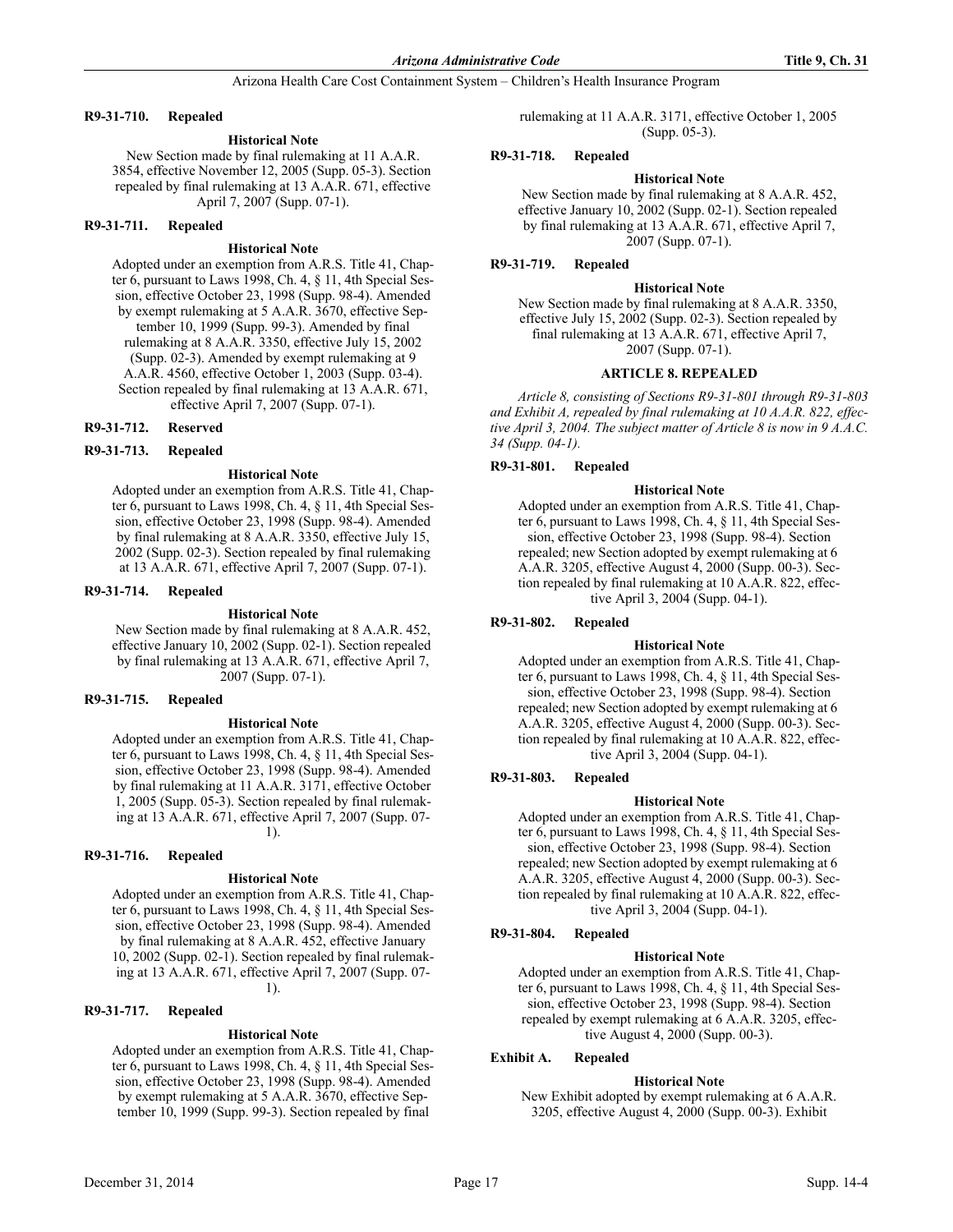### R9-31-710. Repealed

**Historical Note**

New Section made by final rulemaking at 11 A.A.R. 3854, effective November 12, 2005 (Supp. 05-3). Section repealed by final rulemaking at 13 A.A.R. 671, effective April 7, 2007 (Supp. 07-1).

### R9-31-711. Repealed

**Historical Note**

Adopted under an exemption from A.R.S. Title 41, Chapter 6, pursuant to Laws 1998, Ch. 4, § 11, 4th Special Session, effective October 23, 1998 (Supp. 98-4). Amended by exempt rulemaking at 5 A.A.R. 3670, effective September 10, 1999 (Supp. 99-3). Amended by final rulemaking at 8 A.A.R. 3350, effective July 15, 2002 (Supp. 02-3). Amended by exempt rulemaking at 9 A.A.R. 4560, effective October 1, 2003 (Supp. 03-4). Section repealed by final rulemaking at 13 A.A.R. 671, effective April 7, 2007 (Supp. 07-1).

### R9-31-712. Reserved

### R9-31-713. Repealed

**Historical Note**

Adopted under an exemption from A.R.S. Title 41, Chapter 6, pursuant to Laws 1998, Ch. 4, § 11, 4th Special Session, effective October 23, 1998 (Supp. 98-4). Amended by final rulemaking at 8 A.A.R. 3350, effective July 15, 2002 (Supp. 02-3). Section repealed by final rulemaking at 13 A.A.R. 671, effective April 7, 2007 (Supp. 07-1).

### R9-31-714. Repealed

**Historical Note**

New Section made by final rulemaking at 8 A.A.R. 452, effective January 10, 2002 (Supp. 02-1). Section repealed by final rulemaking at 13 A.A.R. 671, effective April 7, 2007 (Supp. 07-1).

### R9-31-715. Repealed

**Historical Note**

Adopted under an exemption from A.R.S. Title 41, Chapter 6, pursuant to Laws 1998, Ch. 4, § 11, 4th Special Session, effective October 23, 1998 (Supp. 98-4). Amended by final rulemaking at 11 A.A.R. 3171, effective October 1, 2005 (Supp. 05-3). Section repealed by final rulemaking at 13 A.A.R. 671, effective April 7, 2007 (Supp. 07-1).

### R9-31-716. Repealed

**Historical Note**

Adopted under an exemption from A.R.S. Title 41, Chapter 6, pursuant to Laws 1998, Ch. 4, § 11, 4th Special Session, effective October 23, 1998 (Supp. 98-4). Amended by final rulemaking at 8 A.A.R. 452, effective January 10, 2002 (Supp. 02-1). Section repealed by final rulemaking at 13 A.A.R. 671, effective April 7, 2007 (Supp. 07-1).

### R9-31-717. Repealed

**Historical Note**

Adopted under an exemption from A.R.S. Title 41, Chapter 6, pursuant to Laws 1998, Ch. 4, § 11, 4th Special Session, effective October 23, 1998 (Supp. 98-4). Amended by exempt rulemaking at 5 A.A.R. 3670, effective September 10, 1999 (Supp. 99-3). Section repealed by final rulemaking at 11 A.A.R. 3171, effective October 1, 2005 (Supp. 05-3).

### R9-31-718. Repealed

**Historical Note**

New Section made by final rulemaking at 8 A.A.R. 452, effective January 10, 2002 (Supp. 02-1). Section repealed by final rulemaking at 13 A.A.R. 671, effective April 7, 2007 (Supp. 07-1).

### R9-31-719. Repealed

**Historical Note**

New Section made by final rulemaking at 8 A.A.R. 3350, effective July 15, 2002 (Supp. 02-3). Section repealed by final rulemaking at 13 A.A.R. 671, effective April 7, 2007 (Supp. 07-1).

## ARTICLE 8. REPEALED

*Article 8, consisting of Sections R9-31-801 through R9-31-803 and Exhibit A, repealed by final rulemaking at 10 A.A.R. 822, effective April 3, 2004. The subject matter of Article 8 is now in 9 A.A.C. 34 (Supp. 04-1).*

### R9-31-801. Repealed

**Historical Note**

Adopted under an exemption from A.R.S. Title 41, Chapter 6, pursuant to Laws 1998, Ch. 4, § 11, 4th Special Session, effective October 23, 1998 (Supp. 98-4). Section repealed; new Section adopted by exempt rulemaking at 6 A.A.R. 3205, effective August 4, 2000 (Supp. 00-3). Section repealed by final rulemaking at 10 A.A.R. 822, effective April 3, 2004 (Supp. 04-1).

### R9-31-802. Repealed

**Historical Note**

Adopted under an exemption from A.R.S. Title 41, Chapter 6, pursuant to Laws 1998, Ch. 4, § 11, 4th Special Session, effective October 23, 1998 (Supp. 98-4). Section repealed; new Section adopted by exempt rulemaking at 6 A.A.R. 3205, effective August 4, 2000 (Supp. 00-3). Section repealed by final rulemaking at 10 A.A.R. 822, effective April 3, 2004 (Supp. 04-1).

### R9-31-803. Repealed

**Historical Note**

Adopted under an exemption from A.R.S. Title 41, Chapter 6, pursuant to Laws 1998, Ch. 4, § 11, 4th Special Session, effective October 23, 1998 (Supp. 98-4). Section repealed; new Section adopted by exempt rulemaking at 6 A.A.R. 3205, effective August 4, 2000 (Supp. 00-3). Section repealed by final rulemaking at 10 A.A.R. 822, effective April 3, 2004 (Supp. 04-1).

### R9-31-804. Repealed

**Historical Note**

Adopted under an exemption from A.R.S. Title 41, Chapter 6, pursuant to Laws 1998, Ch. 4, § 11, 4th Special Session, effective October 23, 1998 (Supp. 98-4). Section repealed by exempt rulemaking at 6 A.A.R. 3205, effective August 4, 2000 (Supp. 00-3).

### Exhibit A. Repealed

**Historical Note**

New Exhibit adopted by exempt rulemaking at 6 A.A.R. 3205, effective August 4, 2000 (Supp. 00-3). Exhibit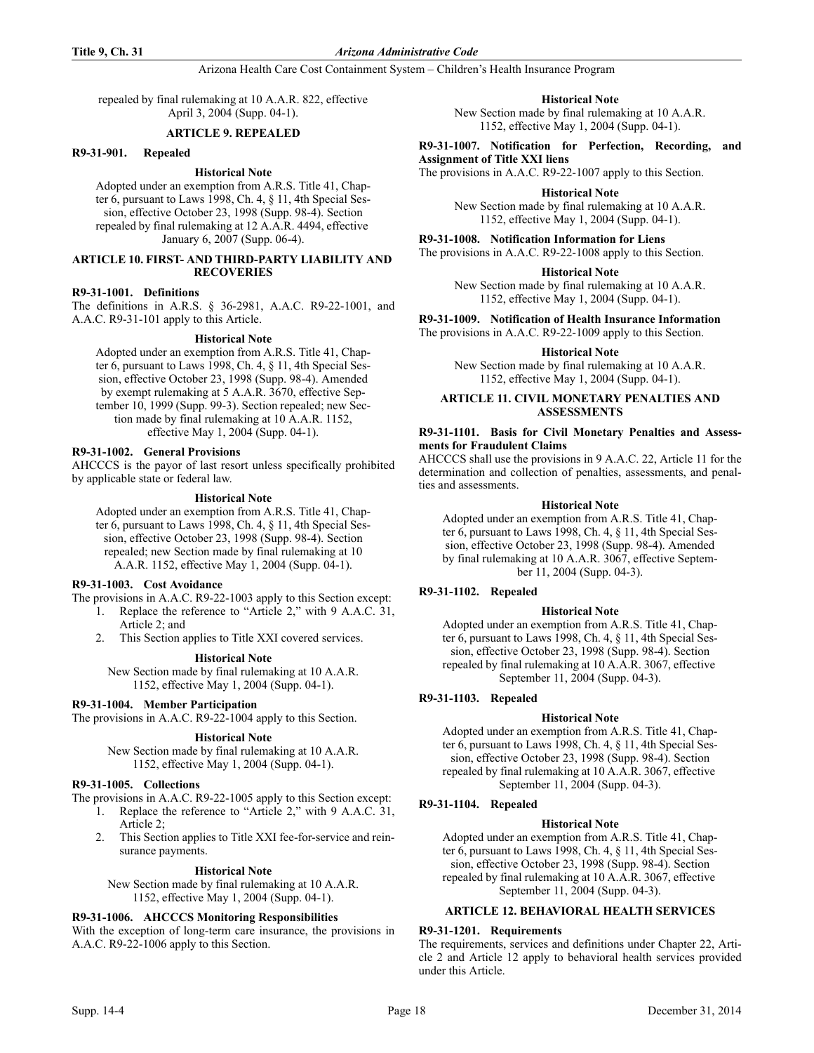repealed by final rulemaking at 10 A.A.R. 822, effective April 3, 2004 (Supp. 04-1).

## ARTICLE 9. REPEALED

### R9-31-901. Repealed

**Historical Note**

Adopted under an exemption from A.R.S. Title 41, Chapter 6, pursuant to Laws 1998, Ch. 4, § 11, 4th Special Session, effective October 23, 1998 (Supp. 98-4). Section repealed by final rulemaking at 12 A.A.R. 4494, effective January 6, 2007 (Supp. 06-4).

## ARTICLE 10. FIRST- AND THIRD-PARTY LIABILITY AND RECOVERIES

### R9-31-1001. Definitions

The definitions in A.R.S. § 36-2981, A.A.C. R9-22-1001, and A.A.C. R9-31-101 apply to this Article.

**Historical Note**

Adopted under an exemption from A.R.S. Title 41, Chapter 6, pursuant to Laws 1998, Ch. 4, § 11, 4th Special Session, effective October 23, 1998 (Supp. 98-4). Amended by exempt rulemaking at 5 A.A.R. 3670, effective September 10, 1999 (Supp. 99-3). Section repealed; new Section made by final rulemaking at 10 A.A.R. 1152, effective May 1, 2004 (Supp. 04-1).

### R9-31-1002. General Provisions

AHCCCS is the payor of last resort unless specifically prohibited by applicable state or federal law.

**Historical Note**

Adopted under an exemption from A.R.S. Title 41, Chapter 6, pursuant to Laws 1998, Ch. 4, § 11, 4th Special Session, effective October 23, 1998 (Supp. 98-4). Section repealed; new Section made by final rulemaking at 10 A.A.R. 1152, effective May 1, 2004 (Supp. 04-1).

### R9-31-1003. Cost Avoidance

The provisions in A.A.C. R9-22-1003 apply to this Section except:

1. Replace the reference to "Article 2," with 9 A.A.C. 31, Article 2; and
2. This Section applies to Title XXI covered services.

**Historical Note**

New Section made by final rulemaking at 10 A.A.R. 1152, effective May 1, 2004 (Supp. 04-1).

### R9-31-1004. Member Participation

The provisions in A.A.C. R9-22-1004 apply to this Section.

**Historical Note**

New Section made by final rulemaking at 10 A.A.R. 1152, effective May 1, 2004 (Supp. 04-1).

### R9-31-1005. Collections

The provisions in A.A.C. R9-22-1005 apply to this Section except:

1. Replace the reference to "Article 2," with 9 A.A.C. 31, Article 2;
2. This Section applies to Title XXI fee-for-service and reinsurance payments.

**Historical Note**

New Section made by final rulemaking at 10 A.A.R. 1152, effective May 1, 2004 (Supp. 04-1).

### R9-31-1006. AHCCCS Monitoring Responsibilities

With the exception of long-term care insurance, the provisions in A.A.C. R9-22-1006 apply to this Section.

**Historical Note**

New Section made by final rulemaking at 10 A.A.R. 1152, effective May 1, 2004 (Supp. 04-1).

### R9-31-1007. Notification for Perfection, Recording, and Assignment of Title XXI liens

The provisions in A.A.C. R9-22-1007 apply to this Section.

**Historical Note**

New Section made by final rulemaking at 10 A.A.R. 1152, effective May 1, 2004 (Supp. 04-1).

### R9-31-1008. Notification Information for Liens

The provisions in A.A.C. R9-22-1008 apply to this Section.

**Historical Note**

New Section made by final rulemaking at 10 A.A.R. 1152, effective May 1, 2004 (Supp. 04-1).

### R9-31-1009. Notification of Health Insurance Information

The provisions in A.A.C. R9-22-1009 apply to this Section.

**Historical Note**

New Section made by final rulemaking at 10 A.A.R. 1152, effective May 1, 2004 (Supp. 04-1).

## ARTICLE 11. CIVIL MONETARY PENALTIES AND ASSESSMENTS

### R9-31-1101. Basis for Civil Monetary Penalties and Assessments for Fraudulent Claims

AHCCCS shall use the provisions in 9 A.A.C. 22, Article 11 for the determination and collection of penalties, assessments, and penalties and assessments.

**Historical Note**

Adopted under an exemption from A.R.S. Title 41, Chapter 6, pursuant to Laws 1998, Ch. 4, § 11, 4th Special Session, effective October 23, 1998 (Supp. 98-4). Amended by final rulemaking at 10 A.A.R. 3067, effective September 11, 2004 (Supp. 04-3).

### R9-31-1102. Repealed

**Historical Note**

Adopted under an exemption from A.R.S. Title 41, Chapter 6, pursuant to Laws 1998, Ch. 4, § 11, 4th Special Session, effective October 23, 1998 (Supp. 98-4). Section repealed by final rulemaking at 10 A.A.R. 3067, effective September 11, 2004 (Supp. 04-3).

### R9-31-1103. Repealed

**Historical Note**

Adopted under an exemption from A.R.S. Title 41, Chapter 6, pursuant to Laws 1998, Ch. 4, § 11, 4th Special Session, effective October 23, 1998 (Supp. 98-4). Section repealed by final rulemaking at 10 A.A.R. 3067, effective September 11, 2004 (Supp. 04-3).

### R9-31-1104. Repealed

**Historical Note**

Adopted under an exemption from A.R.S. Title 41, Chapter 6, pursuant to Laws 1998, Ch. 4, § 11, 4th Special Session, effective October 23, 1998 (Supp. 98-4). Section repealed by final rulemaking at 10 A.A.R. 3067, effective September 11, 2004 (Supp. 04-3).

## ARTICLE 12. BEHAVIORAL HEALTH SERVICES

### R9-31-1201. Requirements

The requirements, services and definitions under Chapter 22, Article 2 and Article 12 apply to behavioral health services provided under this Article.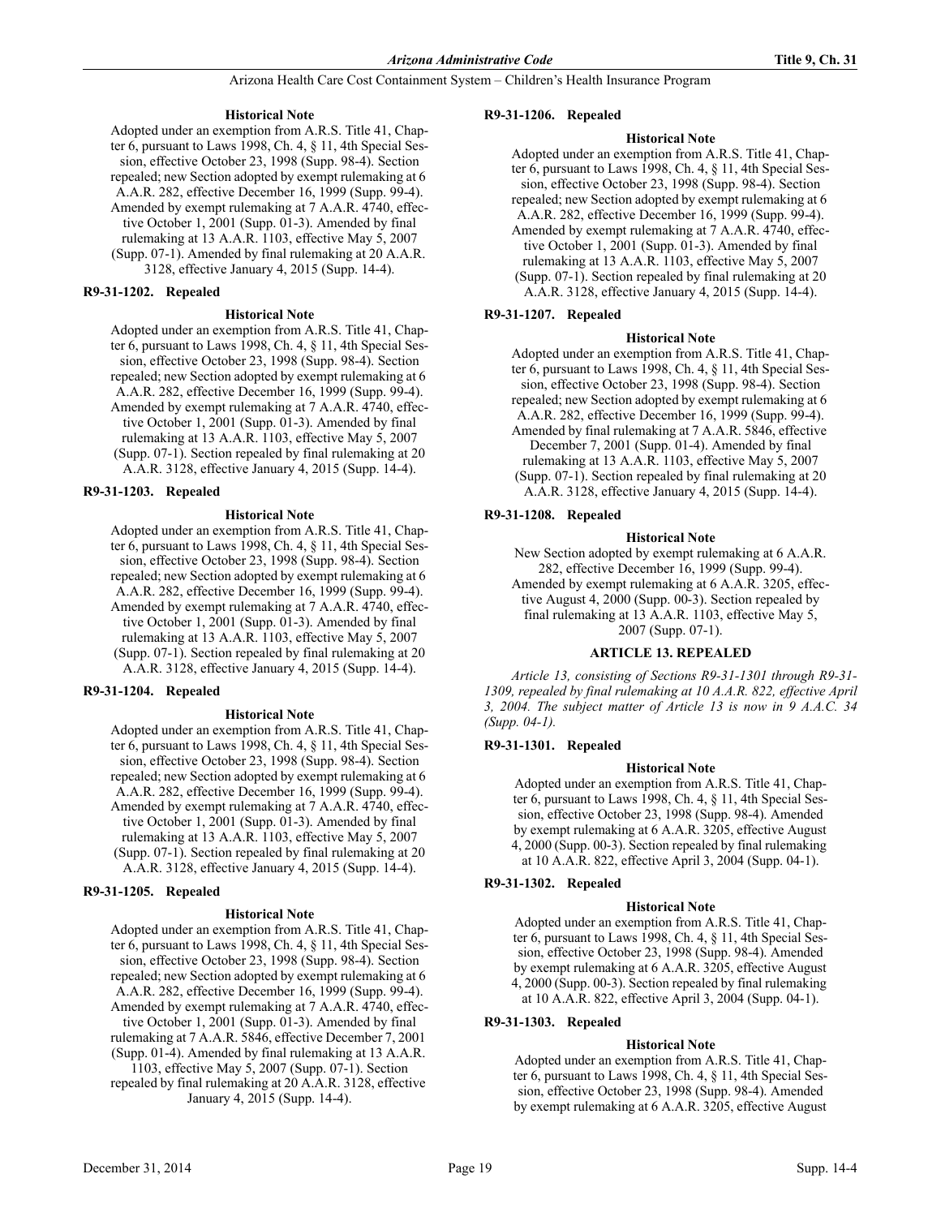**Historical Note**

Adopted under an exemption from A.R.S. Title 41, Chapter 6, pursuant to Laws 1998, Ch. 4, § 11, 4th Special Session, effective October 23, 1998 (Supp. 98-4). Section repealed; new Section adopted by exempt rulemaking at 6 A.A.R. 282, effective December 16, 1999 (Supp. 99-4). Amended by exempt rulemaking at 7 A.A.R. 4740, effective October 1, 2001 (Supp. 01-3). Amended by final rulemaking at 13 A.A.R. 1103, effective May 5, 2007 (Supp. 07-1). Amended by final rulemaking at 20 A.A.R. 3128, effective January 4, 2015 (Supp. 14-4).

### R9-31-1202. Repealed

**Historical Note**

Adopted under an exemption from A.R.S. Title 41, Chapter 6, pursuant to Laws 1998, Ch. 4, § 11, 4th Special Session, effective October 23, 1998 (Supp. 98-4). Section repealed; new Section adopted by exempt rulemaking at 6 A.A.R. 282, effective December 16, 1999 (Supp. 99-4). Amended by exempt rulemaking at 7 A.A.R. 4740, effective October 1, 2001 (Supp. 01-3). Amended by final rulemaking at 13 A.A.R. 1103, effective May 5, 2007 (Supp. 07-1). Section repealed by final rulemaking at 20 A.A.R. 3128, effective January 4, 2015 (Supp. 14-4).

### R9-31-1203. Repealed

**Historical Note**

Adopted under an exemption from A.R.S. Title 41, Chapter 6, pursuant to Laws 1998, Ch. 4, § 11, 4th Special Session, effective October 23, 1998 (Supp. 98-4). Section repealed; new Section adopted by exempt rulemaking at 6 A.A.R. 282, effective December 16, 1999 (Supp. 99-4). Amended by exempt rulemaking at 7 A.A.R. 4740, effective October 1, 2001 (Supp. 01-3). Amended by final rulemaking at 13 A.A.R. 1103, effective May 5, 2007 (Supp. 07-1). Section repealed by final rulemaking at 20 A.A.R. 3128, effective January 4, 2015 (Supp. 14-4).

### R9-31-1204. Repealed

**Historical Note**

Adopted under an exemption from A.R.S. Title 41, Chapter 6, pursuant to Laws 1998, Ch. 4, § 11, 4th Special Session, effective October 23, 1998 (Supp. 98-4). Section repealed; new Section adopted by exempt rulemaking at 6 A.A.R. 282, effective December 16, 1999 (Supp. 99-4). Amended by exempt rulemaking at 7 A.A.R. 4740, effective October 1, 2001 (Supp. 01-3). Amended by final rulemaking at 13 A.A.R. 1103, effective May 5, 2007 (Supp. 07-1). Section repealed by final rulemaking at 20 A.A.R. 3128, effective January 4, 2015 (Supp. 14-4).

### R9-31-1205. Repealed

**Historical Note**

Adopted under an exemption from A.R.S. Title 41, Chapter 6, pursuant to Laws 1998, Ch. 4, § 11, 4th Special Session, effective October 23, 1998 (Supp. 98-4). Section repealed; new Section adopted by exempt rulemaking at 6 A.A.R. 282, effective December 16, 1999 (Supp. 99-4). Amended by exempt rulemaking at 7 A.A.R. 4740, effective October 1, 2001 (Supp. 01-3). Amended by final rulemaking at 7 A.A.R. 5846, effective December 7, 2001 (Supp. 01-4). Amended by final rulemaking at 13 A.A.R. 1103, effective May 5, 2007 (Supp. 07-1). Section repealed by final rulemaking at 20 A.A.R. 3128, effective January 4, 2015 (Supp. 14-4).

### R9-31-1206. Repealed

**Historical Note**

Adopted under an exemption from A.R.S. Title 41, Chapter 6, pursuant to Laws 1998, Ch. 4, § 11, 4th Special Session, effective October 23, 1998 (Supp. 98-4). Section repealed; new Section adopted by exempt rulemaking at 6 A.A.R. 282, effective December 16, 1999 (Supp. 99-4). Amended by exempt rulemaking at 7 A.A.R. 4740, effective October 1, 2001 (Supp. 01-3). Amended by final rulemaking at 13 A.A.R. 1103, effective May 5, 2007 (Supp. 07-1). Section repealed by final rulemaking at 20 A.A.R. 3128, effective January 4, 2015 (Supp. 14-4).

### R9-31-1207. Repealed

**Historical Note**

Adopted under an exemption from A.R.S. Title 41, Chapter 6, pursuant to Laws 1998, Ch. 4, § 11, 4th Special Session, effective October 23, 1998 (Supp. 98-4). Section repealed; new Section adopted by exempt rulemaking at 6 A.A.R. 282, effective December 16, 1999 (Supp. 99-4). Amended by final rulemaking at 7 A.A.R. 5846, effective December 7, 2001 (Supp. 01-4). Amended by final rulemaking at 13 A.A.R. 1103, effective May 5, 2007 (Supp. 07-1). Section repealed by final rulemaking at 20 A.A.R. 3128, effective January 4, 2015 (Supp. 14-4).

### R9-31-1208. Repealed

**Historical Note**

New Section adopted by exempt rulemaking at 6 A.A.R. 282, effective December 16, 1999 (Supp. 99-4). Amended by exempt rulemaking at 6 A.A.R. 3205, effective August 4, 2000 (Supp. 00-3). Section repealed by final rulemaking at 13 A.A.R. 1103, effective May 5, 2007 (Supp. 07-1).

## ARTICLE 13. REPEALED

*Article 13, consisting of Sections R9-31-1301 through R9-31-1309, repealed by final rulemaking at 10 A.A.R. 822, effective April 3, 2004. The subject matter of Article 13 is now in 9 A.A.C. 34 (Supp. 04-1).*

### R9-31-1301. Repealed

**Historical Note**

Adopted under an exemption from A.R.S. Title 41, Chapter 6, pursuant to Laws 1998, Ch. 4, § 11, 4th Special Session, effective October 23, 1998 (Supp. 98-4). Amended by exempt rulemaking at 6 A.A.R. 3205, effective August 4, 2000 (Supp. 00-3). Section repealed by final rulemaking at 10 A.A.R. 822, effective April 3, 2004 (Supp. 04-1).

### R9-31-1302. Repealed

**Historical Note**

Adopted under an exemption from A.R.S. Title 41, Chapter 6, pursuant to Laws 1998, Ch. 4, § 11, 4th Special Session, effective October 23, 1998 (Supp. 98-4). Amended by exempt rulemaking at 6 A.A.R. 3205, effective August 4, 2000 (Supp. 00-3). Section repealed by final rulemaking at 10 A.A.R. 822, effective April 3, 2004 (Supp. 04-1).

### R9-31-1303. Repealed

**Historical Note**

Adopted under an exemption from A.R.S. Title 41, Chapter 6, pursuant to Laws 1998, Ch. 4, § 11, 4th Special Session, effective October 23, 1998 (Supp. 98-4). Amended by exempt rulemaking at 6 A.A.R. 3205, effective August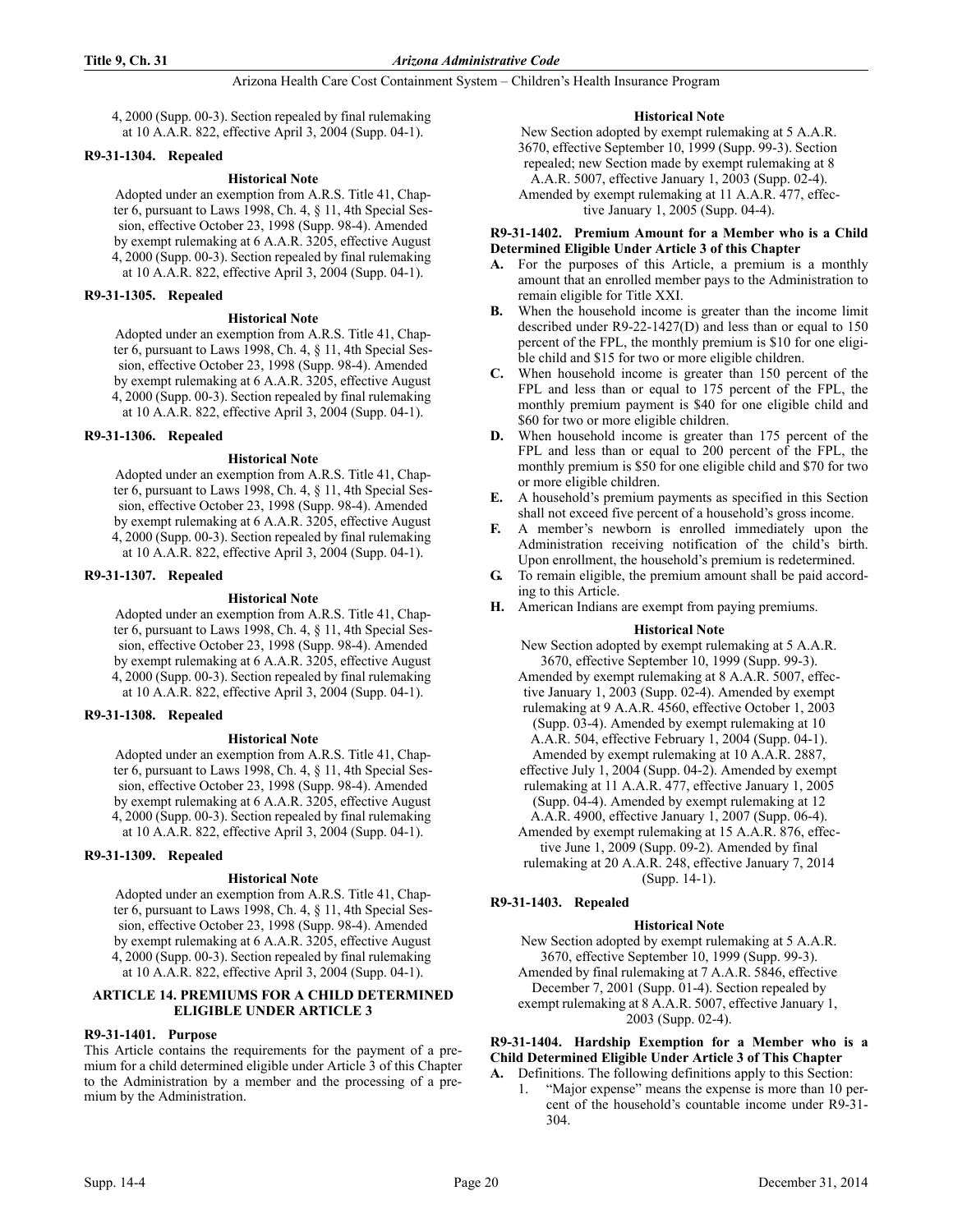4, 2000 (Supp. 00-3). Section repealed by final rulemaking at 10 A.A.R. 822, effective April 3, 2004 (Supp. 04-1).

### R9-31-1304. Repealed

**Historical Note**

Adopted under an exemption from A.R.S. Title 41, Chapter 6, pursuant to Laws 1998, Ch. 4, § 11, 4th Special Session, effective October 23, 1998 (Supp. 98-4). Amended by exempt rulemaking at 6 A.A.R. 3205, effective August 4, 2000 (Supp. 00-3). Section repealed by final rulemaking at 10 A.A.R. 822, effective April 3, 2004 (Supp. 04-1).

### R9-31-1305. Repealed

**Historical Note**

Adopted under an exemption from A.R.S. Title 41, Chapter 6, pursuant to Laws 1998, Ch. 4, § 11, 4th Special Session, effective October 23, 1998 (Supp. 98-4). Amended by exempt rulemaking at 6 A.A.R. 3205, effective August 4, 2000 (Supp. 00-3). Section repealed by final rulemaking at 10 A.A.R. 822, effective April 3, 2004 (Supp. 04-1).

### R9-31-1306. Repealed

**Historical Note**

Adopted under an exemption from A.R.S. Title 41, Chapter 6, pursuant to Laws 1998, Ch. 4, § 11, 4th Special Session, effective October 23, 1998 (Supp. 98-4). Amended by exempt rulemaking at 6 A.A.R. 3205, effective August 4, 2000 (Supp. 00-3). Section repealed by final rulemaking at 10 A.A.R. 822, effective April 3, 2004 (Supp. 04-1).

### R9-31-1307. Repealed

**Historical Note**

Adopted under an exemption from A.R.S. Title 41, Chapter 6, pursuant to Laws 1998, Ch. 4, § 11, 4th Special Session, effective October 23, 1998 (Supp. 98-4). Amended by exempt rulemaking at 6 A.A.R. 3205, effective August 4, 2000 (Supp. 00-3). Section repealed by final rulemaking at 10 A.A.R. 822, effective April 3, 2004 (Supp. 04-1).

### R9-31-1308. Repealed

**Historical Note**

Adopted under an exemption from A.R.S. Title 41, Chapter 6, pursuant to Laws 1998, Ch. 4, § 11, 4th Special Session, effective October 23, 1998 (Supp. 98-4). Amended by exempt rulemaking at 6 A.A.R. 3205, effective August 4, 2000 (Supp. 00-3). Section repealed by final rulemaking at 10 A.A.R. 822, effective April 3, 2004 (Supp. 04-1).

### R9-31-1309. Repealed

**Historical Note**

Adopted under an exemption from A.R.S. Title 41, Chapter 6, pursuant to Laws 1998, Ch. 4, § 11, 4th Special Session, effective October 23, 1998 (Supp. 98-4). Amended by exempt rulemaking at 6 A.A.R. 3205, effective August 4, 2000 (Supp. 00-3). Section repealed by final rulemaking at 10 A.A.R. 822, effective April 3, 2004 (Supp. 04-1).

## ARTICLE 14. PREMIUMS FOR A CHILD DETERMINED ELIGIBLE UNDER ARTICLE 3

### R9-31-1401. Purpose

This Article contains the requirements for the payment of a premium for a child determined eligible under Article 3 of this Chapter to the Administration by a member and the processing of a premium by the Administration.

**Historical Note**

New Section adopted by exempt rulemaking at 5 A.A.R. 3670, effective September 10, 1999 (Supp. 99-3). Section repealed; new Section made by exempt rulemaking at 8 A.A.R. 5007, effective January 1, 2003 (Supp. 02-4). Amended by exempt rulemaking at 11 A.A.R. 477, effective January 1, 2005 (Supp. 04-4).

### R9-31-1402. Premium Amount for a Member who is a Child Determined Eligible Under Article 3 of this Chapter

**A.** For the purposes of this Article, a premium is a monthly amount that an enrolled member pays to the Administration to remain eligible for Title XXI.

**B.** When the household income is greater than the income limit described under R9-22-1427(D) and less than or equal to 150 percent of the FPL, the monthly premium is $10 for one eligible child and $15 for two or more eligible children.

**C.** When household income is greater than 150 percent of the FPL and less than or equal to 175 percent of the FPL, the monthly premium payment is $40 for one eligible child and $60 for two or more eligible children.

**D.** When household income is greater than 175 percent of the FPL and less than or equal to 200 percent of the FPL, the monthly premium is $50 for one eligible child and $70 for two or more eligible children.

**E.** A household's premium payments as specified in this Section shall not exceed five percent of a household's gross income.

**F.** A member's newborn is enrolled immediately upon the Administration receiving notification of the child's birth. Upon enrollment, the household's premium is redetermined.

**G.** To remain eligible, the premium amount shall be paid according to this Article.

**H.** American Indians are exempt from paying premiums.

**Historical Note**

New Section adopted by exempt rulemaking at 5 A.A.R. 3670, effective September 10, 1999 (Supp. 99-3). Amended by exempt rulemaking at 8 A.A.R. 5007, effective January 1, 2003 (Supp. 02-4). Amended by exempt rulemaking at 9 A.A.R. 4560, effective October 1, 2003 (Supp. 03-4). Amended by exempt rulemaking at 10 A.A.R. 504, effective February 1, 2004 (Supp. 04-1). Amended by exempt rulemaking at 10 A.A.R. 2887, effective July 1, 2004 (Supp. 04-2). Amended by exempt rulemaking at 11 A.A.R. 477, effective January 1, 2005 (Supp. 04-4). Amended by exempt rulemaking at 12 A.A.R. 4900, effective January 1, 2007 (Supp. 06-4). Amended by exempt rulemaking at 15 A.A.R. 876, effective June 1, 2009 (Supp. 09-2). Amended by final rulemaking at 20 A.A.R. 248, effective January 7, 2014 (Supp. 14-1).

### R9-31-1403. Repealed

**Historical Note**

New Section adopted by exempt rulemaking at 5 A.A.R. 3670, effective September 10, 1999 (Supp. 99-3). Amended by final rulemaking at 7 A.A.R. 5846, effective December 7, 2001 (Supp. 01-4). Section repealed by exempt rulemaking at 8 A.A.R. 5007, effective January 1, 2003 (Supp. 02-4).

### R9-31-1404. Hardship Exemption for a Member who is a Child Determined Eligible Under Article 3 of This Chapter

**A.** Definitions. The following definitions apply to this Section:

1. "Major expense" means the expense is more than 10 percent of the household's countable income under R9-31-304.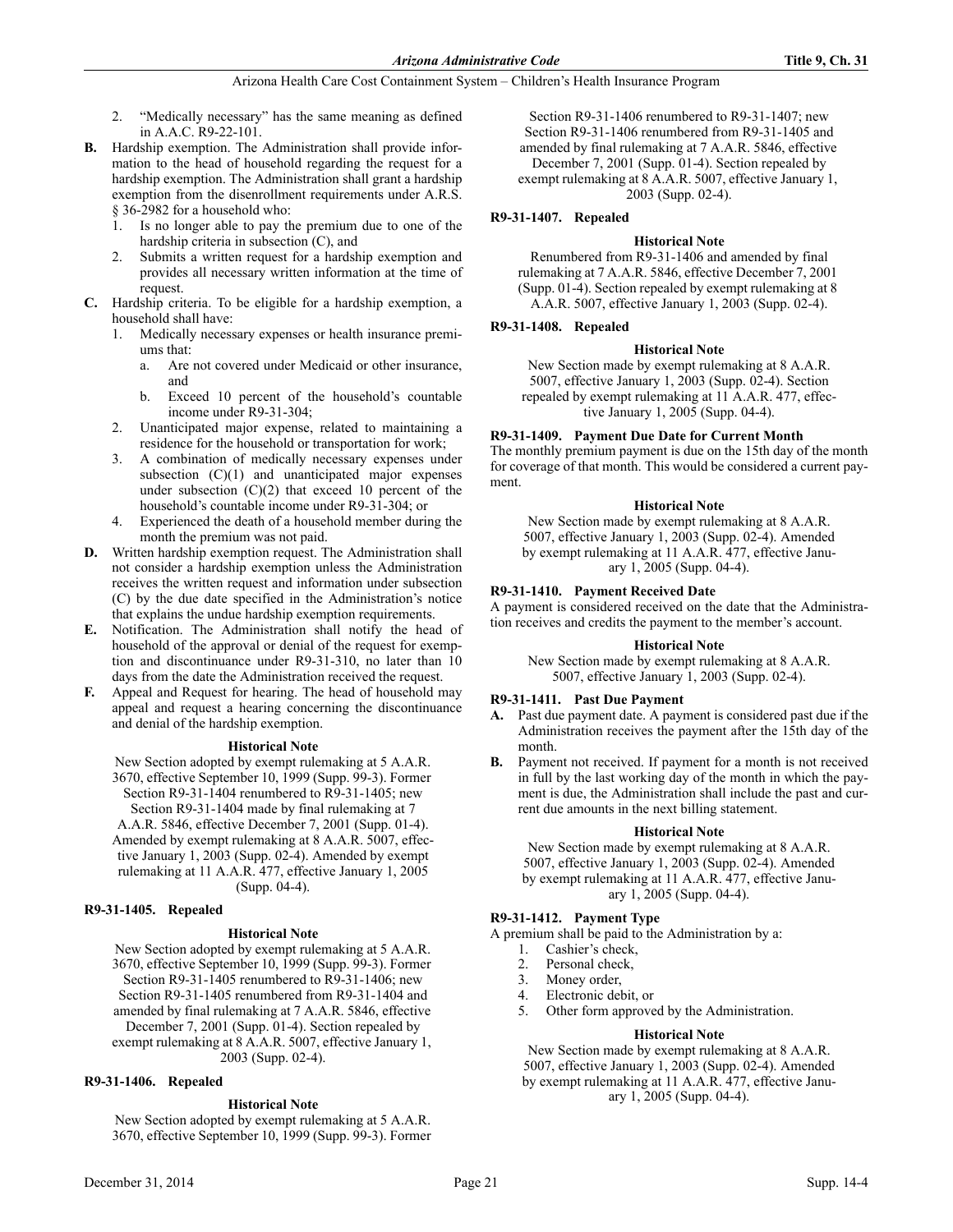2. "Medically necessary" has the same meaning as defined in A.A.C. R9-22-101.

**B.** Hardship exemption. The Administration shall provide information to the head of household regarding the request for a hardship exemption. The Administration shall grant a hardship exemption from the disenrollment requirements under A.R.S. § 36-2982 for a household who:

1. Is no longer able to pay the premium due to one of the hardship criteria in subsection (C), and
2. Submits a written request for a hardship exemption and provides all necessary written information at the time of request.

**C.** Hardship criteria. To be eligible for a hardship exemption, a household shall have:

1. Medically necessary expenses or health insurance premiums that:
   a. Are not covered under Medicaid or other insurance, and
   b. Exceed 10 percent of the household's countable income under R9-31-304;
2. Unanticipated major expense, related to maintaining a residence for the household or transportation for work;
3. A combination of medically necessary expenses under subsection (C)(1) and unanticipated major expenses under subsection (C)(2) that exceed 10 percent of the household's countable income under R9-31-304; or
4. Experienced the death of a household member during the month the premium was not paid.

**D.** Written hardship exemption request. The Administration shall not consider a hardship exemption unless the Administration receives the written request and information under subsection (C) by the due date specified in the Administration's notice that explains the undue hardship exemption requirements.

**E.** Notification. The Administration shall notify the head of household of the approval or denial of the request for exemption and discontinuance under R9-31-310, no later than 10 days from the date the Administration received the request.

**F.** Appeal and Request for hearing. The head of household may appeal and request a hearing concerning the discontinuance and denial of the hardship exemption.

**Historical Note**

New Section adopted by exempt rulemaking at 5 A.A.R. 3670, effective September 10, 1999 (Supp. 99-3). Former Section R9-31-1404 renumbered to R9-31-1405; new Section R9-31-1404 made by final rulemaking at 7 A.A.R. 5846, effective December 7, 2001 (Supp. 01-4). Amended by exempt rulemaking at 8 A.A.R. 5007, effective January 1, 2003 (Supp. 02-4). Amended by exempt rulemaking at 11 A.A.R. 477, effective January 1, 2005 (Supp. 04-4).

### R9-31-1405. Repealed

**Historical Note**

New Section adopted by exempt rulemaking at 5 A.A.R. 3670, effective September 10, 1999 (Supp. 99-3). Former Section R9-31-1405 renumbered to R9-31-1406; new Section R9-31-1405 renumbered from R9-31-1404 and amended by final rulemaking at 7 A.A.R. 5846, effective December 7, 2001 (Supp. 01-4). Section repealed by exempt rulemaking at 8 A.A.R. 5007, effective January 1, 2003 (Supp. 02-4).

### R9-31-1406. Repealed

**Historical Note**

New Section adopted by exempt rulemaking at 5 A.A.R. 3670, effective September 10, 1999 (Supp. 99-3). Former Section R9-31-1406 renumbered to R9-31-1407; new Section R9-31-1406 renumbered from R9-31-1405 and amended by final rulemaking at 7 A.A.R. 5846, effective December 7, 2001 (Supp. 01-4). Section repealed by exempt rulemaking at 8 A.A.R. 5007, effective January 1, 2003 (Supp. 02-4).

### R9-31-1407. Repealed

**Historical Note**

Renumbered from R9-31-1406 and amended by final rulemaking at 7 A.A.R. 5846, effective December 7, 2001 (Supp. 01-4). Section repealed by exempt rulemaking at 8 A.A.R. 5007, effective January 1, 2003 (Supp. 02-4).

### R9-31-1408. Repealed

**Historical Note**

New Section made by exempt rulemaking at 8 A.A.R. 5007, effective January 1, 2003 (Supp. 02-4). Section repealed by exempt rulemaking at 11 A.A.R. 477, effective January 1, 2005 (Supp. 04-4).

### R9-31-1409. Payment Due Date for Current Month

The monthly premium payment is due on the 15th day of the month for coverage of that month. This would be considered a current payment.

**Historical Note**

New Section made by exempt rulemaking at 8 A.A.R. 5007, effective January 1, 2003 (Supp. 02-4). Amended by exempt rulemaking at 11 A.A.R. 477, effective January 1, 2005 (Supp. 04-4).

### R9-31-1410. Payment Received Date

A payment is considered received on the date that the Administration receives and credits the payment to the member's account.

**Historical Note**

New Section made by exempt rulemaking at 8 A.A.R. 5007, effective January 1, 2003 (Supp. 02-4).

### R9-31-1411. Past Due Payment

**A.** Past due payment date. A payment is considered past due if the Administration receives the payment after the 15th day of the month.

**B.** Payment not received. If payment for a month is not received in full by the last working day of the month in which the payment is due, the Administration shall include the past and current due amounts in the next billing statement.

**Historical Note**

New Section made by exempt rulemaking at 8 A.A.R. 5007, effective January 1, 2003 (Supp. 02-4). Amended by exempt rulemaking at 11 A.A.R. 477, effective January 1, 2005 (Supp. 04-4).

### R9-31-1412. Payment Type

A premium shall be paid to the Administration by a:

1. Cashier's check,
2. Personal check,
3. Money order,
4. Electronic debit, or
5. Other form approved by the Administration.

**Historical Note**

New Section made by exempt rulemaking at 8 A.A.R. 5007, effective January 1, 2003 (Supp. 02-4). Amended by exempt rulemaking at 11 A.A.R. 477, effective January 1, 2005 (Supp. 04-4).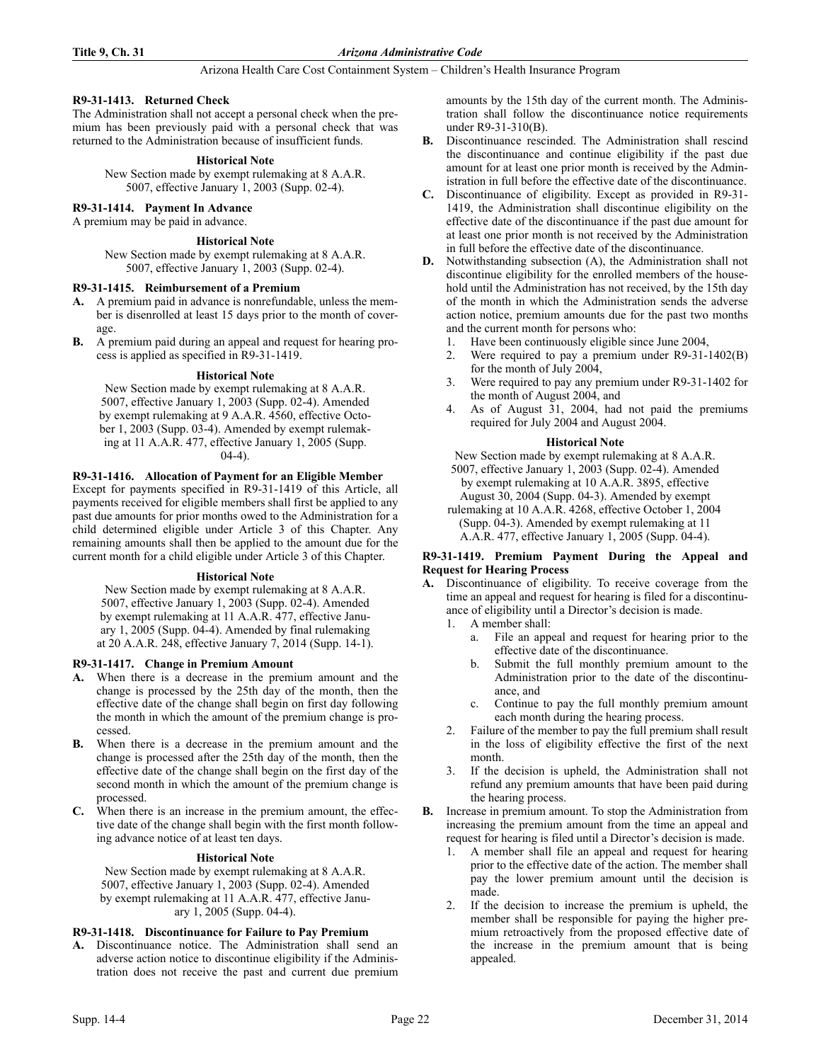### R9-31-1413. Returned Check

The Administration shall not accept a personal check when the premium has been previously paid with a personal check that was returned to the Administration because of insufficient funds.

**Historical Note**

New Section made by exempt rulemaking at 8 A.A.R. 5007, effective January 1, 2003 (Supp. 02-4).

### R9-31-1414. Payment In Advance

A premium may be paid in advance.

**Historical Note**

New Section made by exempt rulemaking at 8 A.A.R. 5007, effective January 1, 2003 (Supp. 02-4).

### R9-31-1415. Reimbursement of a Premium

**A.** A premium paid in advance is nonrefundable, unless the member is disenrolled at least 15 days prior to the month of coverage.

**B.** A premium paid during an appeal and request for hearing process is applied as specified in R9-31-1419.

**Historical Note**

New Section made by exempt rulemaking at 8 A.A.R. 5007, effective January 1, 2003 (Supp. 02-4). Amended by exempt rulemaking at 9 A.A.R. 4560, effective October 1, 2003 (Supp. 03-4). Amended by exempt rulemaking at 11 A.A.R. 477, effective January 1, 2005 (Supp. 04-4).

### R9-31-1416. Allocation of Payment for an Eligible Member

Except for payments specified in R9-31-1419 of this Article, all payments received for eligible members shall first be applied to any past due amounts for prior months owed to the Administration for a child determined eligible under Article 3 of this Chapter. Any remaining amounts shall then be applied to the amount due for the current month for a child eligible under Article 3 of this Chapter.

**Historical Note**

New Section made by exempt rulemaking at 8 A.A.R. 5007, effective January 1, 2003 (Supp. 02-4). Amended by exempt rulemaking at 11 A.A.R. 477, effective January 1, 2005 (Supp. 04-4). Amended by final rulemaking at 20 A.A.R. 248, effective January 7, 2014 (Supp. 14-1).

### R9-31-1417. Change in Premium Amount

**A.** When there is a decrease in the premium amount and the change is processed by the 25th day of the month, then the effective date of the change shall begin on first day following the month in which the amount of the premium change is processed.

**B.** When there is a decrease in the premium amount and the change is processed after the 25th day of the month, then the effective date of the change shall begin on the first day of the second month in which the amount of the premium change is processed.

**C.** When there is an increase in the premium amount, the effective date of the change shall begin with the first month following advance notice of at least ten days.

**Historical Note**

New Section made by exempt rulemaking at 8 A.A.R. 5007, effective January 1, 2003 (Supp. 02-4). Amended by exempt rulemaking at 11 A.A.R. 477, effective January 1, 2005 (Supp. 04-4).

### R9-31-1418. Discontinuance for Failure to Pay Premium

**A.** Discontinuance notice. The Administration shall send an adverse action notice to discontinue eligibility if the Administration does not receive the past and current due premium amounts by the 15th day of the current month. The Administration shall follow the discontinuance notice requirements under R9-31-310(B).

**B.** Discontinuance rescinded. The Administration shall rescind the discontinuance and continue eligibility if the past due amount for at least one prior month is received by the Administration in full before the effective date of the discontinuance.

**C.** Discontinuance of eligibility. Except as provided in R9-31-1419, the Administration shall discontinue eligibility on the effective date of the discontinuance if the past due amount for at least one prior month is not received by the Administration in full before the effective date of the discontinuance.

**D.** Notwithstanding subsection (A), the Administration shall not discontinue eligibility for the enrolled members of the household until the Administration has not received, by the 15th day of the month in which the Administration sends the adverse action notice, premium amounts due for the past two months and the current month for persons who:

1. Have been continuously eligible since June 2004,
2. Were required to pay a premium under R9-31-1402(B) for the month of July 2004,
3. Were required to pay any premium under R9-31-1402 for the month of August 2004, and
4. As of August 31, 2004, had not paid the premiums required for July 2004 and August 2004.

**Historical Note**

New Section made by exempt rulemaking at 8 A.A.R. 5007, effective January 1, 2003 (Supp. 02-4). Amended by exempt rulemaking at 10 A.A.R. 3895, effective August 30, 2004 (Supp. 04-3). Amended by exempt rulemaking at 10 A.A.R. 4268, effective October 1, 2004 (Supp. 04-3). Amended by exempt rulemaking at 11 A.A.R. 477, effective January 1, 2005 (Supp. 04-4).

### R9-31-1419. Premium Payment During the Appeal and Request for Hearing Process

**A.** Discontinuance of eligibility. To receive coverage from the time an appeal and request for hearing is filed for a discontinuance of eligibility until a Director's decision is made.

1. A member shall:
   a. File an appeal and request for hearing prior to the effective date of the discontinuance.
   b. Submit the full monthly premium amount to the Administration prior to the date of the discontinuance, and
   c. Continue to pay the full monthly premium amount each month during the hearing process.
2. Failure of the member to pay the full premium shall result in the loss of eligibility effective the first of the next month.
3. If the decision is upheld, the Administration shall not refund any premium amounts that have been paid during the hearing process.

**B.** Increase in premium amount. To stop the Administration from increasing the premium amount from the time an appeal and request for hearing is filed until a Director's decision is made.

1. A member shall file an appeal and request for hearing prior to the effective date of the action. The member shall pay the lower premium amount until the decision is made.
2. If the decision to increase the premium is upheld, the member shall be responsible for paying the higher premium retroactively from the proposed effective date of the increase in the premium amount that is being appealed.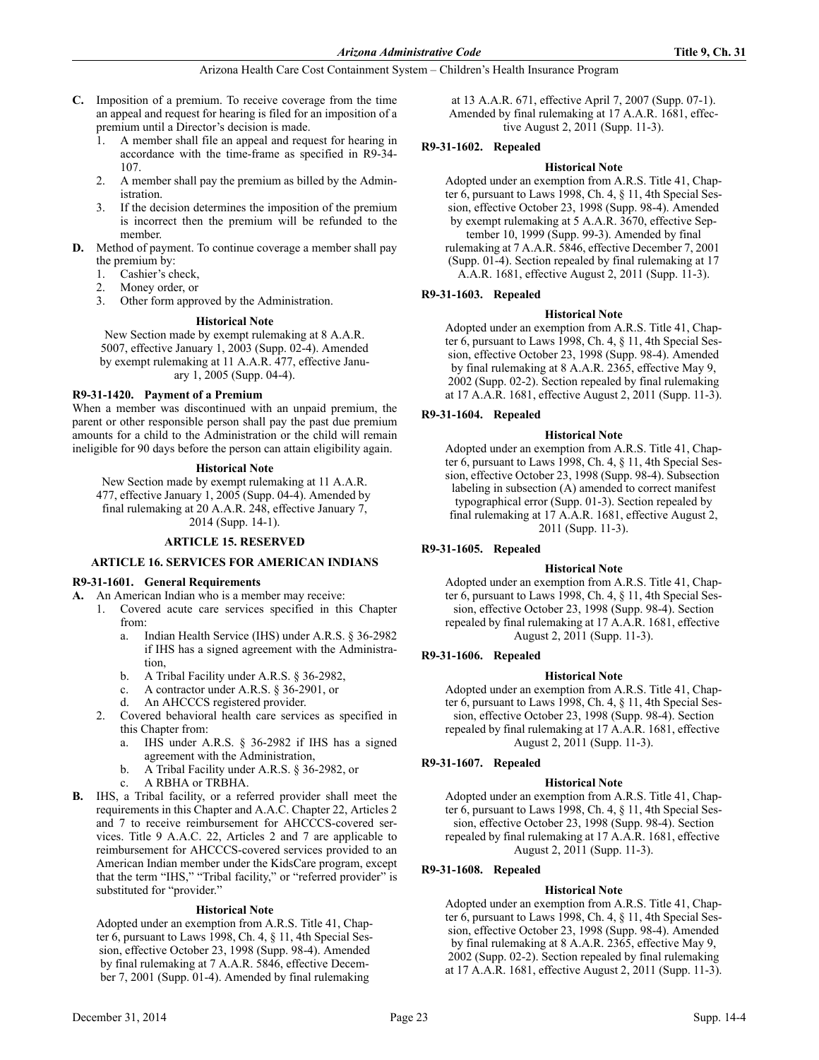**C.** Imposition of a premium. To receive coverage from the time an appeal and request for hearing is filed for an imposition of a premium until a Director's decision is made.

1. A member shall file an appeal and request for hearing in accordance with the time-frame as specified in R9-34-107.
2. A member shall pay the premium as billed by the Administration.
3. If the decision determines the imposition of the premium is incorrect then the premium will be refunded to the member.

**D.** Method of payment. To continue coverage a member shall pay the premium by:

1. Cashier's check,
2. Money order, or
3. Other form approved by the Administration.

**Historical Note**

New Section made by exempt rulemaking at 8 A.A.R. 5007, effective January 1, 2003 (Supp. 02-4). Amended by exempt rulemaking at 11 A.A.R. 477, effective January 1, 2005 (Supp. 04-4).

#### R9-31-1420. Payment of a Premium

When a member was discontinued with an unpaid premium, the parent or other responsible person shall pay the past due premium amounts for a child to the Administration or the child will remain ineligible for 90 days before the person can attain eligibility again.

**Historical Note**

New Section made by exempt rulemaking at 11 A.A.R. 477, effective January 1, 2005 (Supp. 04-4). Amended by final rulemaking at 20 A.A.R. 248, effective January 7, 2014 (Supp. 14-1).

## ARTICLE 15. RESERVED

## ARTICLE 16. SERVICES FOR AMERICAN INDIANS

#### R9-31-1601. General Requirements

**A.** An American Indian who is a member may receive:

1. Covered acute care services specified in this Chapter from:
   a. Indian Health Service (IHS) under A.R.S. § 36-2982 if IHS has a signed agreement with the Administration,
   b. A Tribal Facility under A.R.S. § 36-2982,
   c. A contractor under A.R.S. § 36-2901, or
   d. An AHCCCS registered provider.
2. Covered behavioral health care services as specified in this Chapter from:
   a. IHS under A.R.S. § 36-2982 if IHS has a signed agreement with the Administration,
   b. A Tribal Facility under A.R.S. § 36-2982, or
   c. A RBHA or TRBHA.

**B.** IHS, a Tribal facility, or a referred provider shall meet the requirements in this Chapter and A.A.C. Chapter 22, Articles 2 and 7 to receive reimbursement for AHCCCS-covered services. Title 9 A.A.C. 22, Articles 2 and 7 are applicable to reimbursement for AHCCCS-covered services provided to an American Indian member under the KidsCare program, except that the term "IHS," "Tribal facility," or "referred provider" is substituted for "provider."

**Historical Note**

Adopted under an exemption from A.R.S. Title 41, Chapter 6, pursuant to Laws 1998, Ch. 4, § 11, 4th Special Session, effective October 23, 1998 (Supp. 98-4). Amended by final rulemaking at 7 A.A.R. 5846, effective December 7, 2001 (Supp. 01-4). Amended by final rulemaking at 13 A.A.R. 671, effective April 7, 2007 (Supp. 07-1). Amended by final rulemaking at 17 A.A.R. 1681, effective August 2, 2011 (Supp. 11-3).

#### R9-31-1602. Repealed

**Historical Note**

Adopted under an exemption from A.R.S. Title 41, Chapter 6, pursuant to Laws 1998, Ch. 4, § 11, 4th Special Session, effective October 23, 1998 (Supp. 98-4). Amended by exempt rulemaking at 5 A.A.R. 3670, effective September 10, 1999 (Supp. 99-3). Amended by final rulemaking at 7 A.A.R. 5846, effective December 7, 2001 (Supp. 01-4). Section repealed by final rulemaking at 17 A.A.R. 1681, effective August 2, 2011 (Supp. 11-3).

#### R9-31-1603. Repealed

**Historical Note**

Adopted under an exemption from A.R.S. Title 41, Chapter 6, pursuant to Laws 1998, Ch. 4, § 11, 4th Special Session, effective October 23, 1998 (Supp. 98-4). Amended by final rulemaking at 8 A.A.R. 2365, effective May 9, 2002 (Supp. 02-2). Section repealed by final rulemaking at 17 A.A.R. 1681, effective August 2, 2011 (Supp. 11-3).

#### R9-31-1604. Repealed

**Historical Note**

Adopted under an exemption from A.R.S. Title 41, Chapter 6, pursuant to Laws 1998, Ch. 4, § 11, 4th Special Session, effective October 23, 1998 (Supp. 98-4). Subsection labeling in subsection (A) amended to correct manifest typographical error (Supp. 01-3). Section repealed by final rulemaking at 17 A.A.R. 1681, effective August 2, 2011 (Supp. 11-3).

#### R9-31-1605. Repealed

**Historical Note**

Adopted under an exemption from A.R.S. Title 41, Chapter 6, pursuant to Laws 1998, Ch. 4, § 11, 4th Special Session, effective October 23, 1998 (Supp. 98-4). Section repealed by final rulemaking at 17 A.A.R. 1681, effective August 2, 2011 (Supp. 11-3).

#### R9-31-1606. Repealed

**Historical Note**

Adopted under an exemption from A.R.S. Title 41, Chapter 6, pursuant to Laws 1998, Ch. 4, § 11, 4th Special Session, effective October 23, 1998 (Supp. 98-4). Section repealed by final rulemaking at 17 A.A.R. 1681, effective August 2, 2011 (Supp. 11-3).

#### R9-31-1607. Repealed

**Historical Note**

Adopted under an exemption from A.R.S. Title 41, Chapter 6, pursuant to Laws 1998, Ch. 4, § 11, 4th Special Session, effective October 23, 1998 (Supp. 98-4). Section repealed by final rulemaking at 17 A.A.R. 1681, effective August 2, 2011 (Supp. 11-3).

#### R9-31-1608. Repealed

**Historical Note**

Adopted under an exemption from A.R.S. Title 41, Chapter 6, pursuant to Laws 1998, Ch. 4, § 11, 4th Special Session, effective October 23, 1998 (Supp. 98-4). Amended by final rulemaking at 8 A.A.R. 2365, effective May 9, 2002 (Supp. 02-2). Section repealed by final rulemaking at 17 A.A.R. 1681, effective August 2, 2011 (Supp. 11-3).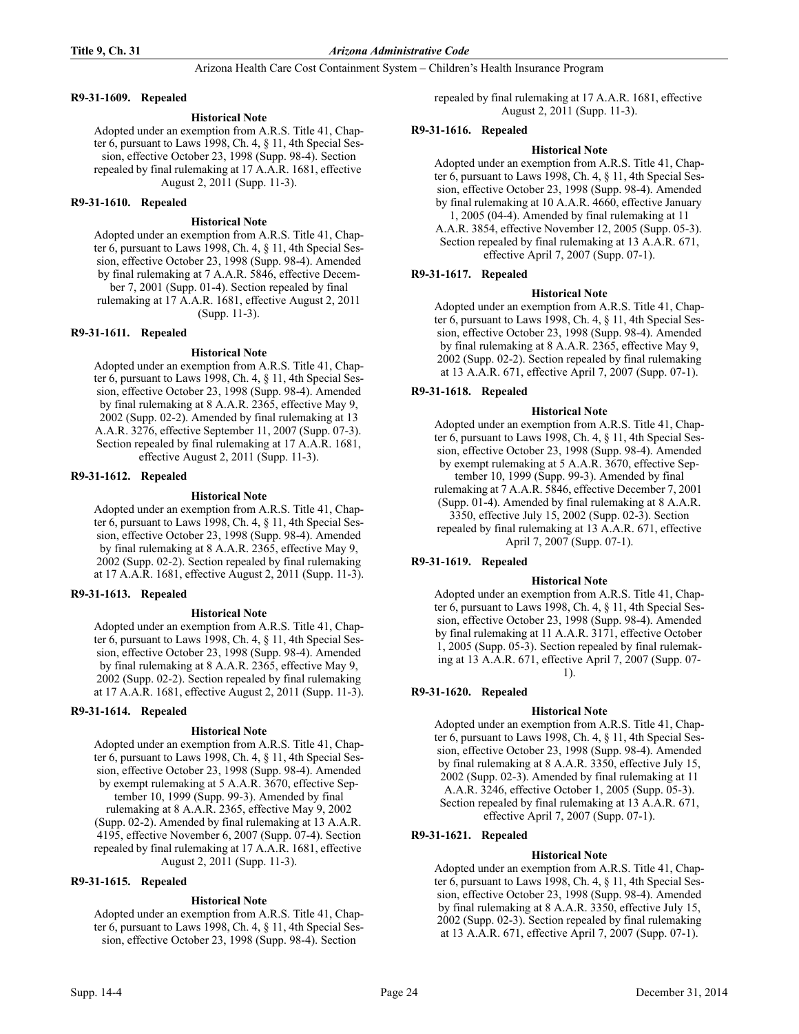### R9-31-1609. Repealed

**Historical Note**

Adopted under an exemption from A.R.S. Title 41, Chapter 6, pursuant to Laws 1998, Ch. 4, § 11, 4th Special Session, effective October 23, 1998 (Supp. 98-4). Section repealed by final rulemaking at 17 A.A.R. 1681, effective August 2, 2011 (Supp. 11-3).

### R9-31-1610. Repealed

**Historical Note**

Adopted under an exemption from A.R.S. Title 41, Chapter 6, pursuant to Laws 1998, Ch. 4, § 11, 4th Special Session, effective October 23, 1998 (Supp. 98-4). Amended by final rulemaking at 7 A.A.R. 5846, effective December 7, 2001 (Supp. 01-4). Section repealed by final rulemaking at 17 A.A.R. 1681, effective August 2, 2011 (Supp. 11-3).

### R9-31-1611. Repealed

**Historical Note**

Adopted under an exemption from A.R.S. Title 41, Chapter 6, pursuant to Laws 1998, Ch. 4, § 11, 4th Special Session, effective October 23, 1998 (Supp. 98-4). Amended by final rulemaking at 8 A.A.R. 2365, effective May 9, 2002 (Supp. 02-2). Amended by final rulemaking at 13 A.A.R. 3276, effective September 11, 2007 (Supp. 07-3). Section repealed by final rulemaking at 17 A.A.R. 1681, effective August 2, 2011 (Supp. 11-3).

### R9-31-1612. Repealed

**Historical Note**

Adopted under an exemption from A.R.S. Title 41, Chapter 6, pursuant to Laws 1998, Ch. 4, § 11, 4th Special Session, effective October 23, 1998 (Supp. 98-4). Amended by final rulemaking at 8 A.A.R. 2365, effective May 9, 2002 (Supp. 02-2). Section repealed by final rulemaking at 17 A.A.R. 1681, effective August 2, 2011 (Supp. 11-3).

### R9-31-1613. Repealed

**Historical Note**

Adopted under an exemption from A.R.S. Title 41, Chapter 6, pursuant to Laws 1998, Ch. 4, § 11, 4th Special Session, effective October 23, 1998 (Supp. 98-4). Amended by final rulemaking at 8 A.A.R. 2365, effective May 9, 2002 (Supp. 02-2). Section repealed by final rulemaking at 17 A.A.R. 1681, effective August 2, 2011 (Supp. 11-3).

### R9-31-1614. Repealed

**Historical Note**

Adopted under an exemption from A.R.S. Title 41, Chapter 6, pursuant to Laws 1998, Ch. 4, § 11, 4th Special Session, effective October 23, 1998 (Supp. 98-4). Amended by exempt rulemaking at 5 A.A.R. 3670, effective September 10, 1999 (Supp. 99-3). Amended by final rulemaking at 8 A.A.R. 2365, effective May 9, 2002 (Supp. 02-2). Amended by final rulemaking at 13 A.A.R. 4195, effective November 6, 2007 (Supp. 07-4). Section repealed by final rulemaking at 17 A.A.R. 1681, effective August 2, 2011 (Supp. 11-3).

### R9-31-1615. Repealed

**Historical Note**

Adopted under an exemption from A.R.S. Title 41, Chapter 6, pursuant to Laws 1998, Ch. 4, § 11, 4th Special Session, effective October 23, 1998 (Supp. 98-4). Section repealed by final rulemaking at 17 A.A.R. 1681, effective August 2, 2011 (Supp. 11-3).

### R9-31-1616. Repealed

**Historical Note**

Adopted under an exemption from A.R.S. Title 41, Chapter 6, pursuant to Laws 1998, Ch. 4, § 11, 4th Special Session, effective October 23, 1998 (Supp. 98-4). Amended by final rulemaking at 10 A.A.R. 4660, effective January 1, 2005 (04-4). Amended by final rulemaking at 11 A.A.R. 3854, effective November 12, 2005 (Supp. 05-3). Section repealed by final rulemaking at 13 A.A.R. 671, effective April 7, 2007 (Supp. 07-1).

### R9-31-1617. Repealed

**Historical Note**

Adopted under an exemption from A.R.S. Title 41, Chapter 6, pursuant to Laws 1998, Ch. 4, § 11, 4th Special Session, effective October 23, 1998 (Supp. 98-4). Amended by final rulemaking at 8 A.A.R. 2365, effective May 9, 2002 (Supp. 02-2). Section repealed by final rulemaking at 13 A.A.R. 671, effective April 7, 2007 (Supp. 07-1).

### R9-31-1618. Repealed

**Historical Note**

Adopted under an exemption from A.R.S. Title 41, Chapter 6, pursuant to Laws 1998, Ch. 4, § 11, 4th Special Session, effective October 23, 1998 (Supp. 98-4). Amended by exempt rulemaking at 5 A.A.R. 3670, effective September 10, 1999 (Supp. 99-3). Amended by final rulemaking at 7 A.A.R. 5846, effective December 7, 2001 (Supp. 01-4). Amended by final rulemaking at 8 A.A.R. 3350, effective July 15, 2002 (Supp. 02-3). Section repealed by final rulemaking at 13 A.A.R. 671, effective April 7, 2007 (Supp. 07-1).

### R9-31-1619. Repealed

**Historical Note**

Adopted under an exemption from A.R.S. Title 41, Chapter 6, pursuant to Laws 1998, Ch. 4, § 11, 4th Special Session, effective October 23, 1998 (Supp. 98-4). Amended by final rulemaking at 11 A.A.R. 3171, effective October 1, 2005 (Supp. 05-3). Section repealed by final rulemaking at 13 A.A.R. 671, effective April 7, 2007 (Supp. 07-1).

### R9-31-1620. Repealed

**Historical Note**

Adopted under an exemption from A.R.S. Title 41, Chapter 6, pursuant to Laws 1998, Ch. 4, § 11, 4th Special Session, effective October 23, 1998 (Supp. 98-4). Amended by final rulemaking at 8 A.A.R. 3350, effective July 15, 2002 (Supp. 02-3). Amended by final rulemaking at 11 A.A.R. 3246, effective October 1, 2005 (Supp. 05-3). Section repealed by final rulemaking at 13 A.A.R. 671, effective April 7, 2007 (Supp. 07-1).

### R9-31-1621. Repealed

**Historical Note**

Adopted under an exemption from A.R.S. Title 41, Chapter 6, pursuant to Laws 1998, Ch. 4, § 11, 4th Special Session, effective October 23, 1998 (Supp. 98-4). Amended by final rulemaking at 8 A.A.R. 3350, effective July 15, 2002 (Supp. 02-3). Section repealed by final rulemaking at 13 A.A.R. 671, effective April 7, 2007 (Supp. 07-1).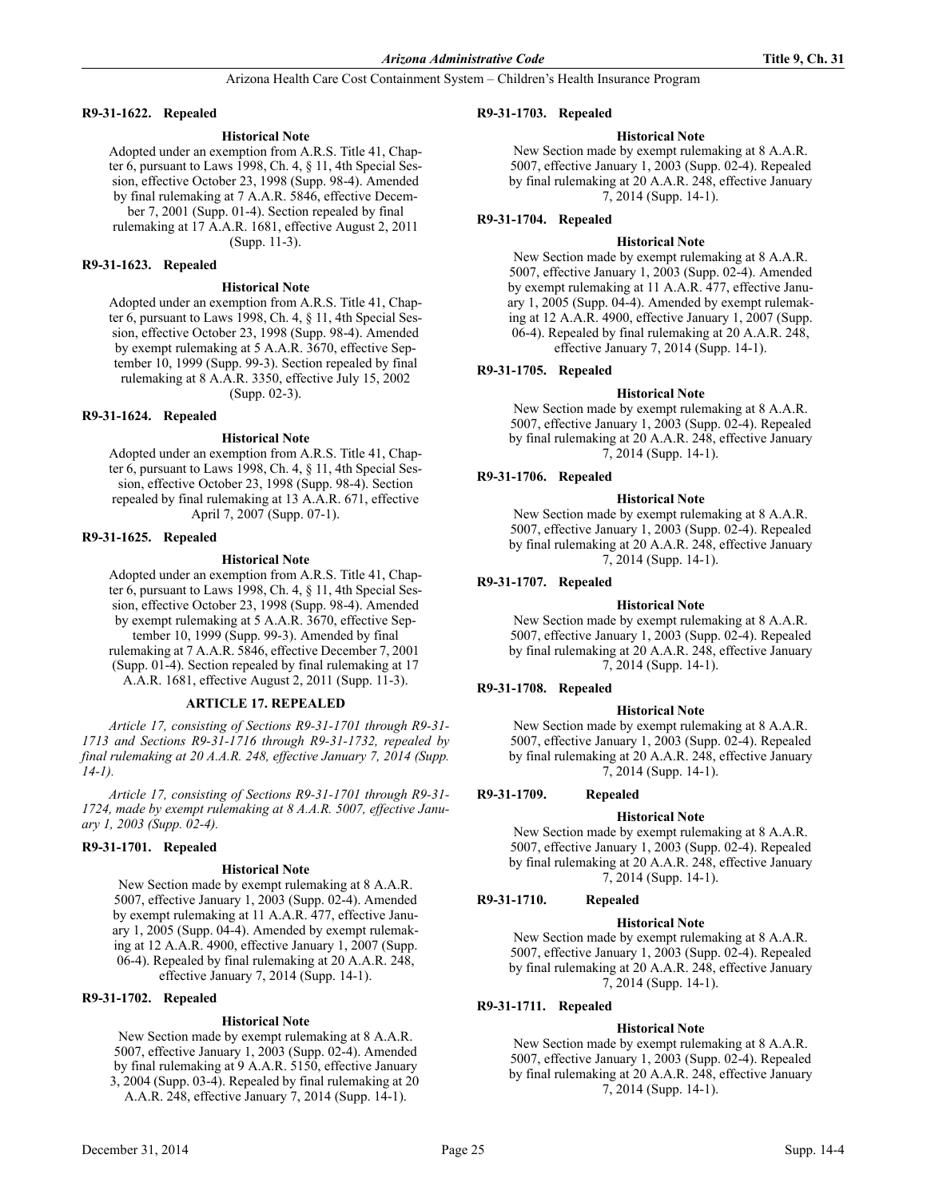**R9-31-1622. Repealed**

**Historical Note**

Adopted under an exemption from A.R.S. Title 41, Chapter 6, pursuant to Laws 1998, Ch. 4, § 11, 4th Special Session, effective October 23, 1998 (Supp. 98-4). Amended by final rulemaking at 7 A.A.R. 5846, effective December 7, 2001 (Supp. 01-4). Section repealed by final rulemaking at 17 A.A.R. 1681, effective August 2, 2011 (Supp. 11-3).

**R9-31-1623. Repealed**

**Historical Note**

Adopted under an exemption from A.R.S. Title 41, Chapter 6, pursuant to Laws 1998, Ch. 4, § 11, 4th Special Session, effective October 23, 1998 (Supp. 98-4). Amended by exempt rulemaking at 5 A.A.R. 3670, effective September 10, 1999 (Supp. 99-3). Section repealed by final rulemaking at 8 A.A.R. 3350, effective July 15, 2002 (Supp. 02-3).

**R9-31-1624. Repealed**

**Historical Note**

Adopted under an exemption from A.R.S. Title 41, Chapter 6, pursuant to Laws 1998, Ch. 4, § 11, 4th Special Session, effective October 23, 1998 (Supp. 98-4). Section repealed by final rulemaking at 13 A.A.R. 671, effective April 7, 2007 (Supp. 07-1).

**R9-31-1625. Repealed**

**Historical Note**

Adopted under an exemption from A.R.S. Title 41, Chapter 6, pursuant to Laws 1998, Ch. 4, § 11, 4th Special Session, effective October 23, 1998 (Supp. 98-4). Amended by exempt rulemaking at 5 A.A.R. 3670, effective September 10, 1999 (Supp. 99-3). Amended by final rulemaking at 7 A.A.R. 5846, effective December 7, 2001 (Supp. 01-4). Section repealed by final rulemaking at 17 A.A.R. 1681, effective August 2, 2011 (Supp. 11-3).

## ARTICLE 17. REPEALED

*Article 17, consisting of Sections R9-31-1701 through R9-31-1713 and Sections R9-31-1716 through R9-31-1732, repealed by final rulemaking at 20 A.A.R. 248, effective January 7, 2014 (Supp. 14-1).*

*Article 17, consisting of Sections R9-31-1701 through R9-31-1724, made by exempt rulemaking at 8 A.A.R. 5007, effective January 1, 2003 (Supp. 02-4).*

**R9-31-1701. Repealed**

**Historical Note**

New Section made by exempt rulemaking at 8 A.A.R. 5007, effective January 1, 2003 (Supp. 02-4). Amended by exempt rulemaking at 11 A.A.R. 477, effective January 1, 2005 (Supp. 04-4). Amended by exempt rulemaking at 12 A.A.R. 4900, effective January 1, 2007 (Supp. 06-4). Repealed by final rulemaking at 20 A.A.R. 248, effective January 7, 2014 (Supp. 14-1).

**R9-31-1702. Repealed**

**Historical Note**

New Section made by exempt rulemaking at 8 A.A.R. 5007, effective January 1, 2003 (Supp. 02-4). Amended by final rulemaking at 9 A.A.R. 5150, effective January 3, 2004 (Supp. 03-4). Repealed by final rulemaking at 20 A.A.R. 248, effective January 7, 2014 (Supp. 14-1).

**R9-31-1703. Repealed**

**Historical Note**

New Section made by exempt rulemaking at 8 A.A.R. 5007, effective January 1, 2003 (Supp. 02-4). Repealed by final rulemaking at 20 A.A.R. 248, effective January 7, 2014 (Supp. 14-1).

**R9-31-1704. Repealed**

**Historical Note**

New Section made by exempt rulemaking at 8 A.A.R. 5007, effective January 1, 2003 (Supp. 02-4). Amended by exempt rulemaking at 11 A.A.R. 477, effective January 1, 2005 (Supp. 04-4). Amended by exempt rulemaking at 12 A.A.R. 4900, effective January 1, 2007 (Supp. 06-4). Repealed by final rulemaking at 20 A.A.R. 248, effective January 7, 2014 (Supp. 14-1).

**R9-31-1705. Repealed**

**Historical Note**

New Section made by exempt rulemaking at 8 A.A.R. 5007, effective January 1, 2003 (Supp. 02-4). Repealed by final rulemaking at 20 A.A.R. 248, effective January 7, 2014 (Supp. 14-1).

**R9-31-1706. Repealed**

**Historical Note**

New Section made by exempt rulemaking at 8 A.A.R. 5007, effective January 1, 2003 (Supp. 02-4). Repealed by final rulemaking at 20 A.A.R. 248, effective January 7, 2014 (Supp. 14-1).

**R9-31-1707. Repealed**

**Historical Note**

New Section made by exempt rulemaking at 8 A.A.R. 5007, effective January 1, 2003 (Supp. 02-4). Repealed by final rulemaking at 20 A.A.R. 248, effective January 7, 2014 (Supp. 14-1).

**R9-31-1708. Repealed**

**Historical Note**

New Section made by exempt rulemaking at 8 A.A.R. 5007, effective January 1, 2003 (Supp. 02-4). Repealed by final rulemaking at 20 A.A.R. 248, effective January 7, 2014 (Supp. 14-1).

**R9-31-1709. Repealed**

**Historical Note**

New Section made by exempt rulemaking at 8 A.A.R. 5007, effective January 1, 2003 (Supp. 02-4). Repealed by final rulemaking at 20 A.A.R. 248, effective January 7, 2014 (Supp. 14-1).

**R9-31-1710. Repealed**

**Historical Note**

New Section made by exempt rulemaking at 8 A.A.R. 5007, effective January 1, 2003 (Supp. 02-4). Repealed by final rulemaking at 20 A.A.R. 248, effective January 7, 2014 (Supp. 14-1).

**R9-31-1711. Repealed**

**Historical Note**

New Section made by exempt rulemaking at 8 A.A.R. 5007, effective January 1, 2003 (Supp. 02-4). Repealed by final rulemaking at 20 A.A.R. 248, effective January 7, 2014 (Supp. 14-1).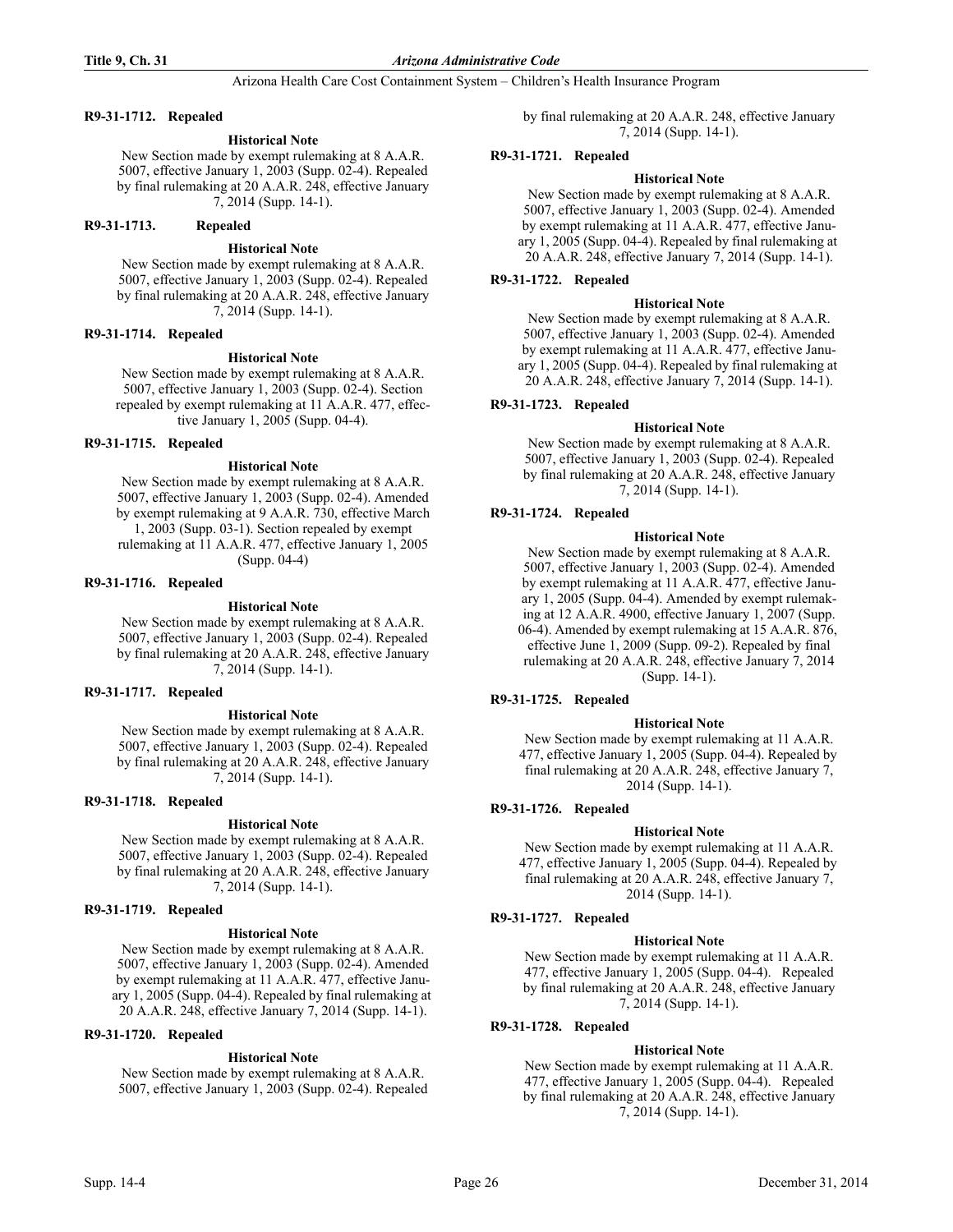#### R9-31-1712. Repealed

**Historical Note**

New Section made by exempt rulemaking at 8 A.A.R. 5007, effective January 1, 2003 (Supp. 02-4). Repealed by final rulemaking at 20 A.A.R. 248, effective January 7, 2014 (Supp. 14-1).

#### R9-31-1713. Repealed

**Historical Note**

New Section made by exempt rulemaking at 8 A.A.R. 5007, effective January 1, 2003 (Supp. 02-4). Repealed by final rulemaking at 20 A.A.R. 248, effective January 7, 2014 (Supp. 14-1).

#### R9-31-1714. Repealed

**Historical Note**

New Section made by exempt rulemaking at 8 A.A.R. 5007, effective January 1, 2003 (Supp. 02-4). Section repealed by exempt rulemaking at 11 A.A.R. 477, effective January 1, 2005 (Supp. 04-4).

#### R9-31-1715. Repealed

**Historical Note**

New Section made by exempt rulemaking at 8 A.A.R. 5007, effective January 1, 2003 (Supp. 02-4). Amended by exempt rulemaking at 9 A.A.R. 730, effective March 1, 2003 (Supp. 03-1). Section repealed by exempt rulemaking at 11 A.A.R. 477, effective January 1, 2005 (Supp. 04-4)

#### R9-31-1716. Repealed

**Historical Note**

New Section made by exempt rulemaking at 8 A.A.R. 5007, effective January 1, 2003 (Supp. 02-4). Repealed by final rulemaking at 20 A.A.R. 248, effective January 7, 2014 (Supp. 14-1).

#### R9-31-1717. Repealed

**Historical Note**

New Section made by exempt rulemaking at 8 A.A.R. 5007, effective January 1, 2003 (Supp. 02-4). Repealed by final rulemaking at 20 A.A.R. 248, effective January 7, 2014 (Supp. 14-1).

#### R9-31-1718. Repealed

**Historical Note**

New Section made by exempt rulemaking at 8 A.A.R. 5007, effective January 1, 2003 (Supp. 02-4). Repealed by final rulemaking at 20 A.A.R. 248, effective January 7, 2014 (Supp. 14-1).

#### R9-31-1719. Repealed

**Historical Note**

New Section made by exempt rulemaking at 8 A.A.R. 5007, effective January 1, 2003 (Supp. 02-4). Amended by exempt rulemaking at 11 A.A.R. 477, effective January 1, 2005 (Supp. 04-4). Repealed by final rulemaking at 20 A.A.R. 248, effective January 7, 2014 (Supp. 14-1).

#### R9-31-1720. Repealed

**Historical Note**

New Section made by exempt rulemaking at 8 A.A.R. 5007, effective January 1, 2003 (Supp. 02-4). Repealed by final rulemaking at 20 A.A.R. 248, effective January 7, 2014 (Supp. 14-1).

#### R9-31-1721. Repealed

**Historical Note**

New Section made by exempt rulemaking at 8 A.A.R. 5007, effective January 1, 2003 (Supp. 02-4). Amended by exempt rulemaking at 11 A.A.R. 477, effective January 1, 2005 (Supp. 04-4). Repealed by final rulemaking at 20 A.A.R. 248, effective January 7, 2014 (Supp. 14-1).

#### R9-31-1722. Repealed

**Historical Note**

New Section made by exempt rulemaking at 8 A.A.R. 5007, effective January 1, 2003 (Supp. 02-4). Amended by exempt rulemaking at 11 A.A.R. 477, effective January 1, 2005 (Supp. 04-4). Repealed by final rulemaking at 20 A.A.R. 248, effective January 7, 2014 (Supp. 14-1).

#### R9-31-1723. Repealed

**Historical Note**

New Section made by exempt rulemaking at 8 A.A.R. 5007, effective January 1, 2003 (Supp. 02-4). Repealed by final rulemaking at 20 A.A.R. 248, effective January 7, 2014 (Supp. 14-1).

#### R9-31-1724. Repealed

**Historical Note**

New Section made by exempt rulemaking at 8 A.A.R. 5007, effective January 1, 2003 (Supp. 02-4). Amended by exempt rulemaking at 11 A.A.R. 477, effective January 1, 2005 (Supp. 04-4). Amended by exempt rulemaking at 12 A.A.R. 4900, effective January 1, 2007 (Supp. 06-4). Amended by exempt rulemaking at 15 A.A.R. 876, effective June 1, 2009 (Supp. 09-2). Repealed by final rulemaking at 20 A.A.R. 248, effective January 7, 2014 (Supp. 14-1).

#### R9-31-1725. Repealed

**Historical Note**

New Section made by exempt rulemaking at 11 A.A.R. 477, effective January 1, 2005 (Supp. 04-4). Repealed by final rulemaking at 20 A.A.R. 248, effective January 7, 2014 (Supp. 14-1).

#### R9-31-1726. Repealed

**Historical Note**

New Section made by exempt rulemaking at 11 A.A.R. 477, effective January 1, 2005 (Supp. 04-4). Repealed by final rulemaking at 20 A.A.R. 248, effective January 7, 2014 (Supp. 14-1).

#### R9-31-1727. Repealed

**Historical Note**

New Section made by exempt rulemaking at 11 A.A.R. 477, effective January 1, 2005 (Supp. 04-4). Repealed by final rulemaking at 20 A.A.R. 248, effective January 7, 2014 (Supp. 14-1).

#### R9-31-1728. Repealed

**Historical Note**

New Section made by exempt rulemaking at 11 A.A.R. 477, effective January 1, 2005 (Supp. 04-4). Repealed by final rulemaking at 20 A.A.R. 248, effective January 7, 2014 (Supp. 14-1).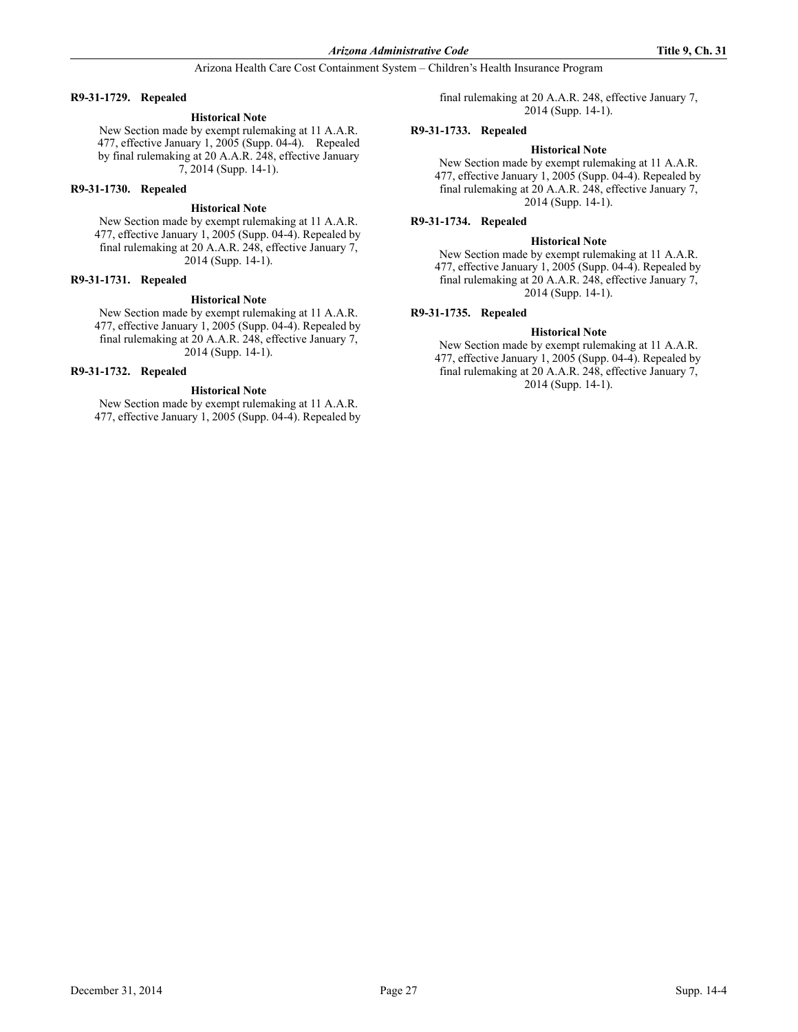**R9-31-1729. Repealed**

**Historical Note**

New Section made by exempt rulemaking at 11 A.A.R. 477, effective January 1, 2005 (Supp. 04-4). Repealed by final rulemaking at 20 A.A.R. 248, effective January 7, 2014 (Supp. 14-1).

**R9-31-1730. Repealed**

**Historical Note**

New Section made by exempt rulemaking at 11 A.A.R. 477, effective January 1, 2005 (Supp. 04-4). Repealed by final rulemaking at 20 A.A.R. 248, effective January 7, 2014 (Supp. 14-1).

**R9-31-1731. Repealed**

**Historical Note**

New Section made by exempt rulemaking at 11 A.A.R. 477, effective January 1, 2005 (Supp. 04-4). Repealed by final rulemaking at 20 A.A.R. 248, effective January 7, 2014 (Supp. 14-1).

**R9-31-1732. Repealed**

**Historical Note**

New Section made by exempt rulemaking at 11 A.A.R. 477, effective January 1, 2005 (Supp. 04-4). Repealed by final rulemaking at 20 A.A.R. 248, effective January 7, 2014 (Supp. 14-1).

**R9-31-1733. Repealed**

**Historical Note**

New Section made by exempt rulemaking at 11 A.A.R. 477, effective January 1, 2005 (Supp. 04-4). Repealed by final rulemaking at 20 A.A.R. 248, effective January 7, 2014 (Supp. 14-1).

**R9-31-1734. Repealed**

**Historical Note**

New Section made by exempt rulemaking at 11 A.A.R. 477, effective January 1, 2005 (Supp. 04-4). Repealed by final rulemaking at 20 A.A.R. 248, effective January 7, 2014 (Supp. 14-1).

**R9-31-1735. Repealed**

**Historical Note**

New Section made by exempt rulemaking at 11 A.A.R. 477, effective January 1, 2005 (Supp. 04-4). Repealed by final rulemaking at 20 A.A.R. 248, effective January 7, 2014 (Supp. 14-1).